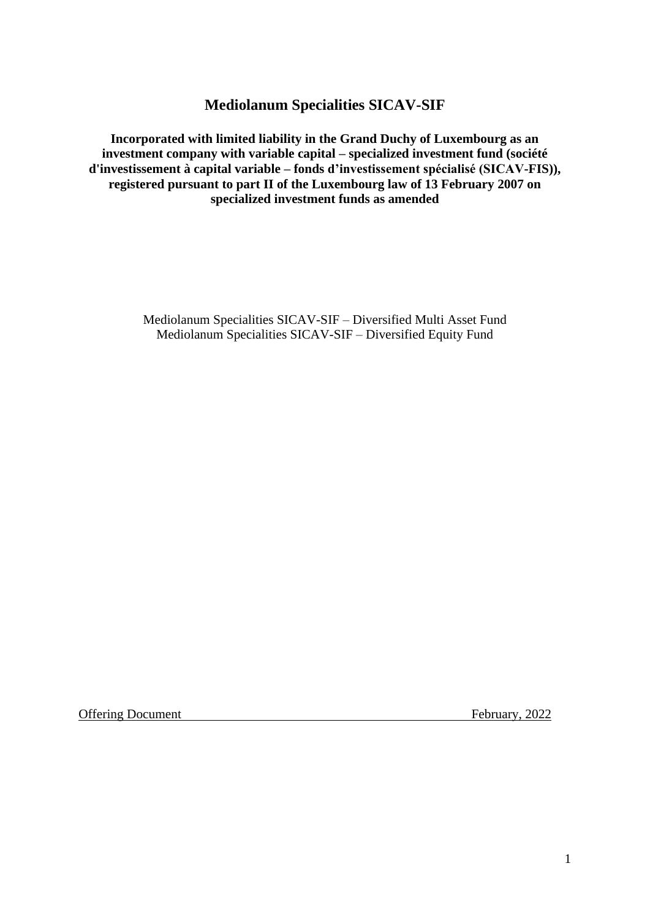# Mediolanum Specialities SICAV-SIF

**Incorporated with limited liability in the Grand Duchy of Luxembourg as an investment company with variable capital – specialized investment fund (société d'investissement à capital variable – fonds d'investissement spécialisé (SICAV-FIS)), registered pursuant to part II of the Luxembourg law of 13 February 2007 on specialized investment funds as amended**

Mediolanum Specialities SICAV-SIF – Diversified Multi Asset Fund
Mediolanum Specialities SICAV-SIF – Diversified Equity Fund

Offering Document February, 2022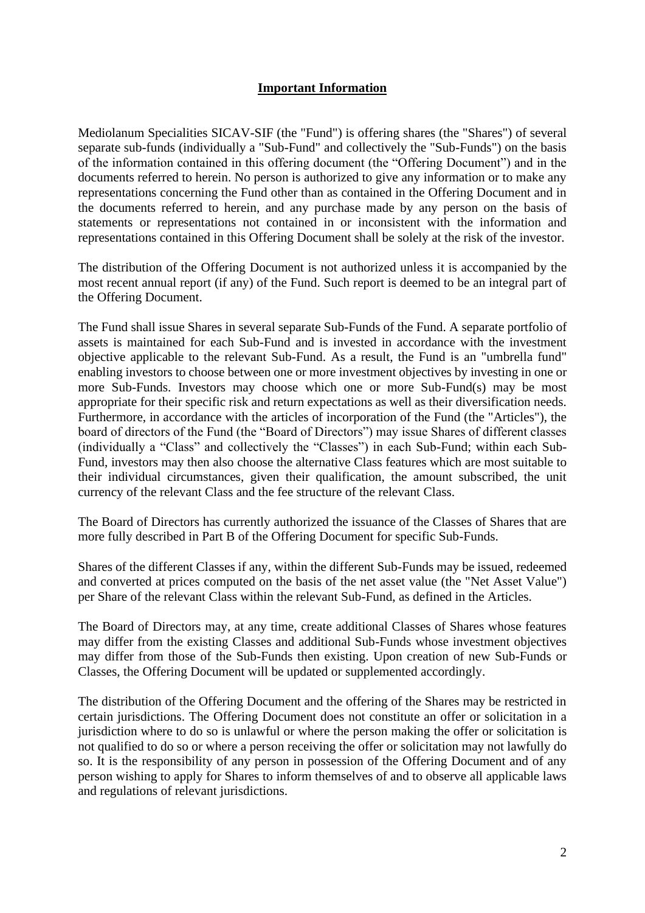## **Important Information**

Mediolanum Specialities SICAV-SIF (the "Fund") is offering shares (the "Shares") of several separate sub-funds (individually a "Sub-Fund" and collectively the "Sub-Funds") on the basis of the information contained in this offering document (the "Offering Document") and in the documents referred to herein. No person is authorized to give any information or to make any representations concerning the Fund other than as contained in the Offering Document and in the documents referred to herein, and any purchase made by any person on the basis of statements or representations not contained in or inconsistent with the information and representations contained in this Offering Document shall be solely at the risk of the investor.

The distribution of the Offering Document is not authorized unless it is accompanied by the most recent annual report (if any) of the Fund. Such report is deemed to be an integral part of the Offering Document.

The Fund shall issue Shares in several separate Sub-Funds of the Fund. A separate portfolio of assets is maintained for each Sub-Fund and is invested in accordance with the investment objective applicable to the relevant Sub-Fund. As a result, the Fund is an "umbrella fund" enabling investors to choose between one or more investment objectives by investing in one or more Sub-Funds. Investors may choose which one or more Sub-Fund(s) may be most appropriate for their specific risk and return expectations as well as their diversification needs. Furthermore, in accordance with the articles of incorporation of the Fund (the "Articles"), the board of directors of the Fund (the "Board of Directors") may issue Shares of different classes (individually a "Class" and collectively the "Classes") in each Sub-Fund; within each Sub-Fund, investors may then also choose the alternative Class features which are most suitable to their individual circumstances, given their qualification, the amount subscribed, the unit currency of the relevant Class and the fee structure of the relevant Class.

The Board of Directors has currently authorized the issuance of the Classes of Shares that are more fully described in Part B of the Offering Document for specific Sub-Funds.

Shares of the different Classes if any, within the different Sub-Funds may be issued, redeemed and converted at prices computed on the basis of the net asset value (the "Net Asset Value") per Share of the relevant Class within the relevant Sub-Fund, as defined in the Articles.

The Board of Directors may, at any time, create additional Classes of Shares whose features may differ from the existing Classes and additional Sub-Funds whose investment objectives may differ from those of the Sub-Funds then existing. Upon creation of new Sub-Funds or Classes, the Offering Document will be updated or supplemented accordingly.

The distribution of the Offering Document and the offering of the Shares may be restricted in certain jurisdictions. The Offering Document does not constitute an offer or solicitation in a jurisdiction where to do so is unlawful or where the person making the offer or solicitation is not qualified to do so or where a person receiving the offer or solicitation may not lawfully do so. It is the responsibility of any person in possession of the Offering Document and of any person wishing to apply for Shares to inform themselves of and to observe all applicable laws and regulations of relevant jurisdictions.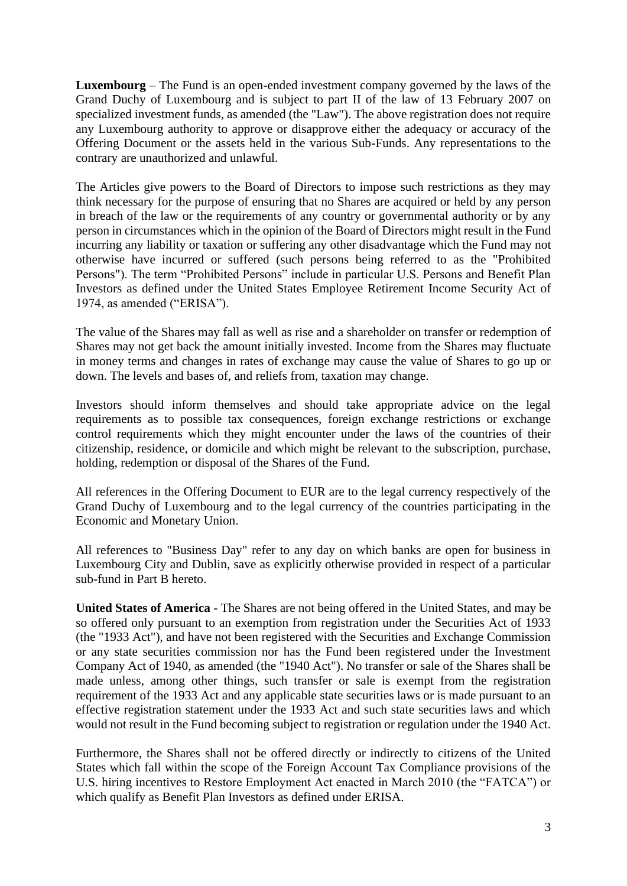**Luxembourg** – The Fund is an open-ended investment company governed by the laws of the Grand Duchy of Luxembourg and is subject to part II of the law of 13 February 2007 on specialized investment funds, as amended (the "Law"). The above registration does not require any Luxembourg authority to approve or disapprove either the adequacy or accuracy of the Offering Document or the assets held in the various Sub-Funds. Any representations to the contrary are unauthorized and unlawful.

The Articles give powers to the Board of Directors to impose such restrictions as they may think necessary for the purpose of ensuring that no Shares are acquired or held by any person in breach of the law or the requirements of any country or governmental authority or by any person in circumstances which in the opinion of the Board of Directors might result in the Fund incurring any liability or taxation or suffering any other disadvantage which the Fund may not otherwise have incurred or suffered (such persons being referred to as the "Prohibited Persons"). The term "Prohibited Persons" include in particular U.S. Persons and Benefit Plan Investors as defined under the United States Employee Retirement Income Security Act of 1974, as amended ("ERISA").

The value of the Shares may fall as well as rise and a shareholder on transfer or redemption of Shares may not get back the amount initially invested. Income from the Shares may fluctuate in money terms and changes in rates of exchange may cause the value of Shares to go up or down. The levels and bases of, and reliefs from, taxation may change.

Investors should inform themselves and should take appropriate advice on the legal requirements as to possible tax consequences, foreign exchange restrictions or exchange control requirements which they might encounter under the laws of the countries of their citizenship, residence, or domicile and which might be relevant to the subscription, purchase, holding, redemption or disposal of the Shares of the Fund.

All references in the Offering Document to EUR are to the legal currency respectively of the Grand Duchy of Luxembourg and to the legal currency of the countries participating in the Economic and Monetary Union.

All references to "Business Day" refer to any day on which banks are open for business in Luxembourg City and Dublin, save as explicitly otherwise provided in respect of a particular sub-fund in Part B hereto.

**United States of America** - The Shares are not being offered in the United States, and may be so offered only pursuant to an exemption from registration under the Securities Act of 1933 (the "1933 Act"), and have not been registered with the Securities and Exchange Commission or any state securities commission nor has the Fund been registered under the Investment Company Act of 1940, as amended (the "1940 Act"). No transfer or sale of the Shares shall be made unless, among other things, such transfer or sale is exempt from the registration requirement of the 1933 Act and any applicable state securities laws or is made pursuant to an effective registration statement under the 1933 Act and such state securities laws and which would not result in the Fund becoming subject to registration or regulation under the 1940 Act.

Furthermore, the Shares shall not be offered directly or indirectly to citizens of the United States which fall within the scope of the Foreign Account Tax Compliance provisions of the U.S. hiring incentives to Restore Employment Act enacted in March 2010 (the "FATCA") or which qualify as Benefit Plan Investors as defined under ERISA.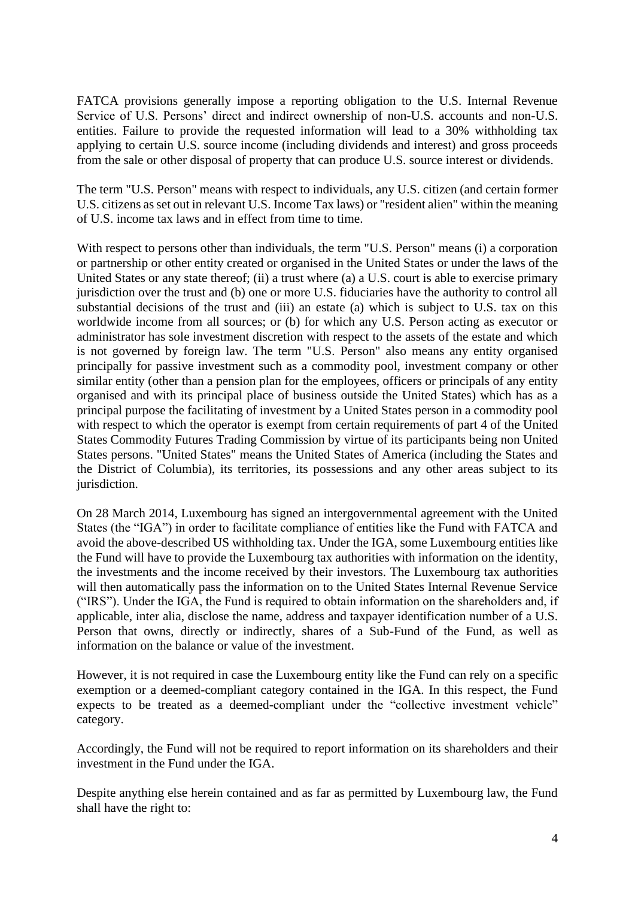FATCA provisions generally impose a reporting obligation to the U.S. Internal Revenue Service of U.S. Persons' direct and indirect ownership of non-U.S. accounts and non-U.S. entities. Failure to provide the requested information will lead to a 30% withholding tax applying to certain U.S. source income (including dividends and interest) and gross proceeds from the sale or other disposal of property that can produce U.S. source interest or dividends.

The term "U.S. Person" means with respect to individuals, any U.S. citizen (and certain former U.S. citizens as set out in relevant U.S. Income Tax laws) or "resident alien" within the meaning of U.S. income tax laws and in effect from time to time.

With respect to persons other than individuals, the term "U.S. Person" means (i) a corporation or partnership or other entity created or organised in the United States or under the laws of the United States or any state thereof; (ii) a trust where (a) a U.S. court is able to exercise primary jurisdiction over the trust and (b) one or more U.S. fiduciaries have the authority to control all substantial decisions of the trust and (iii) an estate (a) which is subject to U.S. tax on this worldwide income from all sources; or (b) for which any U.S. Person acting as executor or administrator has sole investment discretion with respect to the assets of the estate and which is not governed by foreign law. The term "U.S. Person" also means any entity organised principally for passive investment such as a commodity pool, investment company or other similar entity (other than a pension plan for the employees, officers or principals of any entity organised and with its principal place of business outside the United States) which has as a principal purpose the facilitating of investment by a United States person in a commodity pool with respect to which the operator is exempt from certain requirements of part 4 of the United States Commodity Futures Trading Commission by virtue of its participants being non United States persons. "United States" means the United States of America (including the States and the District of Columbia), its territories, its possessions and any other areas subject to its jurisdiction.

On 28 March 2014, Luxembourg has signed an intergovernmental agreement with the United States (the "IGA") in order to facilitate compliance of entities like the Fund with FATCA and avoid the above-described US withholding tax. Under the IGA, some Luxembourg entities like the Fund will have to provide the Luxembourg tax authorities with information on the identity, the investments and the income received by their investors. The Luxembourg tax authorities will then automatically pass the information on to the United States Internal Revenue Service ("IRS"). Under the IGA, the Fund is required to obtain information on the shareholders and, if applicable, inter alia, disclose the name, address and taxpayer identification number of a U.S. Person that owns, directly or indirectly, shares of a Sub-Fund of the Fund, as well as information on the balance or value of the investment.

However, it is not required in case the Luxembourg entity like the Fund can rely on a specific exemption or a deemed-compliant category contained in the IGA. In this respect, the Fund expects to be treated as a deemed-compliant under the "collective investment vehicle" category.

Accordingly, the Fund will not be required to report information on its shareholders and their investment in the Fund under the IGA.

Despite anything else herein contained and as far as permitted by Luxembourg law, the Fund shall have the right to: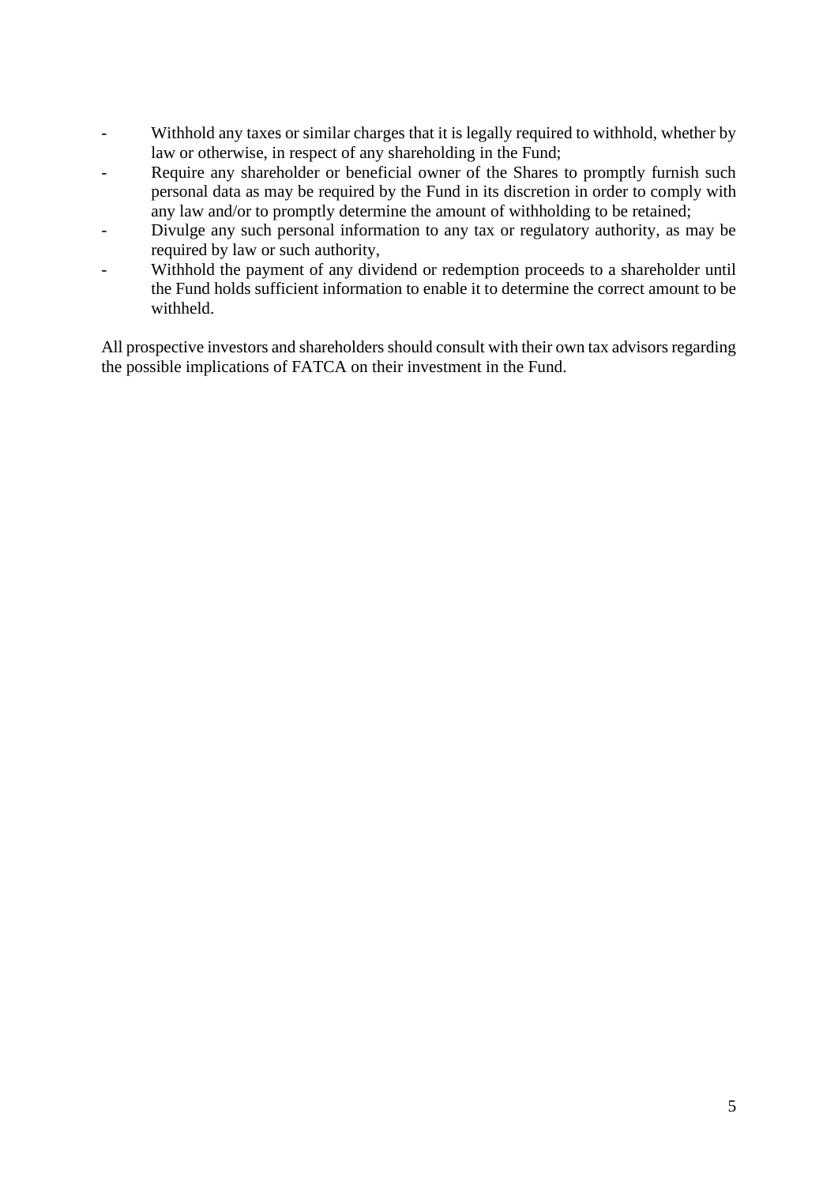- Withhold any taxes or similar charges that it is legally required to withhold, whether by law or otherwise, in respect of any shareholding in the Fund;
- Require any shareholder or beneficial owner of the Shares to promptly furnish such personal data as may be required by the Fund in its discretion in order to comply with any law and/or to promptly determine the amount of withholding to be retained;
- Divulge any such personal information to any tax or regulatory authority, as may be required by law or such authority,
- Withhold the payment of any dividend or redemption proceeds to a shareholder until the Fund holds sufficient information to enable it to determine the correct amount to be withheld.

All prospective investors and shareholders should consult with their own tax advisors regarding the possible implications of FATCA on their investment in the Fund.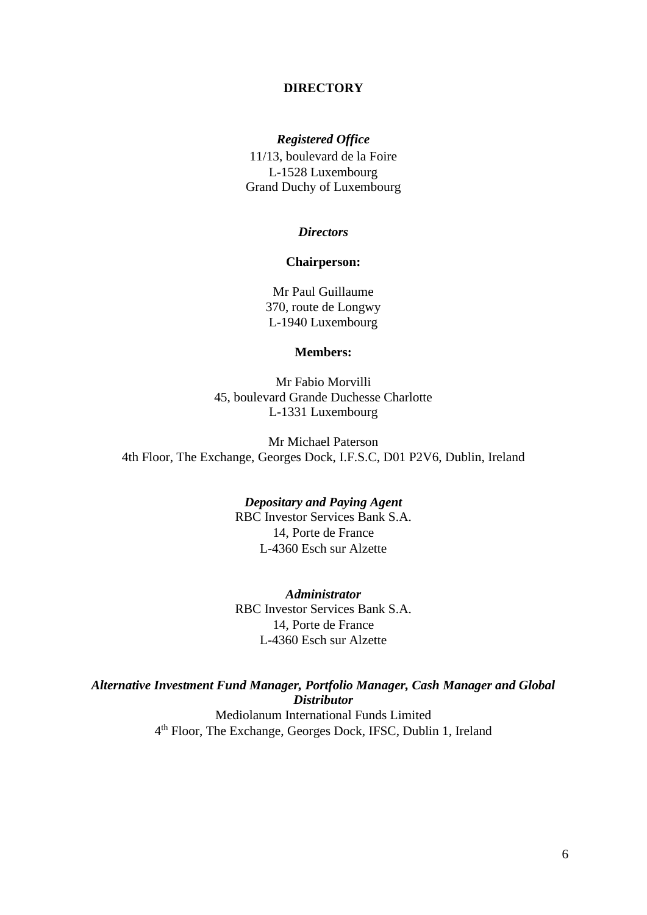# DIRECTORY

***Registered Office***

11/13, boulevard de la Foire
L-1528 Luxembourg
Grand Duchy of Luxembourg

***Directors***

**Chairperson:**

Mr Paul Guillaume
370, route de Longwy
L-1940 Luxembourg

**Members:**

Mr Fabio Morvilli
45, boulevard Grande Duchesse Charlotte
L-1331 Luxembourg

Mr Michael Paterson
4th Floor, The Exchange, Georges Dock, I.F.S.C, D01 P2V6, Dublin, Ireland

***Depositary and Paying Agent***

RBC Investor Services Bank S.A.
14, Porte de France
L-4360 Esch sur Alzette

***Administrator***

RBC Investor Services Bank S.A.
14, Porte de France
L-4360 Esch sur Alzette

***Alternative Investment Fund Manager, Portfolio Manager, Cash Manager and Global Distributor***

Mediolanum International Funds Limited
4th Floor, The Exchange, Georges Dock, IFSC, Dublin 1, Ireland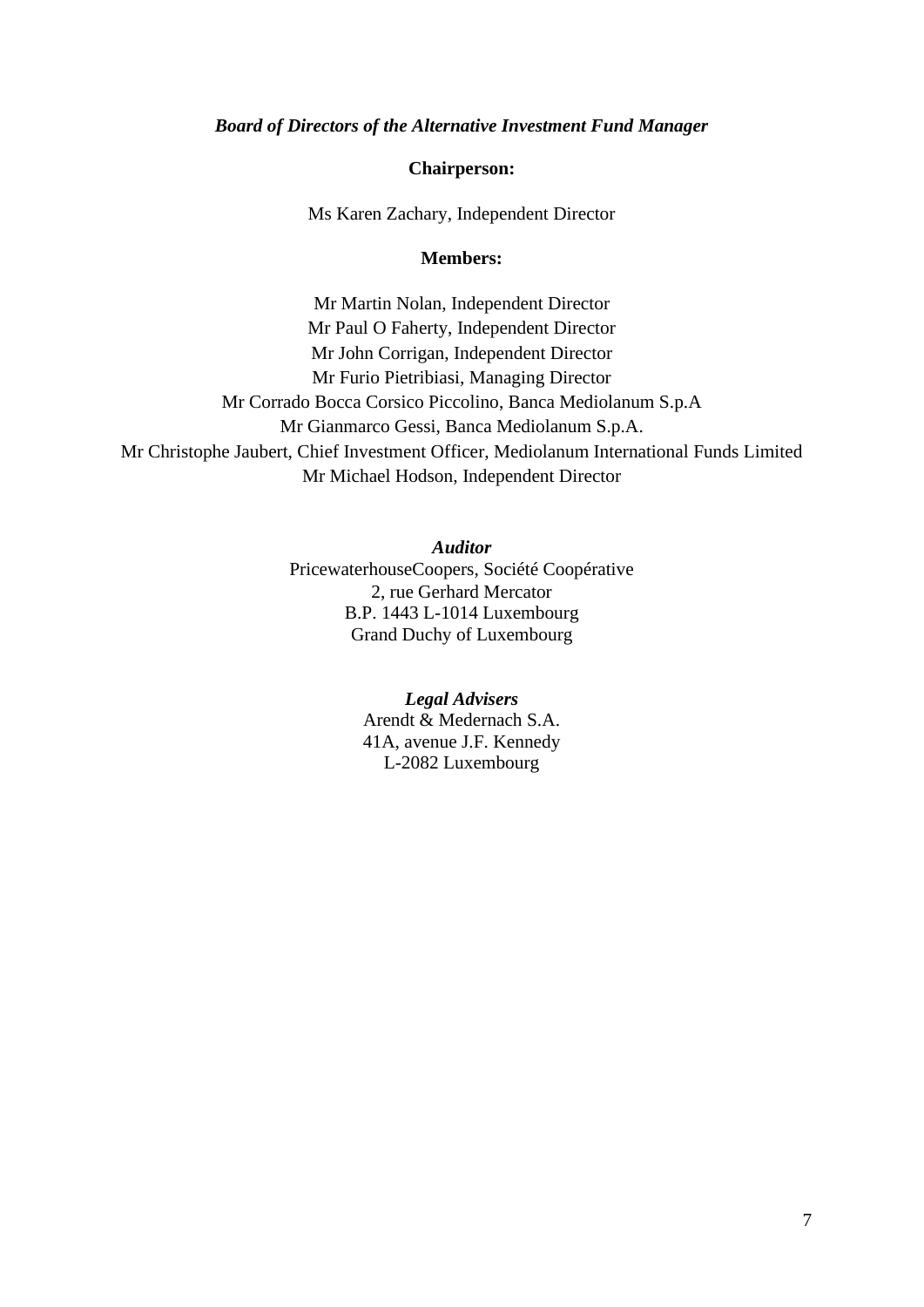***Board of Directors of the Alternative Investment Fund Manager***

**Chairperson:**

Ms Karen Zachary, Independent Director

**Members:**

Mr Martin Nolan, Independent Director
Mr Paul O Faherty, Independent Director
Mr John Corrigan, Independent Director
Mr Furio Pietribiasi, Managing Director
Mr Corrado Bocca Corsico Piccolino, Banca Mediolanum S.p.A
Mr Gianmarco Gessi, Banca Mediolanum S.p.A.
Mr Christophe Jaubert, Chief Investment Officer, Mediolanum International Funds Limited
Mr Michael Hodson, Independent Director

***Auditor***

PricewaterhouseCoopers, Société Coopérative
2, rue Gerhard Mercator
B.P. 1443 L-1014 Luxembourg
Grand Duchy of Luxembourg

***Legal Advisers***

Arendt & Medernach S.A.
41A, avenue J.F. Kennedy
L-2082 Luxembourg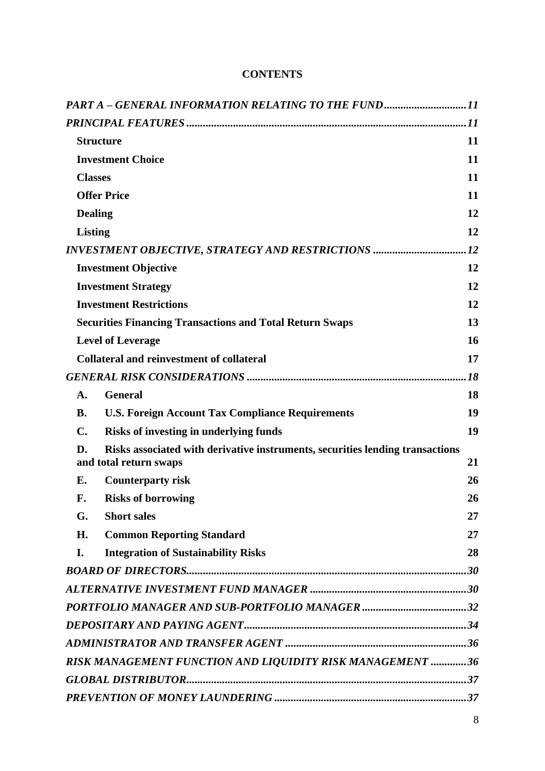**CONTENTS**

*PART A – GENERAL INFORMATION RELATING TO THE FUND* .......... *11*

*PRINCIPAL FEATURES* .......... *11*

- **Structure** 11
- **Investment Choice** 11
- **Classes** 11
- **Offer Price** 11
- **Dealing** 12
- **Listing** 12

*INVESTMENT OBJECTIVE, STRATEGY AND RESTRICTIONS* .......... *12*

- **Investment Objective** 12
- **Investment Strategy** 12
- **Investment Restrictions** 12
- **Securities Financing Transactions and Total Return Swaps** 13
- **Level of Leverage** 16
- **Collateral and reinvestment of collateral** 17

*GENERAL RISK CONSIDERATIONS* .......... *18*

- **A. General** 18
- **B. U.S. Foreign Account Tax Compliance Requirements** 19
- **C. Risks of investing in underlying funds** 19
- **D. Risks associated with derivative instruments, securities lending transactions and total return swaps** 21
- **E. Counterparty risk** 26
- **F. Risks of borrowing** 26
- **G. Short sales** 27
- **H. Common Reporting Standard** 27
- **I. Integration of Sustainability Risks** 28

*BOARD OF DIRECTORS* .......... *30*

*ALTERNATIVE INVESTMENT FUND MANAGER* .......... *30*

*PORTFOLIO MANAGER AND SUB-PORTFOLIO MANAGER* .......... *32*

*DEPOSITARY AND PAYING AGENT* .......... *34*

*ADMINISTRATOR AND TRANSFER AGENT* .......... *36*

*RISK MANAGEMENT FUNCTION AND LIQUIDITY RISK MANAGEMENT* .......... *36*

*GLOBAL DISTRIBUTOR* .......... *37*

*PREVENTION OF MONEY LAUNDERING* .......... *37*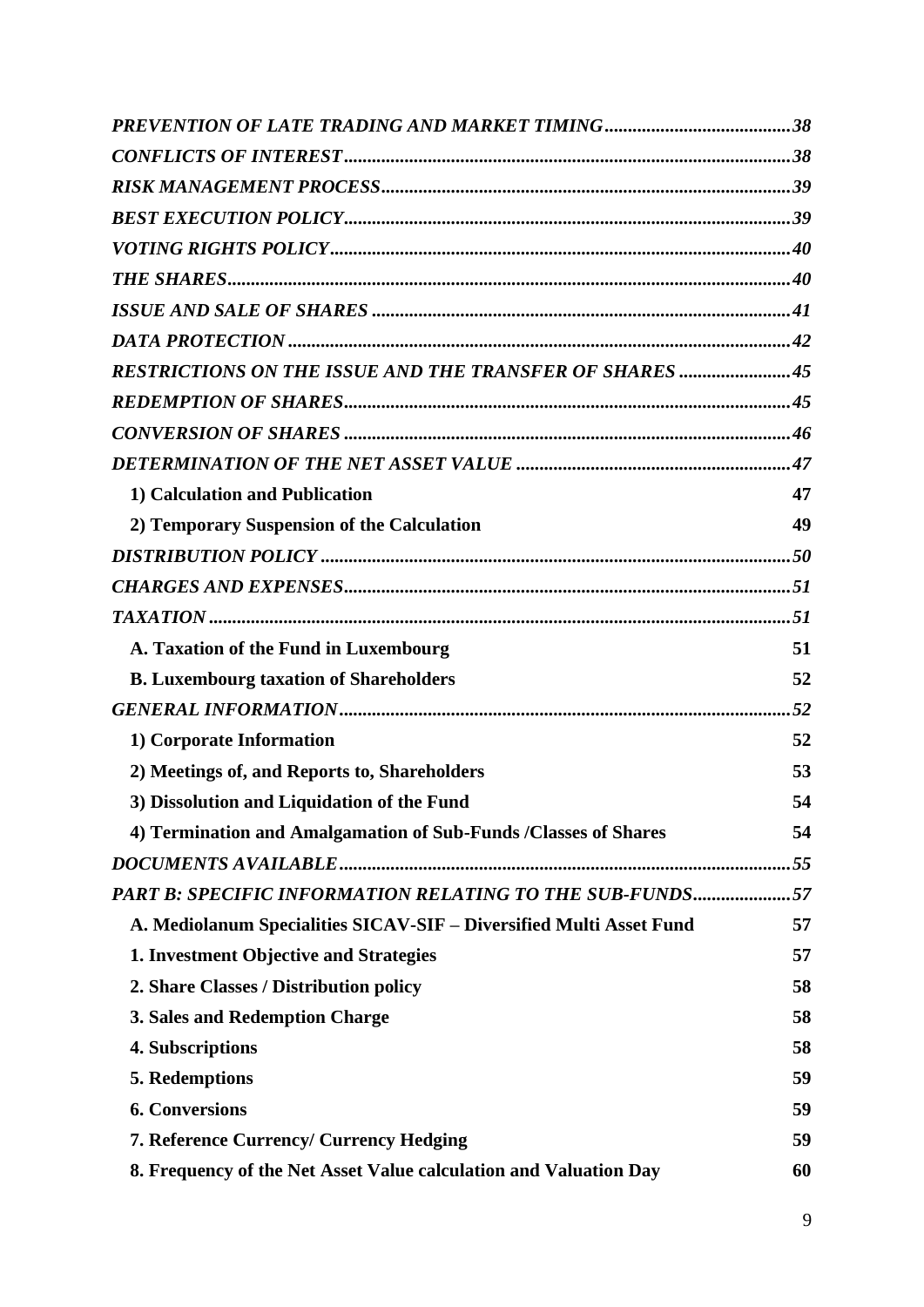*PREVENTION OF LATE TRADING AND MARKET TIMING........................................38*

*CONFLICTS OF INTEREST...............................................................................................38*

*RISK MANAGEMENT PROCESS.......................................................................................39*

*BEST EXECUTION POLICY..............................................................................................39*

*VOTING RIGHTS POLICY.................................................................................................40*

*THE SHARES........................................................................................................................40*

*ISSUE AND SALE OF SHARES .........................................................................................41*

*DATA PROTECTION ..........................................................................................................42*

*RESTRICTIONS ON THE ISSUE AND THE TRANSFER OF SHARES .......................45*

*REDEMPTION OF SHARES..............................................................................................45*

*CONVERSION OF SHARES ...............................................................................................46*

*DETERMINATION OF THE NET ASSET VALUE ..........................................................47*

**1) Calculation and Publication** 47

**2) Temporary Suspension of the Calculation** 49

*DISTRIBUTION POLICY ....................................................................................................50*

*CHARGES AND EXPENSES...............................................................................................51*

*TAXATION ...........................................................................................................................51*

**A. Taxation of the Fund in Luxembourg** 51

**B. Luxembourg taxation of Shareholders** 52

*GENERAL INFORMATION................................................................................................52*

**1) Corporate Information** 52

**2) Meetings of, and Reports to, Shareholders** 53

**3) Dissolution and Liquidation of the Fund** 54

**4) Termination and Amalgamation of Sub-Funds /Classes of Shares** 54

*DOCUMENTS AVAILABLE................................................................................................55*

*PART B: SPECIFIC INFORMATION RELATING TO THE SUB-FUNDS....................57*

**A. Mediolanum Specialities SICAV-SIF – Diversified Multi Asset Fund** 57

**1. Investment Objective and Strategies** 57

**2. Share Classes / Distribution policy** 58

**3. Sales and Redemption Charge** 58

**4. Subscriptions** 58

**5. Redemptions** 59

**6. Conversions** 59

**7. Reference Currency/ Currency Hedging** 59

**8. Frequency of the Net Asset Value calculation and Valuation Day** 60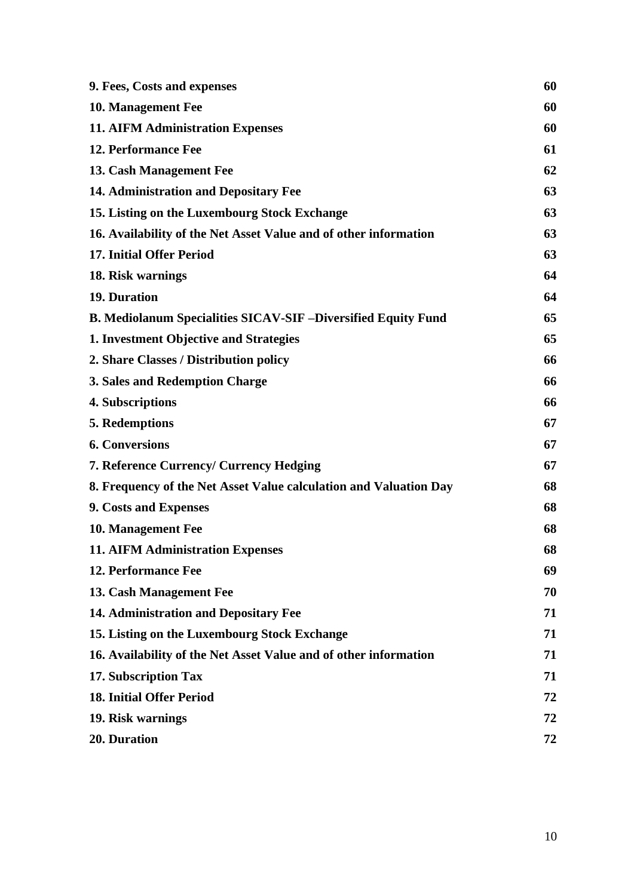| | |
|---|---|
| **9. Fees, Costs and expenses** | **60** |
| **10. Management Fee** | **60** |
| **11. AIFM Administration Expenses** | **60** |
| **12. Performance Fee** | **61** |
| **13. Cash Management Fee** | **62** |
| **14. Administration and Depositary Fee** | **63** |
| **15. Listing on the Luxembourg Stock Exchange** | **63** |
| **16. Availability of the Net Asset Value and of other information** | **63** |
| **17. Initial Offer Period** | **63** |
| **18. Risk warnings** | **64** |
| **19. Duration** | **64** |
| **B. Mediolanum Specialities SICAV-SIF –Diversified Equity Fund** | **65** |
| **1. Investment Objective and Strategies** | **65** |
| **2. Share Classes / Distribution policy** | **66** |
| **3. Sales and Redemption Charge** | **66** |
| **4. Subscriptions** | **66** |
| **5. Redemptions** | **67** |
| **6. Conversions** | **67** |
| **7. Reference Currency/ Currency Hedging** | **67** |
| **8. Frequency of the Net Asset Value calculation and Valuation Day** | **68** |
| **9. Costs and Expenses** | **68** |
| **10. Management Fee** | **68** |
| **11. AIFM Administration Expenses** | **68** |
| **12. Performance Fee** | **69** |
| **13. Cash Management Fee** | **70** |
| **14. Administration and Depositary Fee** | **71** |
| **15. Listing on the Luxembourg Stock Exchange** | **71** |
| **16. Availability of the Net Asset Value and of other information** | **71** |
| **17. Subscription Tax** | **71** |
| **18. Initial Offer Period** | **72** |
| **19. Risk warnings** | **72** |
| **20. Duration** | **72** |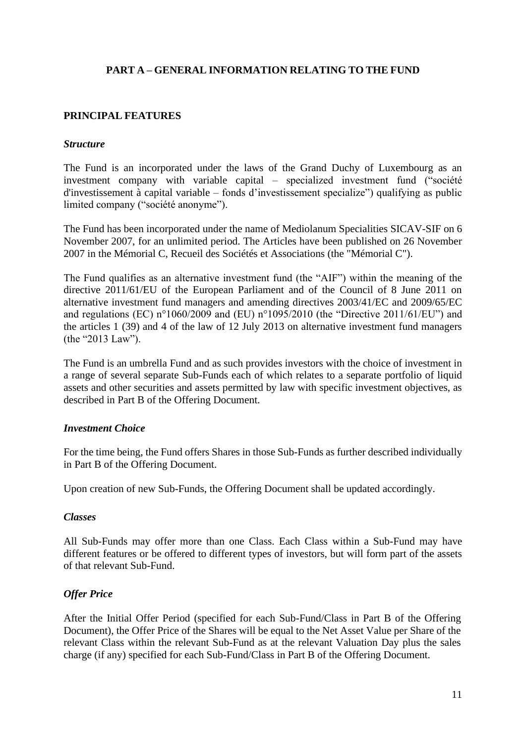# PART A – GENERAL INFORMATION RELATING TO THE FUND

## PRINCIPAL FEATURES

### *Structure*

The Fund is an incorporated under the laws of the Grand Duchy of Luxembourg as an investment company with variable capital – specialized investment fund ("société d'investissement à capital variable – fonds d'investissement specialize") qualifying as public limited company ("société anonyme").

The Fund has been incorporated under the name of Mediolanum Specialities SICAV-SIF on 6 November 2007, for an unlimited period. The Articles have been published on 26 November 2007 in the Mémorial C, Recueil des Sociétés et Associations (the "Mémorial C").

The Fund qualifies as an alternative investment fund (the "AIF") within the meaning of the directive 2011/61/EU of the European Parliament and of the Council of 8 June 2011 on alternative investment fund managers and amending directives 2003/41/EC and 2009/65/EC and regulations (EC) n°1060/2009 and (EU) n°1095/2010 (the "Directive 2011/61/EU") and the articles 1 (39) and 4 of the law of 12 July 2013 on alternative investment fund managers (the "2013 Law").

The Fund is an umbrella Fund and as such provides investors with the choice of investment in a range of several separate Sub-Funds each of which relates to a separate portfolio of liquid assets and other securities and assets permitted by law with specific investment objectives, as described in Part B of the Offering Document.

### *Investment Choice*

For the time being, the Fund offers Shares in those Sub-Funds as further described individually in Part B of the Offering Document.

Upon creation of new Sub-Funds, the Offering Document shall be updated accordingly.

### *Classes*

All Sub-Funds may offer more than one Class. Each Class within a Sub-Fund may have different features or be offered to different types of investors, but will form part of the assets of that relevant Sub-Fund.

### *Offer Price*

After the Initial Offer Period (specified for each Sub-Fund/Class in Part B of the Offering Document), the Offer Price of the Shares will be equal to the Net Asset Value per Share of the relevant Class within the relevant Sub-Fund as at the relevant Valuation Day plus the sales charge (if any) specified for each Sub-Fund/Class in Part B of the Offering Document.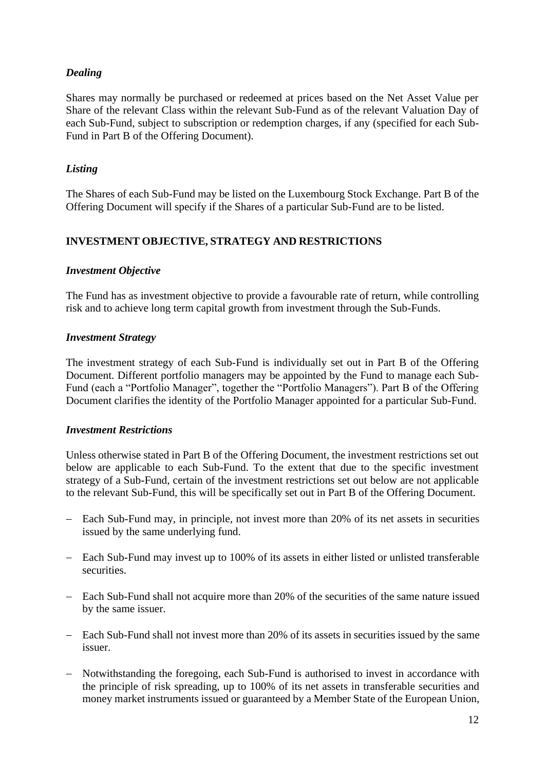*Dealing*

Shares may normally be purchased or redeemed at prices based on the Net Asset Value per Share of the relevant Class within the relevant Sub-Fund as of the relevant Valuation Day of each Sub-Fund, subject to subscription or redemption charges, if any (specified for each Sub-Fund in Part B of the Offering Document).

*Listing*

The Shares of each Sub-Fund may be listed on the Luxembourg Stock Exchange. Part B of the Offering Document will specify if the Shares of a particular Sub-Fund are to be listed.

## INVESTMENT OBJECTIVE, STRATEGY AND RESTRICTIONS

*Investment Objective*

The Fund has as investment objective to provide a favourable rate of return, while controlling risk and to achieve long term capital growth from investment through the Sub-Funds.

*Investment Strategy*

The investment strategy of each Sub-Fund is individually set out in Part B of the Offering Document. Different portfolio managers may be appointed by the Fund to manage each Sub-Fund (each a "Portfolio Manager", together the "Portfolio Managers"). Part B of the Offering Document clarifies the identity of the Portfolio Manager appointed for a particular Sub-Fund.

*Investment Restrictions*

Unless otherwise stated in Part B of the Offering Document, the investment restrictions set out below are applicable to each Sub-Fund. To the extent that due to the specific investment strategy of a Sub-Fund, certain of the investment restrictions set out below are not applicable to the relevant Sub-Fund, this will be specifically set out in Part B of the Offering Document.

- Each Sub-Fund may, in principle, not invest more than 20% of its net assets in securities issued by the same underlying fund.
- Each Sub-Fund may invest up to 100% of its assets in either listed or unlisted transferable securities.
- Each Sub-Fund shall not acquire more than 20% of the securities of the same nature issued by the same issuer.
- Each Sub-Fund shall not invest more than 20% of its assets in securities issued by the same issuer.
- Notwithstanding the foregoing, each Sub-Fund is authorised to invest in accordance with the principle of risk spreading, up to 100% of its net assets in transferable securities and money market instruments issued or guaranteed by a Member State of the European Union,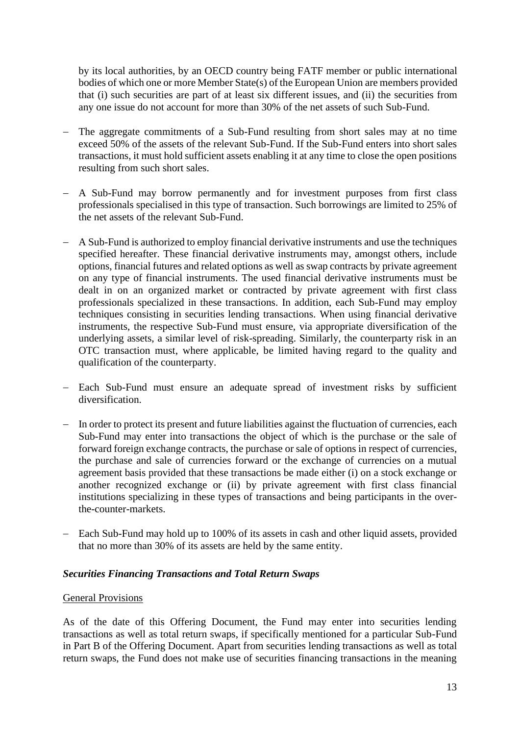by its local authorities, by an OECD country being FATF member or public international bodies of which one or more Member State(s) of the European Union are members provided that (i) such securities are part of at least six different issues, and (ii) the securities from any one issue do not account for more than 30% of the net assets of such Sub-Fund.

- The aggregate commitments of a Sub-Fund resulting from short sales may at no time exceed 50% of the assets of the relevant Sub-Fund. If the Sub-Fund enters into short sales transactions, it must hold sufficient assets enabling it at any time to close the open positions resulting from such short sales.

- A Sub-Fund may borrow permanently and for investment purposes from first class professionals specialised in this type of transaction. Such borrowings are limited to 25% of the net assets of the relevant Sub-Fund.

- A Sub-Fund is authorized to employ financial derivative instruments and use the techniques specified hereafter. These financial derivative instruments may, amongst others, include options, financial futures and related options as well as swap contracts by private agreement on any type of financial instruments. The used financial derivative instruments must be dealt in on an organized market or contracted by private agreement with first class professionals specialized in these transactions. In addition, each Sub-Fund may employ techniques consisting in securities lending transactions. When using financial derivative instruments, the respective Sub-Fund must ensure, via appropriate diversification of the underlying assets, a similar level of risk-spreading. Similarly, the counterparty risk in an OTC transaction must, where applicable, be limited having regard to the quality and qualification of the counterparty.

- Each Sub-Fund must ensure an adequate spread of investment risks by sufficient diversification.

- In order to protect its present and future liabilities against the fluctuation of currencies, each Sub-Fund may enter into transactions the object of which is the purchase or the sale of forward foreign exchange contracts, the purchase or sale of options in respect of currencies, the purchase and sale of currencies forward or the exchange of currencies on a mutual agreement basis provided that these transactions be made either (i) on a stock exchange or another recognized exchange or (ii) by private agreement with first class financial institutions specializing in these types of transactions and being participants in the over-the-counter-markets.

- Each Sub-Fund may hold up to 100% of its assets in cash and other liquid assets, provided that no more than 30% of its assets are held by the same entity.

### *Securities Financing Transactions and Total Return Swaps*

General Provisions

As of the date of this Offering Document, the Fund may enter into securities lending transactions as well as total return swaps, if specifically mentioned for a particular Sub-Fund in Part B of the Offering Document. Apart from securities lending transactions as well as total return swaps, the Fund does not make use of securities financing transactions in the meaning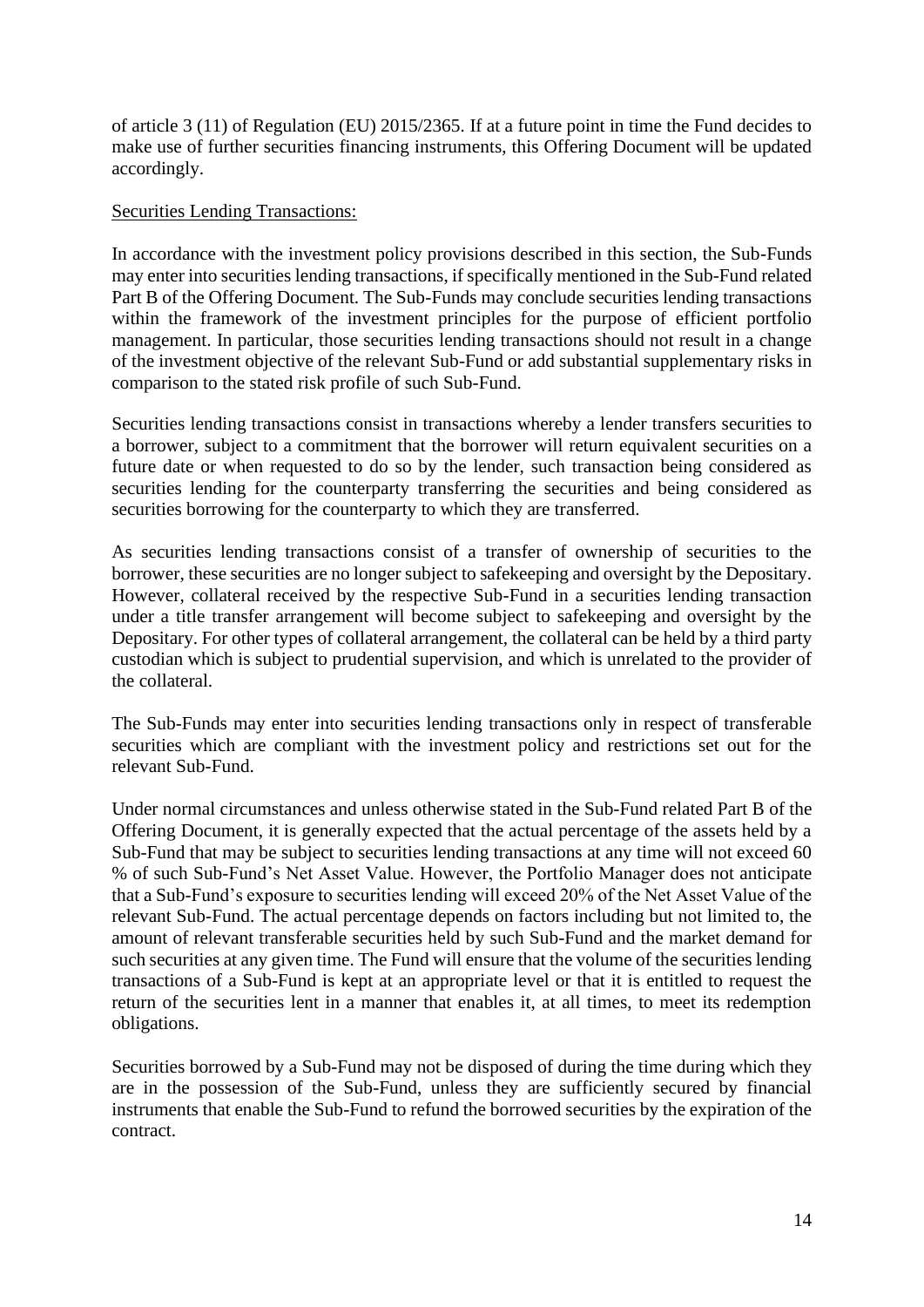of article 3 (11) of Regulation (EU) 2015/2365. If at a future point in time the Fund decides to make use of further securities financing instruments, this Offering Document will be updated accordingly.

Securities Lending Transactions:

In accordance with the investment policy provisions described in this section, the Sub-Funds may enter into securities lending transactions, if specifically mentioned in the Sub-Fund related Part B of the Offering Document. The Sub-Funds may conclude securities lending transactions within the framework of the investment principles for the purpose of efficient portfolio management. In particular, those securities lending transactions should not result in a change of the investment objective of the relevant Sub-Fund or add substantial supplementary risks in comparison to the stated risk profile of such Sub-Fund.

Securities lending transactions consist in transactions whereby a lender transfers securities to a borrower, subject to a commitment that the borrower will return equivalent securities on a future date or when requested to do so by the lender, such transaction being considered as securities lending for the counterparty transferring the securities and being considered as securities borrowing for the counterparty to which they are transferred.

As securities lending transactions consist of a transfer of ownership of securities to the borrower, these securities are no longer subject to safekeeping and oversight by the Depositary. However, collateral received by the respective Sub-Fund in a securities lending transaction under a title transfer arrangement will become subject to safekeeping and oversight by the Depositary. For other types of collateral arrangement, the collateral can be held by a third party custodian which is subject to prudential supervision, and which is unrelated to the provider of the collateral.

The Sub-Funds may enter into securities lending transactions only in respect of transferable securities which are compliant with the investment policy and restrictions set out for the relevant Sub-Fund.

Under normal circumstances and unless otherwise stated in the Sub-Fund related Part B of the Offering Document, it is generally expected that the actual percentage of the assets held by a Sub-Fund that may be subject to securities lending transactions at any time will not exceed 60 % of such Sub-Fund's Net Asset Value. However, the Portfolio Manager does not anticipate that a Sub-Fund's exposure to securities lending will exceed 20% of the Net Asset Value of the relevant Sub-Fund. The actual percentage depends on factors including but not limited to, the amount of relevant transferable securities held by such Sub-Fund and the market demand for such securities at any given time. The Fund will ensure that the volume of the securities lending transactions of a Sub-Fund is kept at an appropriate level or that it is entitled to request the return of the securities lent in a manner that enables it, at all times, to meet its redemption obligations.

Securities borrowed by a Sub-Fund may not be disposed of during the time during which they are in the possession of the Sub-Fund, unless they are sufficiently secured by financial instruments that enable the Sub-Fund to refund the borrowed securities by the expiration of the contract.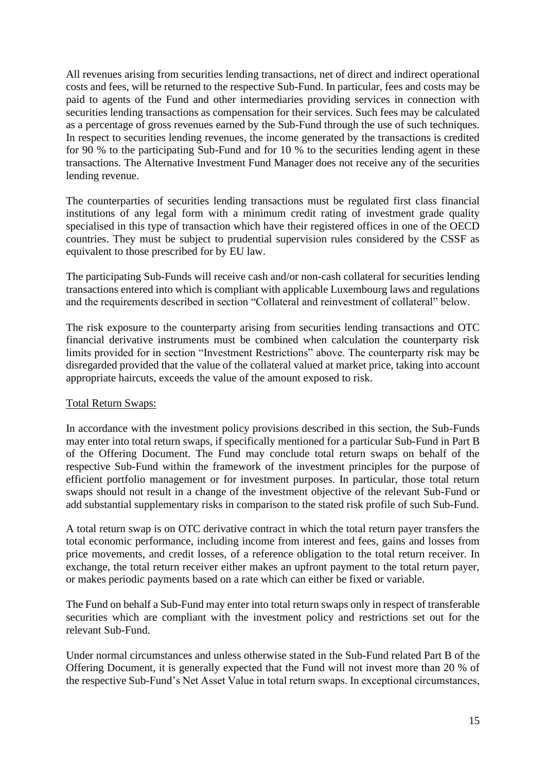All revenues arising from securities lending transactions, net of direct and indirect operational costs and fees, will be returned to the respective Sub-Fund. In particular, fees and costs may be paid to agents of the Fund and other intermediaries providing services in connection with securities lending transactions as compensation for their services. Such fees may be calculated as a percentage of gross revenues earned by the Sub-Fund through the use of such techniques. In respect to securities lending revenues, the income generated by the transactions is credited for 90 % to the participating Sub-Fund and for 10 % to the securities lending agent in these transactions. The Alternative Investment Fund Manager does not receive any of the securities lending revenue.

The counterparties of securities lending transactions must be regulated first class financial institutions of any legal form with a minimum credit rating of investment grade quality specialised in this type of transaction which have their registered offices in one of the OECD countries. They must be subject to prudential supervision rules considered by the CSSF as equivalent to those prescribed for by EU law.

The participating Sub-Funds will receive cash and/or non-cash collateral for securities lending transactions entered into which is compliant with applicable Luxembourg laws and regulations and the requirements described in section "Collateral and reinvestment of collateral" below.

The risk exposure to the counterparty arising from securities lending transactions and OTC financial derivative instruments must be combined when calculation the counterparty risk limits provided for in section "Investment Restrictions" above. The counterparty risk may be disregarded provided that the value of the collateral valued at market price, taking into account appropriate haircuts, exceeds the value of the amount exposed to risk.

Total Return Swaps:

In accordance with the investment policy provisions described in this section, the Sub-Funds may enter into total return swaps, if specifically mentioned for a particular Sub-Fund in Part B of the Offering Document. The Fund may conclude total return swaps on behalf of the respective Sub-Fund within the framework of the investment principles for the purpose of efficient portfolio management or for investment purposes. In particular, those total return swaps should not result in a change of the investment objective of the relevant Sub-Fund or add substantial supplementary risks in comparison to the stated risk profile of such Sub-Fund.

A total return swap is on OTC derivative contract in which the total return payer transfers the total economic performance, including income from interest and fees, gains and losses from price movements, and credit losses, of a reference obligation to the total return receiver. In exchange, the total return receiver either makes an upfront payment to the total return payer, or makes periodic payments based on a rate which can either be fixed or variable.

The Fund on behalf a Sub-Fund may enter into total return swaps only in respect of transferable securities which are compliant with the investment policy and restrictions set out for the relevant Sub-Fund.

Under normal circumstances and unless otherwise stated in the Sub-Fund related Part B of the Offering Document, it is generally expected that the Fund will not invest more than 20 % of the respective Sub-Fund's Net Asset Value in total return swaps. In exceptional circumstances,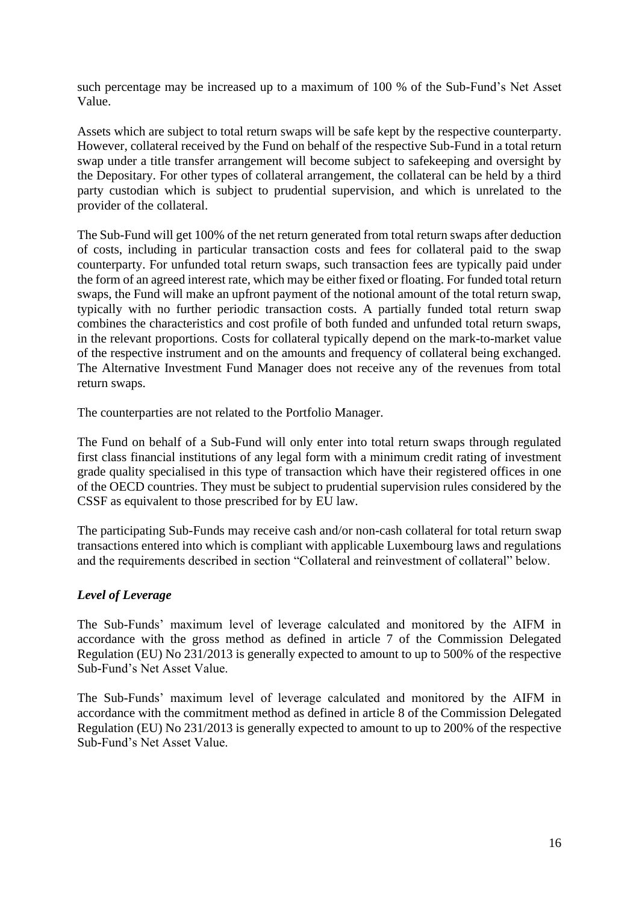such percentage may be increased up to a maximum of 100 % of the Sub-Fund's Net Asset Value.

Assets which are subject to total return swaps will be safe kept by the respective counterparty. However, collateral received by the Fund on behalf of the respective Sub-Fund in a total return swap under a title transfer arrangement will become subject to safekeeping and oversight by the Depositary. For other types of collateral arrangement, the collateral can be held by a third party custodian which is subject to prudential supervision, and which is unrelated to the provider of the collateral.

The Sub-Fund will get 100% of the net return generated from total return swaps after deduction of costs, including in particular transaction costs and fees for collateral paid to the swap counterparty. For unfunded total return swaps, such transaction fees are typically paid under the form of an agreed interest rate, which may be either fixed or floating. For funded total return swaps, the Fund will make an upfront payment of the notional amount of the total return swap, typically with no further periodic transaction costs. A partially funded total return swap combines the characteristics and cost profile of both funded and unfunded total return swaps, in the relevant proportions. Costs for collateral typically depend on the mark-to-market value of the respective instrument and on the amounts and frequency of collateral being exchanged. The Alternative Investment Fund Manager does not receive any of the revenues from total return swaps.

The counterparties are not related to the Portfolio Manager.

The Fund on behalf of a Sub-Fund will only enter into total return swaps through regulated first class financial institutions of any legal form with a minimum credit rating of investment grade quality specialised in this type of transaction which have their registered offices in one of the OECD countries. They must be subject to prudential supervision rules considered by the CSSF as equivalent to those prescribed for by EU law.

The participating Sub-Funds may receive cash and/or non-cash collateral for total return swap transactions entered into which is compliant with applicable Luxembourg laws and regulations and the requirements described in section "Collateral and reinvestment of collateral" below.

### *Level of Leverage*

The Sub-Funds' maximum level of leverage calculated and monitored by the AIFM in accordance with the gross method as defined in article 7 of the Commission Delegated Regulation (EU) No 231/2013 is generally expected to amount to up to 500% of the respective Sub-Fund's Net Asset Value.

The Sub-Funds' maximum level of leverage calculated and monitored by the AIFM in accordance with the commitment method as defined in article 8 of the Commission Delegated Regulation (EU) No 231/2013 is generally expected to amount to up to 200% of the respective Sub-Fund's Net Asset Value.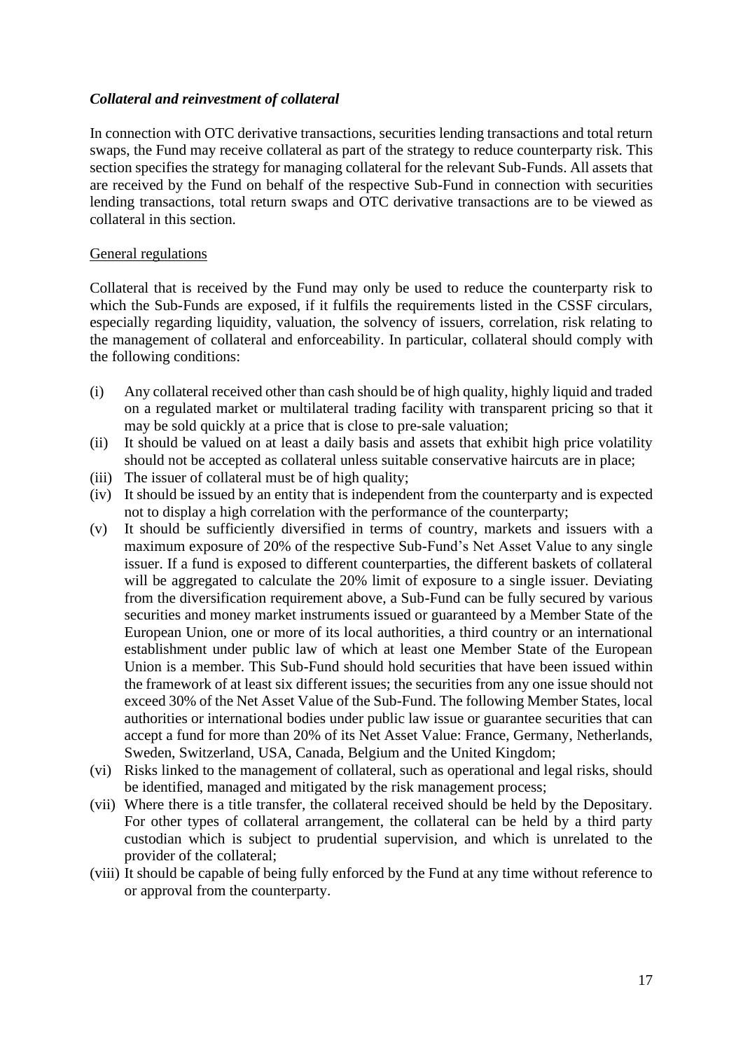***Collateral and reinvestment of collateral***

In connection with OTC derivative transactions, securities lending transactions and total return swaps, the Fund may receive collateral as part of the strategy to reduce counterparty risk. This section specifies the strategy for managing collateral for the relevant Sub-Funds. All assets that are received by the Fund on behalf of the respective Sub-Fund in connection with securities lending transactions, total return swaps and OTC derivative transactions are to be viewed as collateral in this section.

General regulations

Collateral that is received by the Fund may only be used to reduce the counterparty risk to which the Sub-Funds are exposed, if it fulfils the requirements listed in the CSSF circulars, especially regarding liquidity, valuation, the solvency of issuers, correlation, risk relating to the management of collateral and enforceability. In particular, collateral should comply with the following conditions:

(i) Any collateral received other than cash should be of high quality, highly liquid and traded on a regulated market or multilateral trading facility with transparent pricing so that it may be sold quickly at a price that is close to pre-sale valuation;

(ii) It should be valued on at least a daily basis and assets that exhibit high price volatility should not be accepted as collateral unless suitable conservative haircuts are in place;

(iii) The issuer of collateral must be of high quality;

(iv) It should be issued by an entity that is independent from the counterparty and is expected not to display a high correlation with the performance of the counterparty;

(v) It should be sufficiently diversified in terms of country, markets and issuers with a maximum exposure of 20% of the respective Sub-Fund's Net Asset Value to any single issuer. If a fund is exposed to different counterparties, the different baskets of collateral will be aggregated to calculate the 20% limit of exposure to a single issuer. Deviating from the diversification requirement above, a Sub-Fund can be fully secured by various securities and money market instruments issued or guaranteed by a Member State of the European Union, one or more of its local authorities, a third country or an international establishment under public law of which at least one Member State of the European Union is a member. This Sub-Fund should hold securities that have been issued within the framework of at least six different issues; the securities from any one issue should not exceed 30% of the Net Asset Value of the Sub-Fund. The following Member States, local authorities or international bodies under public law issue or guarantee securities that can accept a fund for more than 20% of its Net Asset Value: France, Germany, Netherlands, Sweden, Switzerland, USA, Canada, Belgium and the United Kingdom;

(vi) Risks linked to the management of collateral, such as operational and legal risks, should be identified, managed and mitigated by the risk management process;

(vii) Where there is a title transfer, the collateral received should be held by the Depositary. For other types of collateral arrangement, the collateral can be held by a third party custodian which is subject to prudential supervision, and which is unrelated to the provider of the collateral;

(viii) It should be capable of being fully enforced by the Fund at any time without reference to or approval from the counterparty.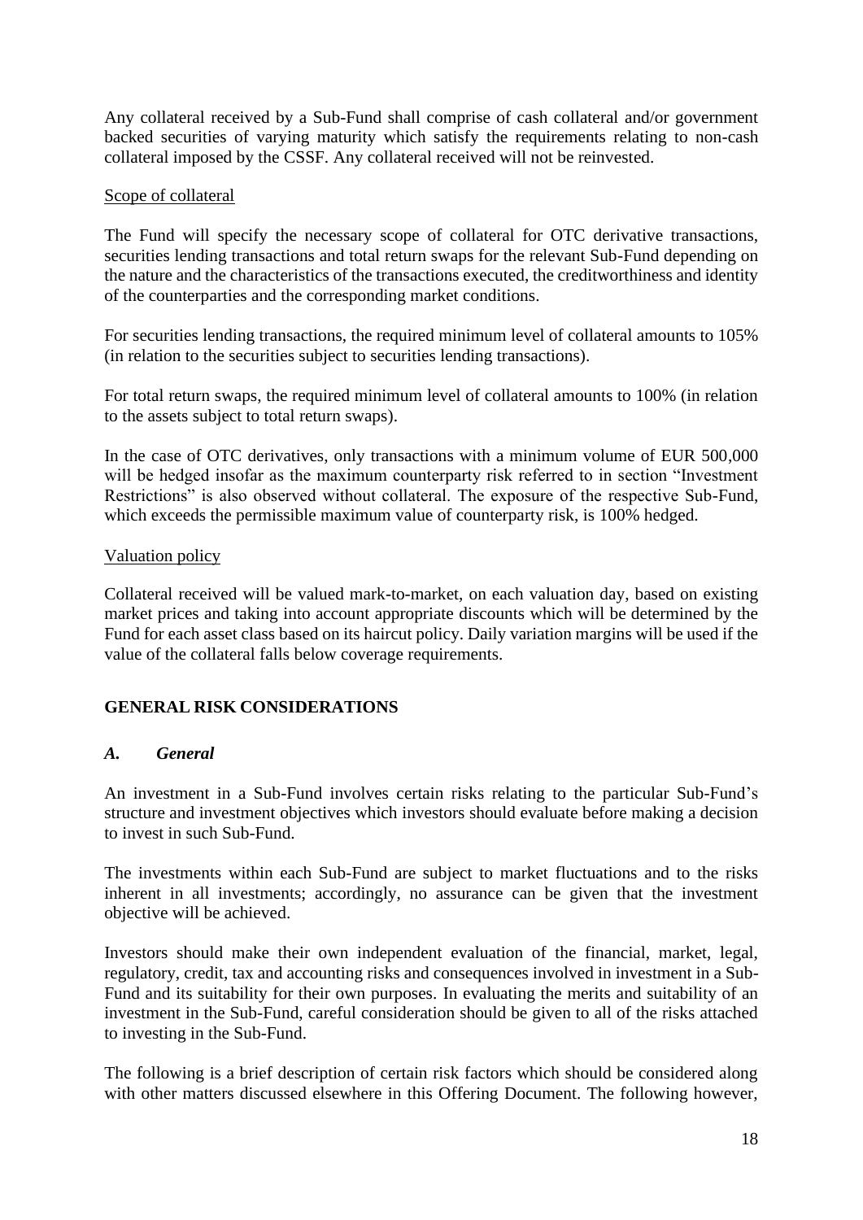Any collateral received by a Sub-Fund shall comprise of cash collateral and/or government backed securities of varying maturity which satisfy the requirements relating to non-cash collateral imposed by the CSSF. Any collateral received will not be reinvested.

Scope of collateral

The Fund will specify the necessary scope of collateral for OTC derivative transactions, securities lending transactions and total return swaps for the relevant Sub-Fund depending on the nature and the characteristics of the transactions executed, the creditworthiness and identity of the counterparties and the corresponding market conditions.

For securities lending transactions, the required minimum level of collateral amounts to 105% (in relation to the securities subject to securities lending transactions).

For total return swaps, the required minimum level of collateral amounts to 100% (in relation to the assets subject to total return swaps).

In the case of OTC derivatives, only transactions with a minimum volume of EUR 500,000 will be hedged insofar as the maximum counterparty risk referred to in section "Investment Restrictions" is also observed without collateral. The exposure of the respective Sub-Fund, which exceeds the permissible maximum value of counterparty risk, is 100% hedged.

Valuation policy

Collateral received will be valued mark-to-market, on each valuation day, based on existing market prices and taking into account appropriate discounts which will be determined by the Fund for each asset class based on its haircut policy. Daily variation margins will be used if the value of the collateral falls below coverage requirements.

## GENERAL RISK CONSIDERATIONS

### *A. General*

An investment in a Sub-Fund involves certain risks relating to the particular Sub-Fund's structure and investment objectives which investors should evaluate before making a decision to invest in such Sub-Fund.

The investments within each Sub-Fund are subject to market fluctuations and to the risks inherent in all investments; accordingly, no assurance can be given that the investment objective will be achieved.

Investors should make their own independent evaluation of the financial, market, legal, regulatory, credit, tax and accounting risks and consequences involved in investment in a Sub-Fund and its suitability for their own purposes. In evaluating the merits and suitability of an investment in the Sub-Fund, careful consideration should be given to all of the risks attached to investing in the Sub-Fund.

The following is a brief description of certain risk factors which should be considered along with other matters discussed elsewhere in this Offering Document. The following however,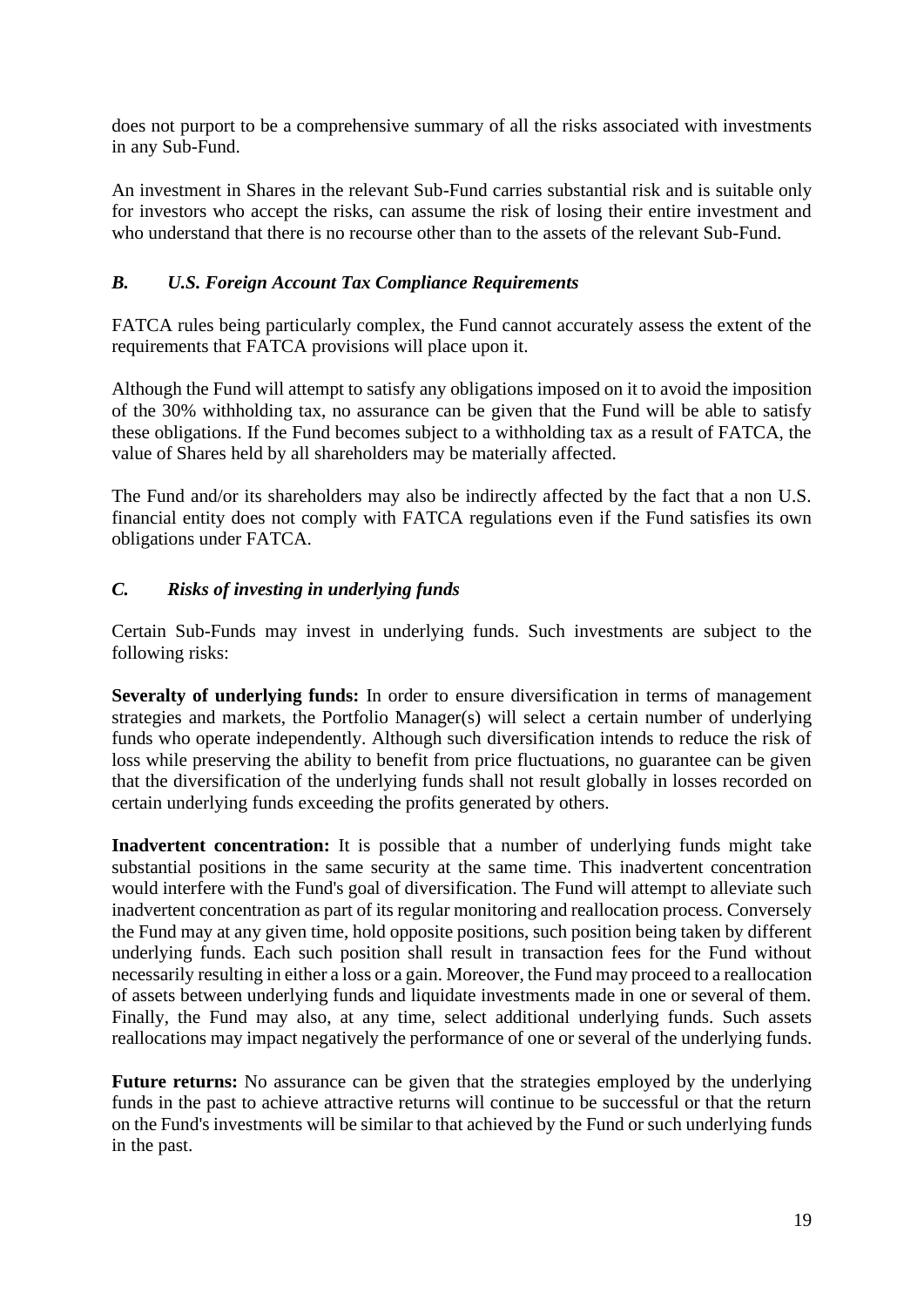does not purport to be a comprehensive summary of all the risks associated with investments in any Sub-Fund.

An investment in Shares in the relevant Sub-Fund carries substantial risk and is suitable only for investors who accept the risks, can assume the risk of losing their entire investment and who understand that there is no recourse other than to the assets of the relevant Sub-Fund.

### *B. U.S. Foreign Account Tax Compliance Requirements*

FATCA rules being particularly complex, the Fund cannot accurately assess the extent of the requirements that FATCA provisions will place upon it.

Although the Fund will attempt to satisfy any obligations imposed on it to avoid the imposition of the 30% withholding tax, no assurance can be given that the Fund will be able to satisfy these obligations. If the Fund becomes subject to a withholding tax as a result of FATCA, the value of Shares held by all shareholders may be materially affected.

The Fund and/or its shareholders may also be indirectly affected by the fact that a non U.S. financial entity does not comply with FATCA regulations even if the Fund satisfies its own obligations under FATCA.

### *C. Risks of investing in underlying funds*

Certain Sub-Funds may invest in underlying funds. Such investments are subject to the following risks:

**Severalty of underlying funds:** In order to ensure diversification in terms of management strategies and markets, the Portfolio Manager(s) will select a certain number of underlying funds who operate independently. Although such diversification intends to reduce the risk of loss while preserving the ability to benefit from price fluctuations, no guarantee can be given that the diversification of the underlying funds shall not result globally in losses recorded on certain underlying funds exceeding the profits generated by others.

**Inadvertent concentration:** It is possible that a number of underlying funds might take substantial positions in the same security at the same time. This inadvertent concentration would interfere with the Fund's goal of diversification. The Fund will attempt to alleviate such inadvertent concentration as part of its regular monitoring and reallocation process. Conversely the Fund may at any given time, hold opposite positions, such position being taken by different underlying funds. Each such position shall result in transaction fees for the Fund without necessarily resulting in either a loss or a gain. Moreover, the Fund may proceed to a reallocation of assets between underlying funds and liquidate investments made in one or several of them. Finally, the Fund may also, at any time, select additional underlying funds. Such assets reallocations may impact negatively the performance of one or several of the underlying funds.

**Future returns:** No assurance can be given that the strategies employed by the underlying funds in the past to achieve attractive returns will continue to be successful or that the return on the Fund's investments will be similar to that achieved by the Fund or such underlying funds in the past.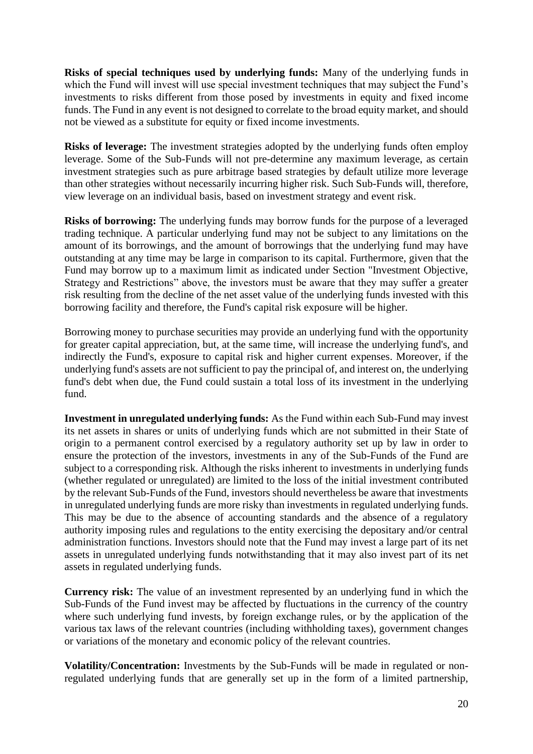**Risks of special techniques used by underlying funds:** Many of the underlying funds in which the Fund will invest will use special investment techniques that may subject the Fund's investments to risks different from those posed by investments in equity and fixed income funds. The Fund in any event is not designed to correlate to the broad equity market, and should not be viewed as a substitute for equity or fixed income investments.

**Risks of leverage:** The investment strategies adopted by the underlying funds often employ leverage. Some of the Sub-Funds will not pre-determine any maximum leverage, as certain investment strategies such as pure arbitrage based strategies by default utilize more leverage than other strategies without necessarily incurring higher risk. Such Sub-Funds will, therefore, view leverage on an individual basis, based on investment strategy and event risk.

**Risks of borrowing:** The underlying funds may borrow funds for the purpose of a leveraged trading technique. A particular underlying fund may not be subject to any limitations on the amount of its borrowings, and the amount of borrowings that the underlying fund may have outstanding at any time may be large in comparison to its capital. Furthermore, given that the Fund may borrow up to a maximum limit as indicated under Section "Investment Objective, Strategy and Restrictions" above, the investors must be aware that they may suffer a greater risk resulting from the decline of the net asset value of the underlying funds invested with this borrowing facility and therefore, the Fund's capital risk exposure will be higher.

Borrowing money to purchase securities may provide an underlying fund with the opportunity for greater capital appreciation, but, at the same time, will increase the underlying fund's, and indirectly the Fund's, exposure to capital risk and higher current expenses. Moreover, if the underlying fund's assets are not sufficient to pay the principal of, and interest on, the underlying fund's debt when due, the Fund could sustain a total loss of its investment in the underlying fund.

**Investment in unregulated underlying funds:** As the Fund within each Sub-Fund may invest its net assets in shares or units of underlying funds which are not submitted in their State of origin to a permanent control exercised by a regulatory authority set up by law in order to ensure the protection of the investors, investments in any of the Sub-Funds of the Fund are subject to a corresponding risk. Although the risks inherent to investments in underlying funds (whether regulated or unregulated) are limited to the loss of the initial investment contributed by the relevant Sub-Funds of the Fund, investors should nevertheless be aware that investments in unregulated underlying funds are more risky than investments in regulated underlying funds. This may be due to the absence of accounting standards and the absence of a regulatory authority imposing rules and regulations to the entity exercising the depositary and/or central administration functions. Investors should note that the Fund may invest a large part of its net assets in unregulated underlying funds notwithstanding that it may also invest part of its net assets in regulated underlying funds.

**Currency risk:** The value of an investment represented by an underlying fund in which the Sub-Funds of the Fund invest may be affected by fluctuations in the currency of the country where such underlying fund invests, by foreign exchange rules, or by the application of the various tax laws of the relevant countries (including withholding taxes), government changes or variations of the monetary and economic policy of the relevant countries.

**Volatility/Concentration:** Investments by the Sub-Funds will be made in regulated or non-regulated underlying funds that are generally set up in the form of a limited partnership,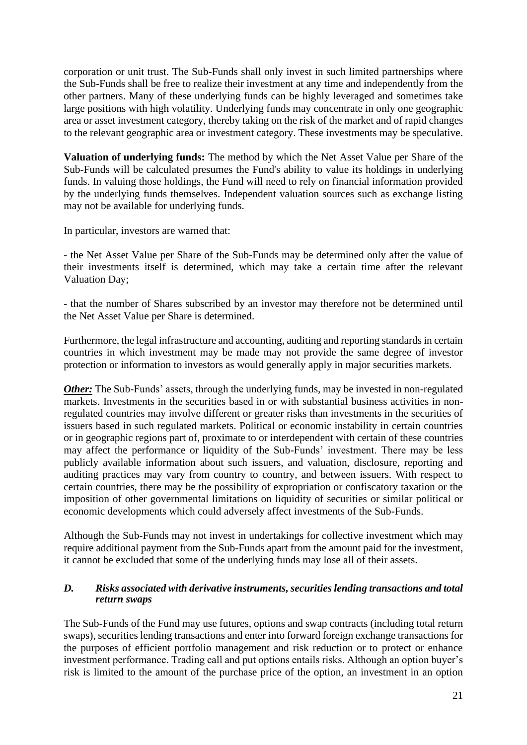corporation or unit trust. The Sub-Funds shall only invest in such limited partnerships where the Sub-Funds shall be free to realize their investment at any time and independently from the other partners. Many of these underlying funds can be highly leveraged and sometimes take large positions with high volatility. Underlying funds may concentrate in only one geographic area or asset investment category, thereby taking on the risk of the market and of rapid changes to the relevant geographic area or investment category. These investments may be speculative.

**Valuation of underlying funds:** The method by which the Net Asset Value per Share of the Sub-Funds will be calculated presumes the Fund's ability to value its holdings in underlying funds. In valuing those holdings, the Fund will need to rely on financial information provided by the underlying funds themselves. Independent valuation sources such as exchange listing may not be available for underlying funds.

In particular, investors are warned that:

- the Net Asset Value per Share of the Sub-Funds may be determined only after the value of their investments itself is determined, which may take a certain time after the relevant Valuation Day;

- that the number of Shares subscribed by an investor may therefore not be determined until the Net Asset Value per Share is determined.

Furthermore, the legal infrastructure and accounting, auditing and reporting standards in certain countries in which investment may be made may not provide the same degree of investor protection or information to investors as would generally apply in major securities markets.

***Other:*** The Sub-Funds' assets, through the underlying funds, may be invested in non-regulated markets. Investments in the securities based in or with substantial business activities in non-regulated countries may involve different or greater risks than investments in the securities of issuers based in such regulated markets. Political or economic instability in certain countries or in geographic regions part of, proximate to or interdependent with certain of these countries may affect the performance or liquidity of the Sub-Funds' investment. There may be less publicly available information about such issuers, and valuation, disclosure, reporting and auditing practices may vary from country to country, and between issuers. With respect to certain countries, there may be the possibility of expropriation or confiscatory taxation or the imposition of other governmental limitations on liquidity of securities or similar political or economic developments which could adversely affect investments of the Sub-Funds.

Although the Sub-Funds may not invest in undertakings for collective investment which may require additional payment from the Sub-Funds apart from the amount paid for the investment, it cannot be excluded that some of the underlying funds may lose all of their assets.

### *D. Risks associated with derivative instruments, securities lending transactions and total return swaps*

The Sub-Funds of the Fund may use futures, options and swap contracts (including total return swaps), securities lending transactions and enter into forward foreign exchange transactions for the purposes of efficient portfolio management and risk reduction or to protect or enhance investment performance. Trading call and put options entails risks. Although an option buyer's risk is limited to the amount of the purchase price of the option, an investment in an option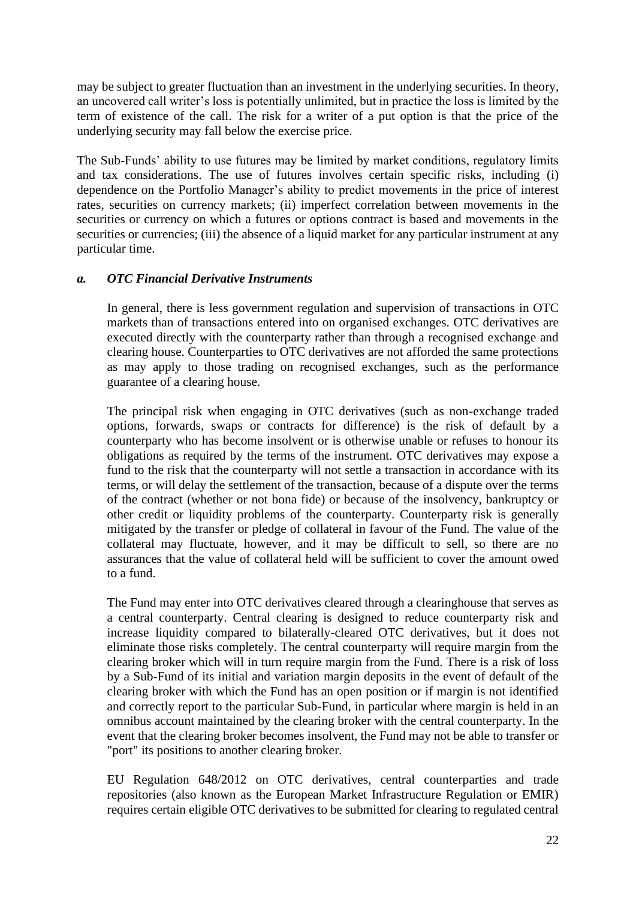may be subject to greater fluctuation than an investment in the underlying securities. In theory, an uncovered call writer's loss is potentially unlimited, but in practice the loss is limited by the term of existence of the call. The risk for a writer of a put option is that the price of the underlying security may fall below the exercise price.

The Sub-Funds' ability to use futures may be limited by market conditions, regulatory limits and tax considerations. The use of futures involves certain specific risks, including (i) dependence on the Portfolio Manager's ability to predict movements in the price of interest rates, securities on currency markets; (ii) imperfect correlation between movements in the securities or currency on which a futures or options contract is based and movements in the securities or currencies; (iii) the absence of a liquid market for any particular instrument at any particular time.

### *a. OTC Financial Derivative Instruments*

In general, there is less government regulation and supervision of transactions in OTC markets than of transactions entered into on organised exchanges. OTC derivatives are executed directly with the counterparty rather than through a recognised exchange and clearing house. Counterparties to OTC derivatives are not afforded the same protections as may apply to those trading on recognised exchanges, such as the performance guarantee of a clearing house.

The principal risk when engaging in OTC derivatives (such as non-exchange traded options, forwards, swaps or contracts for difference) is the risk of default by a counterparty who has become insolvent or is otherwise unable or refuses to honour its obligations as required by the terms of the instrument. OTC derivatives may expose a fund to the risk that the counterparty will not settle a transaction in accordance with its terms, or will delay the settlement of the transaction, because of a dispute over the terms of the contract (whether or not bona fide) or because of the insolvency, bankruptcy or other credit or liquidity problems of the counterparty. Counterparty risk is generally mitigated by the transfer or pledge of collateral in favour of the Fund. The value of the collateral may fluctuate, however, and it may be difficult to sell, so there are no assurances that the value of collateral held will be sufficient to cover the amount owed to a fund.

The Fund may enter into OTC derivatives cleared through a clearinghouse that serves as a central counterparty. Central clearing is designed to reduce counterparty risk and increase liquidity compared to bilaterally-cleared OTC derivatives, but it does not eliminate those risks completely. The central counterparty will require margin from the clearing broker which will in turn require margin from the Fund. There is a risk of loss by a Sub-Fund of its initial and variation margin deposits in the event of default of the clearing broker with which the Fund has an open position or if margin is not identified and correctly report to the particular Sub-Fund, in particular where margin is held in an omnibus account maintained by the clearing broker with the central counterparty. In the event that the clearing broker becomes insolvent, the Fund may not be able to transfer or "port" its positions to another clearing broker.

EU Regulation 648/2012 on OTC derivatives, central counterparties and trade repositories (also known as the European Market Infrastructure Regulation or EMIR) requires certain eligible OTC derivatives to be submitted for clearing to regulated central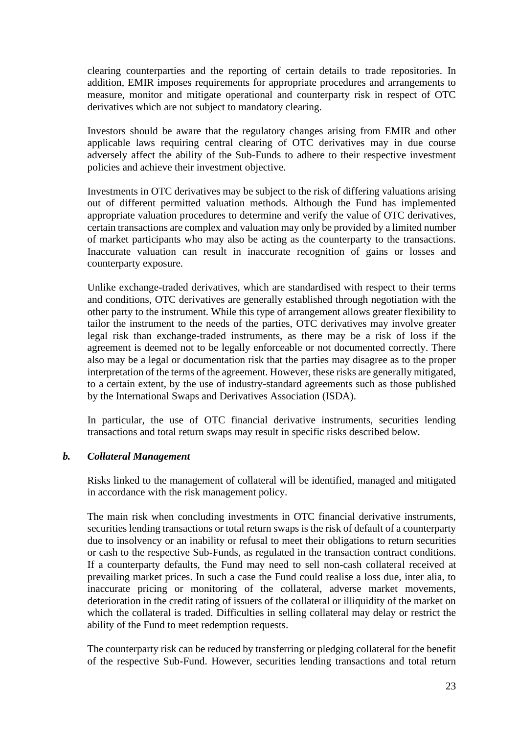clearing counterparties and the reporting of certain details to trade repositories. In addition, EMIR imposes requirements for appropriate procedures and arrangements to measure, monitor and mitigate operational and counterparty risk in respect of OTC derivatives which are not subject to mandatory clearing.

Investors should be aware that the regulatory changes arising from EMIR and other applicable laws requiring central clearing of OTC derivatives may in due course adversely affect the ability of the Sub-Funds to adhere to their respective investment policies and achieve their investment objective.

Investments in OTC derivatives may be subject to the risk of differing valuations arising out of different permitted valuation methods. Although the Fund has implemented appropriate valuation procedures to determine and verify the value of OTC derivatives, certain transactions are complex and valuation may only be provided by a limited number of market participants who may also be acting as the counterparty to the transactions. Inaccurate valuation can result in inaccurate recognition of gains or losses and counterparty exposure.

Unlike exchange-traded derivatives, which are standardised with respect to their terms and conditions, OTC derivatives are generally established through negotiation with the other party to the instrument. While this type of arrangement allows greater flexibility to tailor the instrument to the needs of the parties, OTC derivatives may involve greater legal risk than exchange-traded instruments, as there may be a risk of loss if the agreement is deemed not to be legally enforceable or not documented correctly. There also may be a legal or documentation risk that the parties may disagree as to the proper interpretation of the terms of the agreement. However, these risks are generally mitigated, to a certain extent, by the use of industry-standard agreements such as those published by the International Swaps and Derivatives Association (ISDA).

In particular, the use of OTC financial derivative instruments, securities lending transactions and total return swaps may result in specific risks described below.

***b. Collateral Management***

Risks linked to the management of collateral will be identified, managed and mitigated in accordance with the risk management policy.

The main risk when concluding investments in OTC financial derivative instruments, securities lending transactions or total return swaps is the risk of default of a counterparty due to insolvency or an inability or refusal to meet their obligations to return securities or cash to the respective Sub-Funds, as regulated in the transaction contract conditions. If a counterparty defaults, the Fund may need to sell non-cash collateral received at prevailing market prices. In such a case the Fund could realise a loss due, inter alia, to inaccurate pricing or monitoring of the collateral, adverse market movements, deterioration in the credit rating of issuers of the collateral or illiquidity of the market on which the collateral is traded. Difficulties in selling collateral may delay or restrict the ability of the Fund to meet redemption requests.

The counterparty risk can be reduced by transferring or pledging collateral for the benefit of the respective Sub-Fund. However, securities lending transactions and total return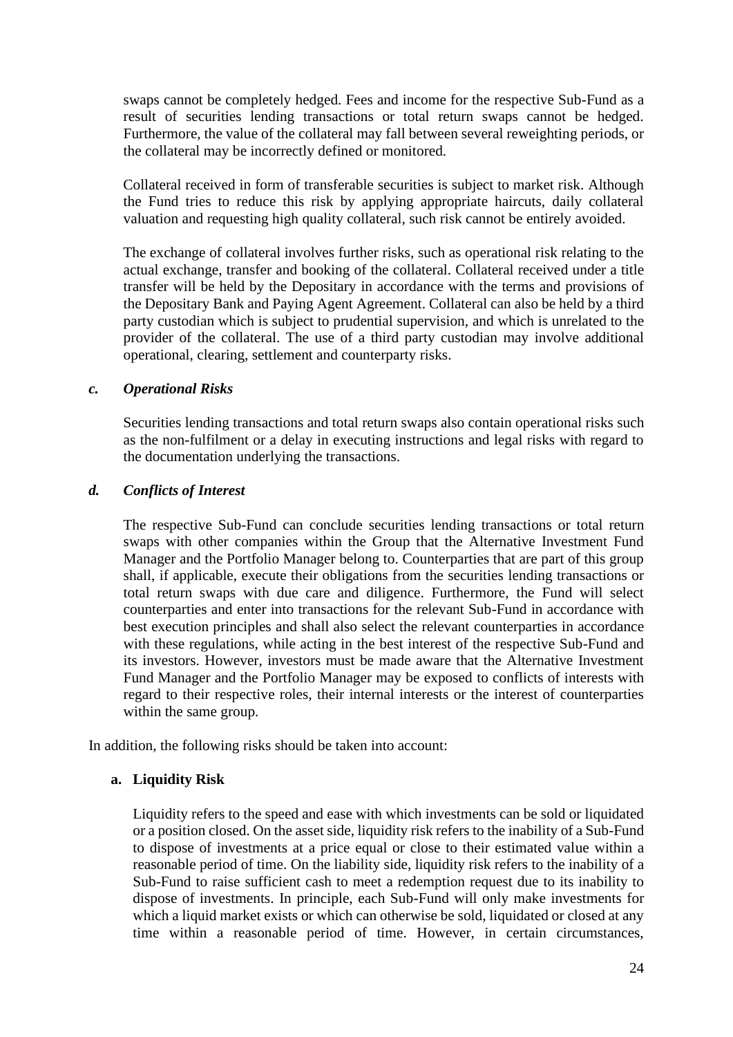swaps cannot be completely hedged. Fees and income for the respective Sub-Fund as a result of securities lending transactions or total return swaps cannot be hedged. Furthermore, the value of the collateral may fall between several reweighting periods, or the collateral may be incorrectly defined or monitored.

Collateral received in form of transferable securities is subject to market risk. Although the Fund tries to reduce this risk by applying appropriate haircuts, daily collateral valuation and requesting high quality collateral, such risk cannot be entirely avoided.

The exchange of collateral involves further risks, such as operational risk relating to the actual exchange, transfer and booking of the collateral. Collateral received under a title transfer will be held by the Depositary in accordance with the terms and provisions of the Depositary Bank and Paying Agent Agreement. Collateral can also be held by a third party custodian which is subject to prudential supervision, and which is unrelated to the provider of the collateral. The use of a third party custodian may involve additional operational, clearing, settlement and counterparty risks.

***c. Operational Risks***

Securities lending transactions and total return swaps also contain operational risks such as the non-fulfilment or a delay in executing instructions and legal risks with regard to the documentation underlying the transactions.

***d. Conflicts of Interest***

The respective Sub-Fund can conclude securities lending transactions or total return swaps with other companies within the Group that the Alternative Investment Fund Manager and the Portfolio Manager belong to. Counterparties that are part of this group shall, if applicable, execute their obligations from the securities lending transactions or total return swaps with due care and diligence. Furthermore, the Fund will select counterparties and enter into transactions for the relevant Sub-Fund in accordance with best execution principles and shall also select the relevant counterparties in accordance with these regulations, while acting in the best interest of the respective Sub-Fund and its investors. However, investors must be made aware that the Alternative Investment Fund Manager and the Portfolio Manager may be exposed to conflicts of interests with regard to their respective roles, their internal interests or the interest of counterparties within the same group.

In addition, the following risks should be taken into account:

**a. Liquidity Risk**

Liquidity refers to the speed and ease with which investments can be sold or liquidated or a position closed. On the asset side, liquidity risk refers to the inability of a Sub-Fund to dispose of investments at a price equal or close to their estimated value within a reasonable period of time. On the liability side, liquidity risk refers to the inability of a Sub-Fund to raise sufficient cash to meet a redemption request due to its inability to dispose of investments. In principle, each Sub-Fund will only make investments for which a liquid market exists or which can otherwise be sold, liquidated or closed at any time within a reasonable period of time. However, in certain circumstances,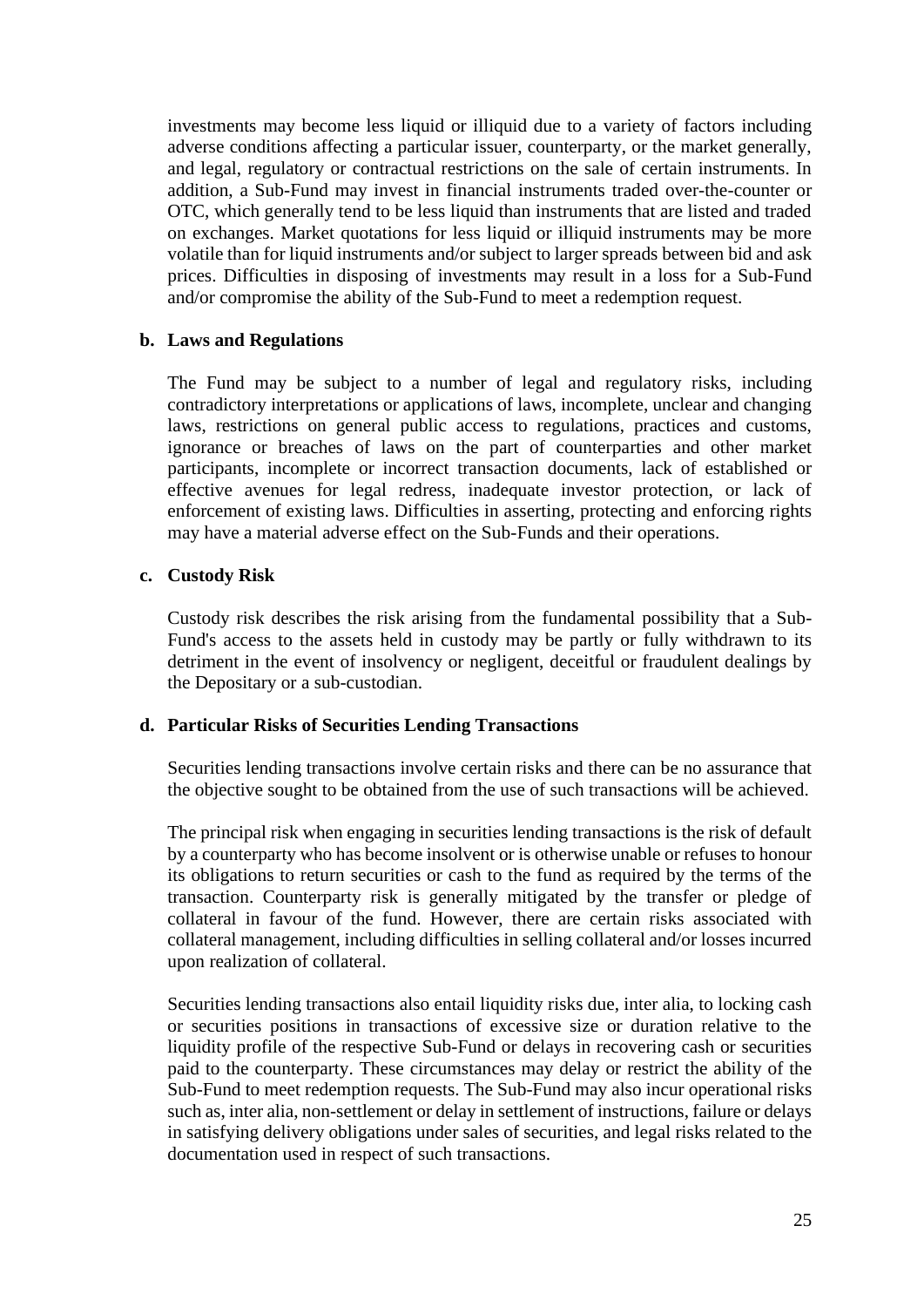investments may become less liquid or illiquid due to a variety of factors including adverse conditions affecting a particular issuer, counterparty, or the market generally, and legal, regulatory or contractual restrictions on the sale of certain instruments. In addition, a Sub-Fund may invest in financial instruments traded over-the-counter or OTC, which generally tend to be less liquid than instruments that are listed and traded on exchanges. Market quotations for less liquid or illiquid instruments may be more volatile than for liquid instruments and/or subject to larger spreads between bid and ask prices. Difficulties in disposing of investments may result in a loss for a Sub-Fund and/or compromise the ability of the Sub-Fund to meet a redemption request.

**b. Laws and Regulations**

The Fund may be subject to a number of legal and regulatory risks, including contradictory interpretations or applications of laws, incomplete, unclear and changing laws, restrictions on general public access to regulations, practices and customs, ignorance or breaches of laws on the part of counterparties and other market participants, incomplete or incorrect transaction documents, lack of established or effective avenues for legal redress, inadequate investor protection, or lack of enforcement of existing laws. Difficulties in asserting, protecting and enforcing rights may have a material adverse effect on the Sub-Funds and their operations.

**c. Custody Risk**

Custody risk describes the risk arising from the fundamental possibility that a Sub-Fund's access to the assets held in custody may be partly or fully withdrawn to its detriment in the event of insolvency or negligent, deceitful or fraudulent dealings by the Depositary or a sub-custodian.

**d. Particular Risks of Securities Lending Transactions**

Securities lending transactions involve certain risks and there can be no assurance that the objective sought to be obtained from the use of such transactions will be achieved.

The principal risk when engaging in securities lending transactions is the risk of default by a counterparty who has become insolvent or is otherwise unable or refuses to honour its obligations to return securities or cash to the fund as required by the terms of the transaction. Counterparty risk is generally mitigated by the transfer or pledge of collateral in favour of the fund. However, there are certain risks associated with collateral management, including difficulties in selling collateral and/or losses incurred upon realization of collateral.

Securities lending transactions also entail liquidity risks due, inter alia, to locking cash or securities positions in transactions of excessive size or duration relative to the liquidity profile of the respective Sub-Fund or delays in recovering cash or securities paid to the counterparty. These circumstances may delay or restrict the ability of the Sub-Fund to meet redemption requests. The Sub-Fund may also incur operational risks such as, inter alia, non-settlement or delay in settlement of instructions, failure or delays in satisfying delivery obligations under sales of securities, and legal risks related to the documentation used in respect of such transactions.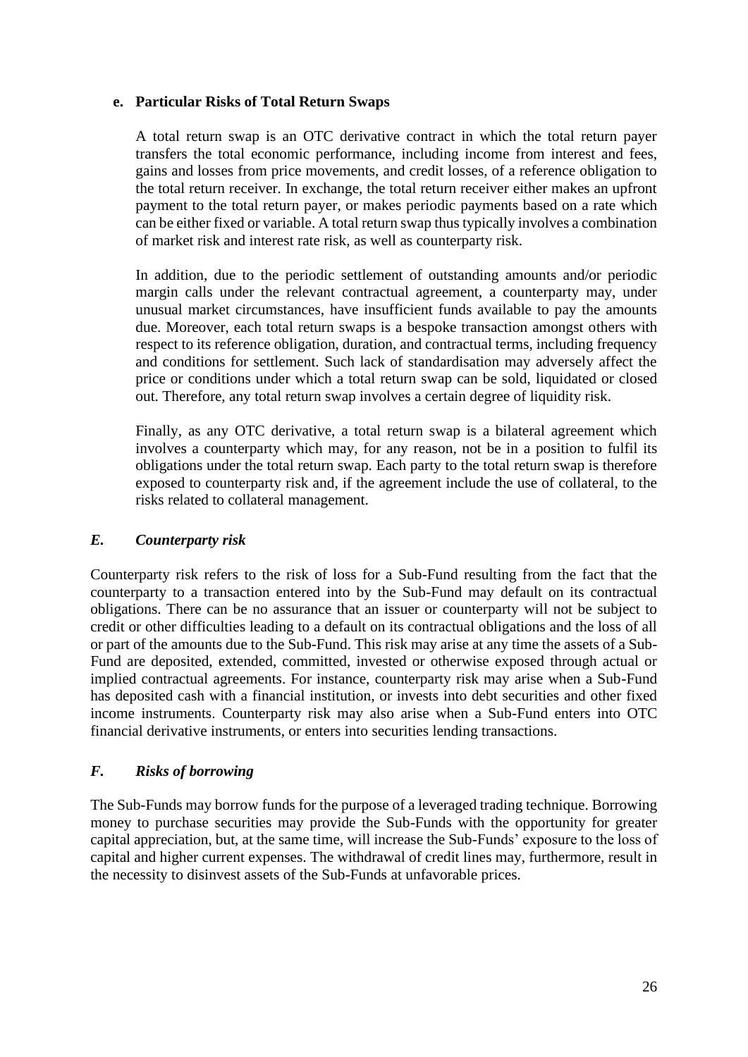#### e. Particular Risks of Total Return Swaps

A total return swap is an OTC derivative contract in which the total return payer transfers the total economic performance, including income from interest and fees, gains and losses from price movements, and credit losses, of a reference obligation to the total return receiver. In exchange, the total return receiver either makes an upfront payment to the total return payer, or makes periodic payments based on a rate which can be either fixed or variable. A total return swap thus typically involves a combination of market risk and interest rate risk, as well as counterparty risk.

In addition, due to the periodic settlement of outstanding amounts and/or periodic margin calls under the relevant contractual agreement, a counterparty may, under unusual market circumstances, have insufficient funds available to pay the amounts due. Moreover, each total return swaps is a bespoke transaction amongst others with respect to its reference obligation, duration, and contractual terms, including frequency and conditions for settlement. Such lack of standardisation may adversely affect the price or conditions under which a total return swap can be sold, liquidated or closed out. Therefore, any total return swap involves a certain degree of liquidity risk.

Finally, as any OTC derivative, a total return swap is a bilateral agreement which involves a counterparty which may, for any reason, not be in a position to fulfil its obligations under the total return swap. Each party to the total return swap is therefore exposed to counterparty risk and, if the agreement include the use of collateral, to the risks related to collateral management.

### *E. Counterparty risk*

Counterparty risk refers to the risk of loss for a Sub-Fund resulting from the fact that the counterparty to a transaction entered into by the Sub-Fund may default on its contractual obligations. There can be no assurance that an issuer or counterparty will not be subject to credit or other difficulties leading to a default on its contractual obligations and the loss of all or part of the amounts due to the Sub-Fund. This risk may arise at any time the assets of a Sub-Fund are deposited, extended, committed, invested or otherwise exposed through actual or implied contractual agreements. For instance, counterparty risk may arise when a Sub-Fund has deposited cash with a financial institution, or invests into debt securities and other fixed income instruments. Counterparty risk may also arise when a Sub-Fund enters into OTC financial derivative instruments, or enters into securities lending transactions.

### *F. Risks of borrowing*

The Sub-Funds may borrow funds for the purpose of a leveraged trading technique. Borrowing money to purchase securities may provide the Sub-Funds with the opportunity for greater capital appreciation, but, at the same time, will increase the Sub-Funds' exposure to the loss of capital and higher current expenses. The withdrawal of credit lines may, furthermore, result in the necessity to disinvest assets of the Sub-Funds at unfavorable prices.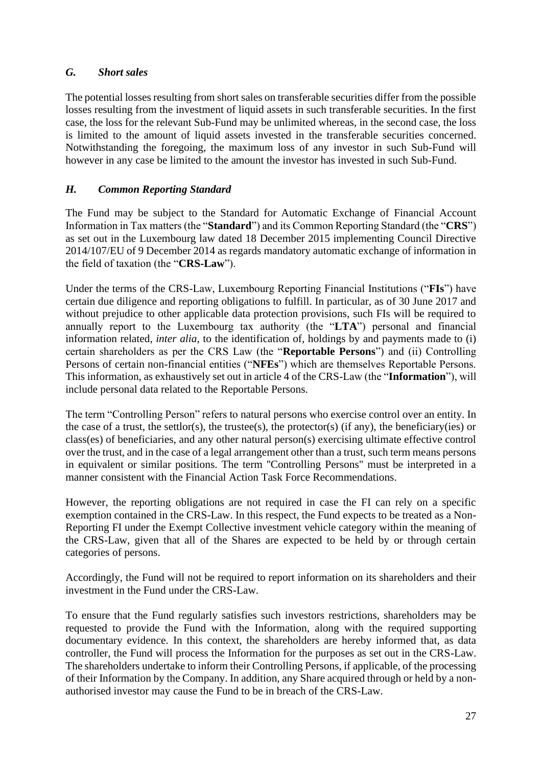### *G. Short sales*

The potential losses resulting from short sales on transferable securities differ from the possible losses resulting from the investment of liquid assets in such transferable securities. In the first case, the loss for the relevant Sub-Fund may be unlimited whereas, in the second case, the loss is limited to the amount of liquid assets invested in the transferable securities concerned. Notwithstanding the foregoing, the maximum loss of any investor in such Sub-Fund will however in any case be limited to the amount the investor has invested in such Sub-Fund.

### *H. Common Reporting Standard*

The Fund may be subject to the Standard for Automatic Exchange of Financial Account Information in Tax matters (the "**Standard**") and its Common Reporting Standard (the "**CRS**") as set out in the Luxembourg law dated 18 December 2015 implementing Council Directive 2014/107/EU of 9 December 2014 as regards mandatory automatic exchange of information in the field of taxation (the "**CRS-Law**").

Under the terms of the CRS-Law, Luxembourg Reporting Financial Institutions ("**FIs**") have certain due diligence and reporting obligations to fulfill. In particular, as of 30 June 2017 and without prejudice to other applicable data protection provisions, such FIs will be required to annually report to the Luxembourg tax authority (the "**LTA**") personal and financial information related, *inter alia*, to the identification of, holdings by and payments made to (i) certain shareholders as per the CRS Law (the "**Reportable Persons**") and (ii) Controlling Persons of certain non-financial entities ("**NFEs**") which are themselves Reportable Persons. This information, as exhaustively set out in article 4 of the CRS-Law (the "**Information**"), will include personal data related to the Reportable Persons.

The term "Controlling Person" refers to natural persons who exercise control over an entity. In the case of a trust, the settlor(s), the trustee(s), the protector(s) (if any), the beneficiary(ies) or class(es) of beneficiaries, and any other natural person(s) exercising ultimate effective control over the trust, and in the case of a legal arrangement other than a trust, such term means persons in equivalent or similar positions. The term "Controlling Persons" must be interpreted in a manner consistent with the Financial Action Task Force Recommendations.

However, the reporting obligations are not required in case the FI can rely on a specific exemption contained in the CRS-Law. In this respect, the Fund expects to be treated as a Non-Reporting FI under the Exempt Collective investment vehicle category within the meaning of the CRS-Law, given that all of the Shares are expected to be held by or through certain categories of persons.

Accordingly, the Fund will not be required to report information on its shareholders and their investment in the Fund under the CRS-Law.

To ensure that the Fund regularly satisfies such investors restrictions, shareholders may be requested to provide the Fund with the Information, along with the required supporting documentary evidence. In this context, the shareholders are hereby informed that, as data controller, the Fund will process the Information for the purposes as set out in the CRS-Law. The shareholders undertake to inform their Controlling Persons, if applicable, of the processing of their Information by the Company. In addition, any Share acquired through or held by a non-authorised investor may cause the Fund to be in breach of the CRS-Law.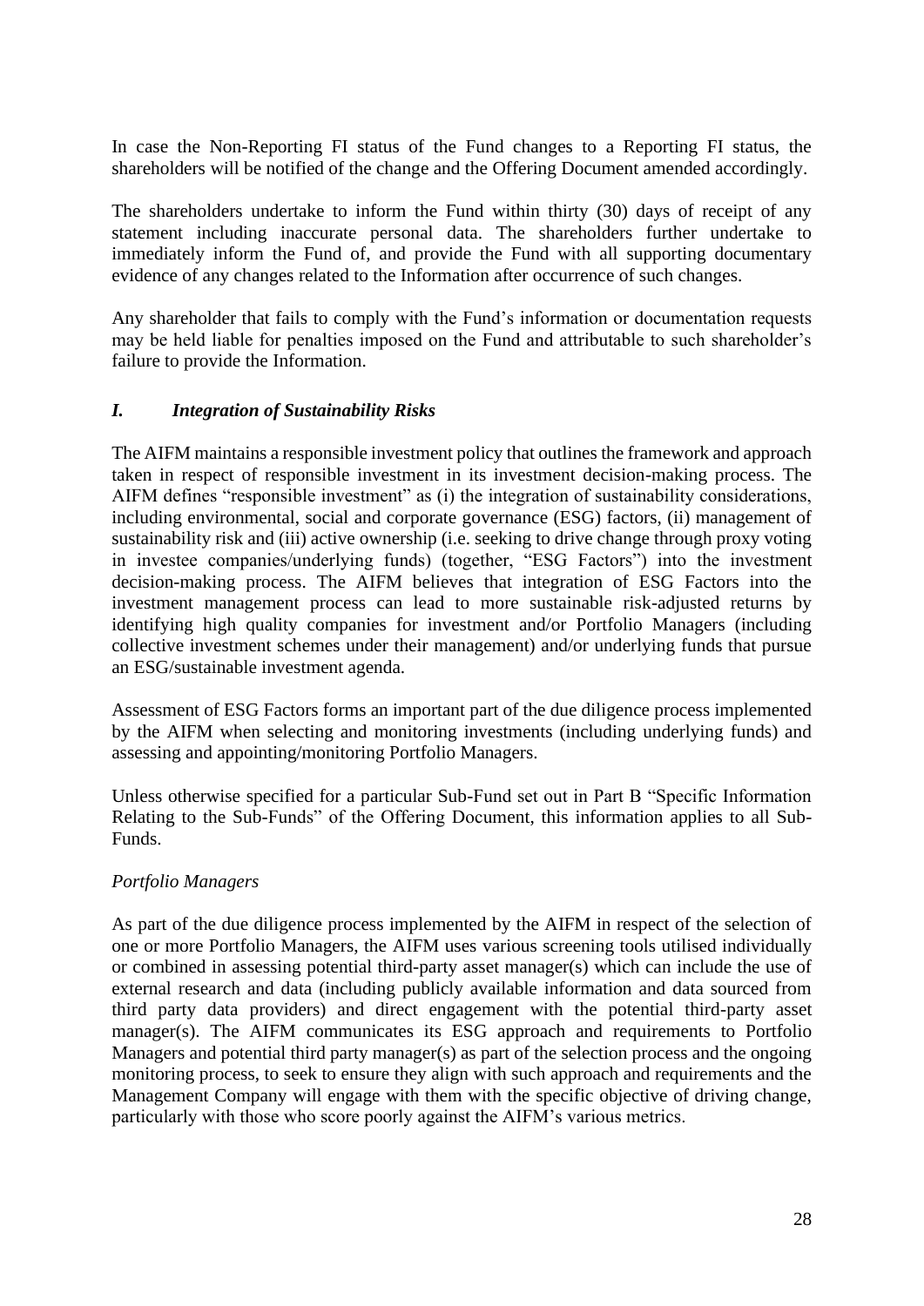In case the Non-Reporting FI status of the Fund changes to a Reporting FI status, the shareholders will be notified of the change and the Offering Document amended accordingly.

The shareholders undertake to inform the Fund within thirty (30) days of receipt of any statement including inaccurate personal data. The shareholders further undertake to immediately inform the Fund of, and provide the Fund with all supporting documentary evidence of any changes related to the Information after occurrence of such changes.

Any shareholder that fails to comply with the Fund's information or documentation requests may be held liable for penalties imposed on the Fund and attributable to such shareholder's failure to provide the Information.

### *I. Integration of Sustainability Risks*

The AIFM maintains a responsible investment policy that outlines the framework and approach taken in respect of responsible investment in its investment decision-making process. The AIFM defines "responsible investment" as (i) the integration of sustainability considerations, including environmental, social and corporate governance (ESG) factors, (ii) management of sustainability risk and (iii) active ownership (i.e. seeking to drive change through proxy voting in investee companies/underlying funds) (together, "ESG Factors") into the investment decision-making process. The AIFM believes that integration of ESG Factors into the investment management process can lead to more sustainable risk-adjusted returns by identifying high quality companies for investment and/or Portfolio Managers (including collective investment schemes under their management) and/or underlying funds that pursue an ESG/sustainable investment agenda.

Assessment of ESG Factors forms an important part of the due diligence process implemented by the AIFM when selecting and monitoring investments (including underlying funds) and assessing and appointing/monitoring Portfolio Managers.

Unless otherwise specified for a particular Sub-Fund set out in Part B "Specific Information Relating to the Sub-Funds" of the Offering Document, this information applies to all Sub-Funds.

*Portfolio Managers*

As part of the due diligence process implemented by the AIFM in respect of the selection of one or more Portfolio Managers, the AIFM uses various screening tools utilised individually or combined in assessing potential third-party asset manager(s) which can include the use of external research and data (including publicly available information and data sourced from third party data providers) and direct engagement with the potential third-party asset manager(s). The AIFM communicates its ESG approach and requirements to Portfolio Managers and potential third party manager(s) as part of the selection process and the ongoing monitoring process, to seek to ensure they align with such approach and requirements and the Management Company will engage with them with the specific objective of driving change, particularly with those who score poorly against the AIFM's various metrics.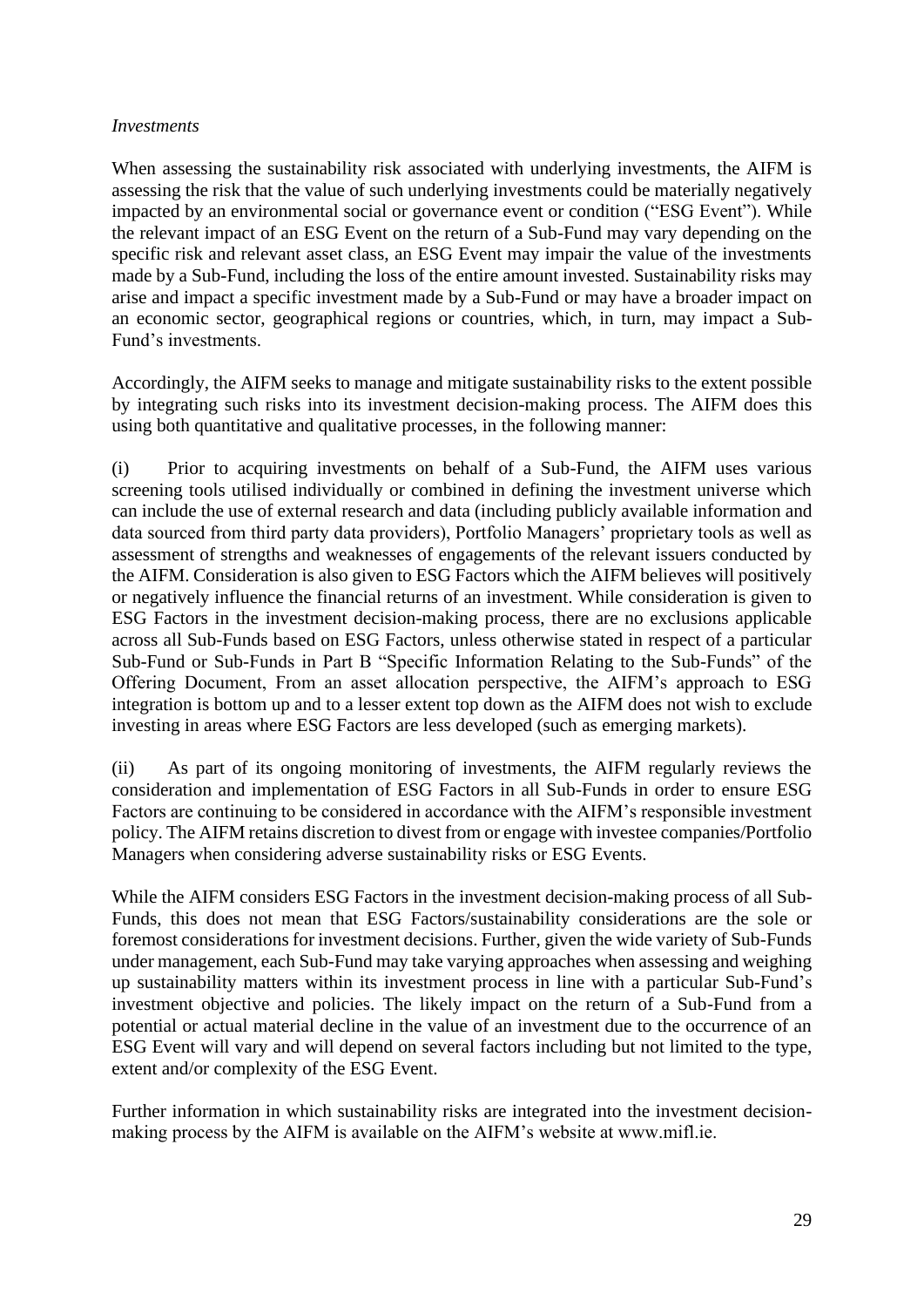*Investments*

When assessing the sustainability risk associated with underlying investments, the AIFM is assessing the risk that the value of such underlying investments could be materially negatively impacted by an environmental social or governance event or condition ("ESG Event"). While the relevant impact of an ESG Event on the return of a Sub-Fund may vary depending on the specific risk and relevant asset class, an ESG Event may impair the value of the investments made by a Sub-Fund, including the loss of the entire amount invested. Sustainability risks may arise and impact a specific investment made by a Sub-Fund or may have a broader impact on an economic sector, geographical regions or countries, which, in turn, may impact a Sub-Fund's investments.

Accordingly, the AIFM seeks to manage and mitigate sustainability risks to the extent possible by integrating such risks into its investment decision-making process. The AIFM does this using both quantitative and qualitative processes, in the following manner:

(i) Prior to acquiring investments on behalf of a Sub-Fund, the AIFM uses various screening tools utilised individually or combined in defining the investment universe which can include the use of external research and data (including publicly available information and data sourced from third party data providers), Portfolio Managers' proprietary tools as well as assessment of strengths and weaknesses of engagements of the relevant issuers conducted by the AIFM. Consideration is also given to ESG Factors which the AIFM believes will positively or negatively influence the financial returns of an investment. While consideration is given to ESG Factors in the investment decision-making process, there are no exclusions applicable across all Sub-Funds based on ESG Factors, unless otherwise stated in respect of a particular Sub-Fund or Sub-Funds in Part B "Specific Information Relating to the Sub-Funds" of the Offering Document, From an asset allocation perspective, the AIFM's approach to ESG integration is bottom up and to a lesser extent top down as the AIFM does not wish to exclude investing in areas where ESG Factors are less developed (such as emerging markets).

(ii) As part of its ongoing monitoring of investments, the AIFM regularly reviews the consideration and implementation of ESG Factors in all Sub-Funds in order to ensure ESG Factors are continuing to be considered in accordance with the AIFM's responsible investment policy. The AIFM retains discretion to divest from or engage with investee companies/Portfolio Managers when considering adverse sustainability risks or ESG Events.

While the AIFM considers ESG Factors in the investment decision-making process of all Sub-Funds, this does not mean that ESG Factors/sustainability considerations are the sole or foremost considerations for investment decisions. Further, given the wide variety of Sub-Funds under management, each Sub-Fund may take varying approaches when assessing and weighing up sustainability matters within its investment process in line with a particular Sub-Fund's investment objective and policies. The likely impact on the return of a Sub-Fund from a potential or actual material decline in the value of an investment due to the occurrence of an ESG Event will vary and will depend on several factors including but not limited to the type, extent and/or complexity of the ESG Event.

Further information in which sustainability risks are integrated into the investment decision-making process by the AIFM is available on the AIFM's website at www.mifl.ie.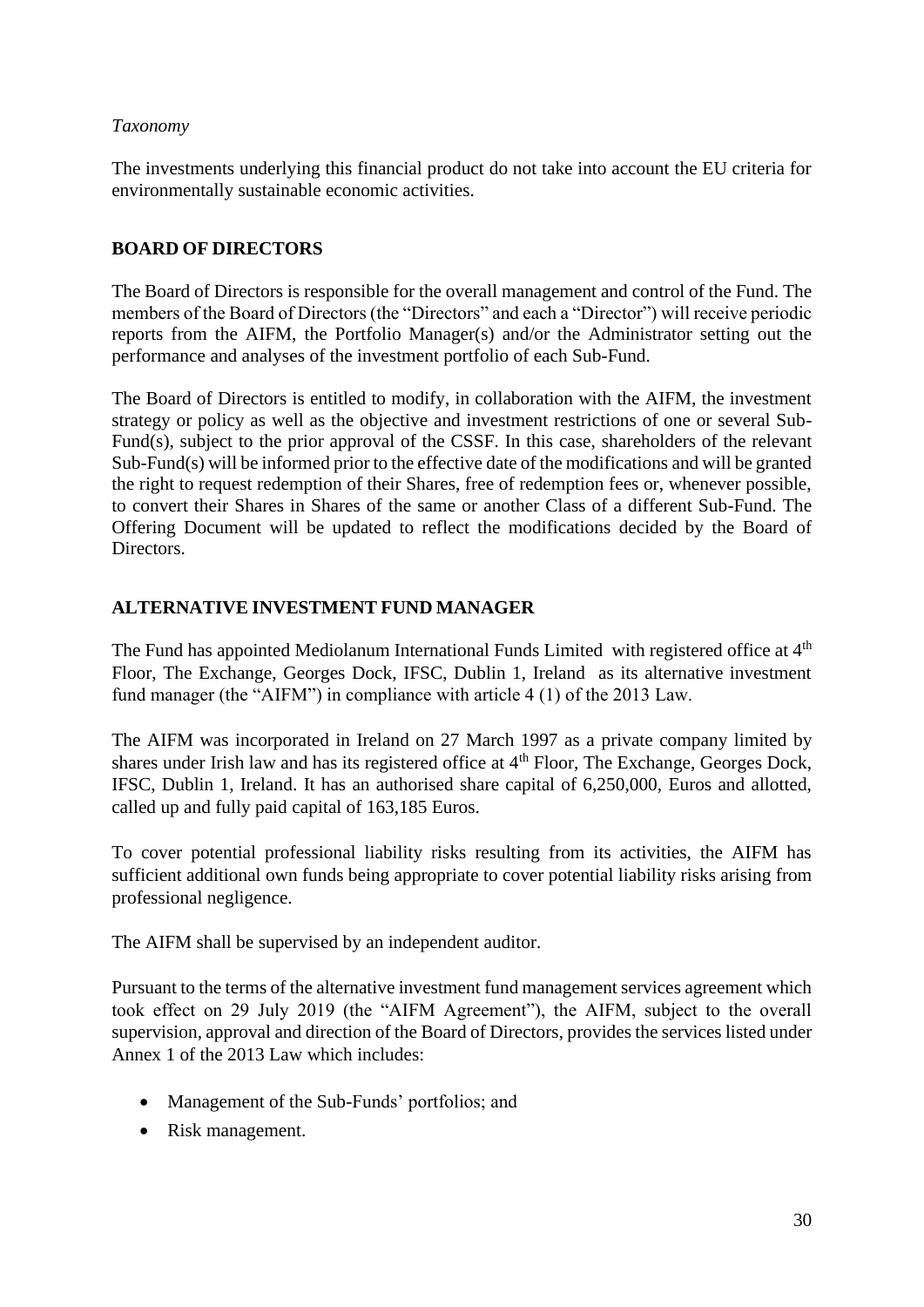*Taxonomy*

The investments underlying this financial product do not take into account the EU criteria for environmentally sustainable economic activities.

## BOARD OF DIRECTORS

The Board of Directors is responsible for the overall management and control of the Fund. The members of the Board of Directors (the "Directors" and each a "Director") will receive periodic reports from the AIFM, the Portfolio Manager(s) and/or the Administrator setting out the performance and analyses of the investment portfolio of each Sub-Fund.

The Board of Directors is entitled to modify, in collaboration with the AIFM, the investment strategy or policy as well as the objective and investment restrictions of one or several Sub-Fund(s), subject to the prior approval of the CSSF. In this case, shareholders of the relevant Sub-Fund(s) will be informed prior to the effective date of the modifications and will be granted the right to request redemption of their Shares, free of redemption fees or, whenever possible, to convert their Shares in Shares of the same or another Class of a different Sub-Fund. The Offering Document will be updated to reflect the modifications decided by the Board of Directors.

## ALTERNATIVE INVESTMENT FUND MANAGER

The Fund has appointed Mediolanum International Funds Limited with registered office at 4th Floor, The Exchange, Georges Dock, IFSC, Dublin 1, Ireland as its alternative investment fund manager (the "AIFM") in compliance with article 4 (1) of the 2013 Law.

The AIFM was incorporated in Ireland on 27 March 1997 as a private company limited by shares under Irish law and has its registered office at 4th Floor, The Exchange, Georges Dock, IFSC, Dublin 1, Ireland. It has an authorised share capital of 6,250,000, Euros and allotted, called up and fully paid capital of 163,185 Euros.

To cover potential professional liability risks resulting from its activities, the AIFM has sufficient additional own funds being appropriate to cover potential liability risks arising from professional negligence.

The AIFM shall be supervised by an independent auditor.

Pursuant to the terms of the alternative investment fund management services agreement which took effect on 29 July 2019 (the "AIFM Agreement"), the AIFM, subject to the overall supervision, approval and direction of the Board of Directors, provides the services listed under Annex 1 of the 2013 Law which includes:

- Management of the Sub-Funds' portfolios; and
- Risk management.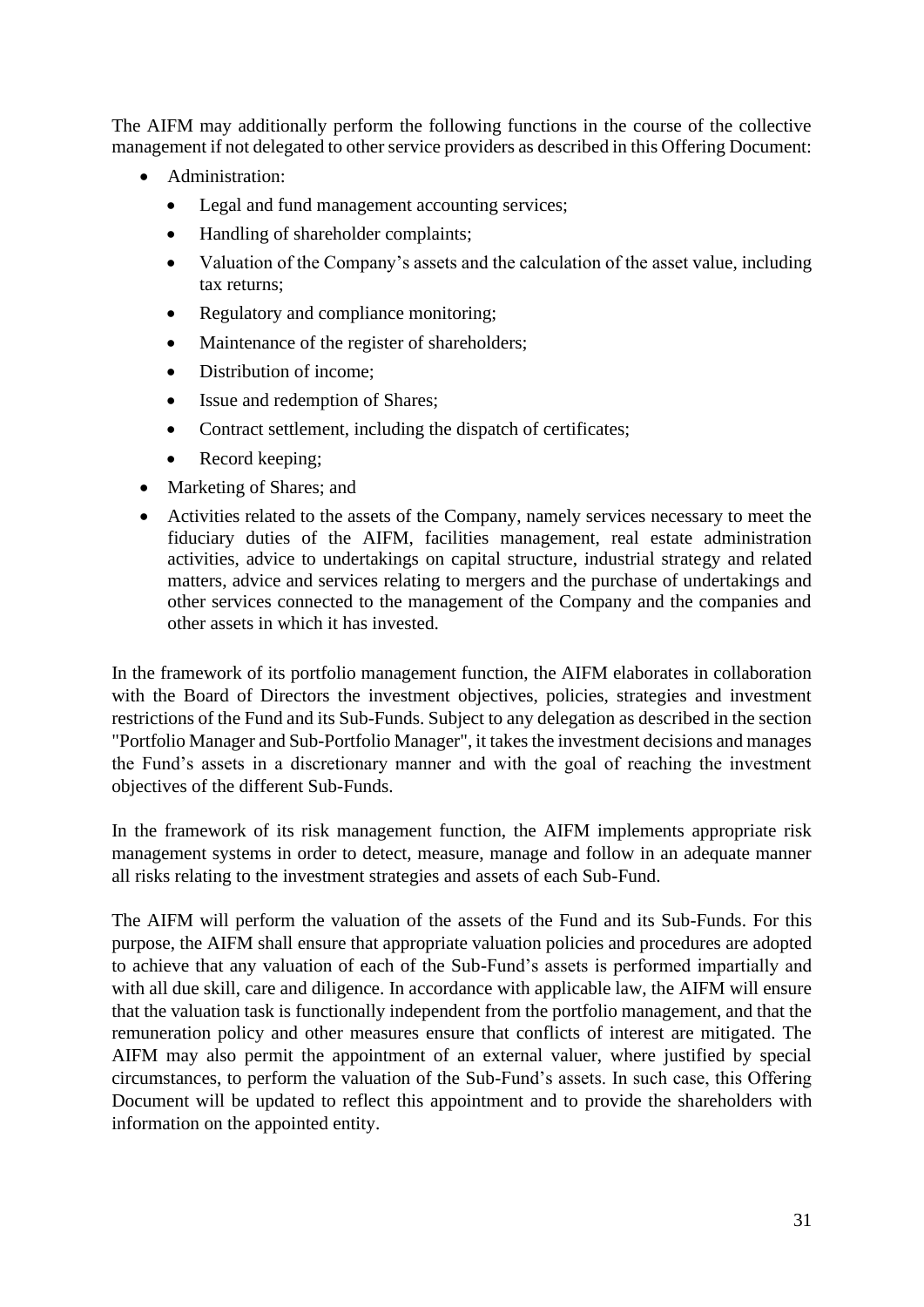The AIFM may additionally perform the following functions in the course of the collective management if not delegated to other service providers as described in this Offering Document:

- Administration:
  - Legal and fund management accounting services;
  - Handling of shareholder complaints;
  - Valuation of the Company's assets and the calculation of the asset value, including tax returns;
  - Regulatory and compliance monitoring;
  - Maintenance of the register of shareholders;
  - Distribution of income;
  - Issue and redemption of Shares;
  - Contract settlement, including the dispatch of certificates;
  - Record keeping;
- Marketing of Shares; and
- Activities related to the assets of the Company, namely services necessary to meet the fiduciary duties of the AIFM, facilities management, real estate administration activities, advice to undertakings on capital structure, industrial strategy and related matters, advice and services relating to mergers and the purchase of undertakings and other services connected to the management of the Company and the companies and other assets in which it has invested.

In the framework of its portfolio management function, the AIFM elaborates in collaboration with the Board of Directors the investment objectives, policies, strategies and investment restrictions of the Fund and its Sub-Funds. Subject to any delegation as described in the section "Portfolio Manager and Sub-Portfolio Manager", it takes the investment decisions and manages the Fund's assets in a discretionary manner and with the goal of reaching the investment objectives of the different Sub-Funds.

In the framework of its risk management function, the AIFM implements appropriate risk management systems in order to detect, measure, manage and follow in an adequate manner all risks relating to the investment strategies and assets of each Sub-Fund.

The AIFM will perform the valuation of the assets of the Fund and its Sub-Funds. For this purpose, the AIFM shall ensure that appropriate valuation policies and procedures are adopted to achieve that any valuation of each of the Sub-Fund's assets is performed impartially and with all due skill, care and diligence. In accordance with applicable law, the AIFM will ensure that the valuation task is functionally independent from the portfolio management, and that the remuneration policy and other measures ensure that conflicts of interest are mitigated. The AIFM may also permit the appointment of an external valuer, where justified by special circumstances, to perform the valuation of the Sub-Fund's assets. In such case, this Offering Document will be updated to reflect this appointment and to provide the shareholders with information on the appointed entity.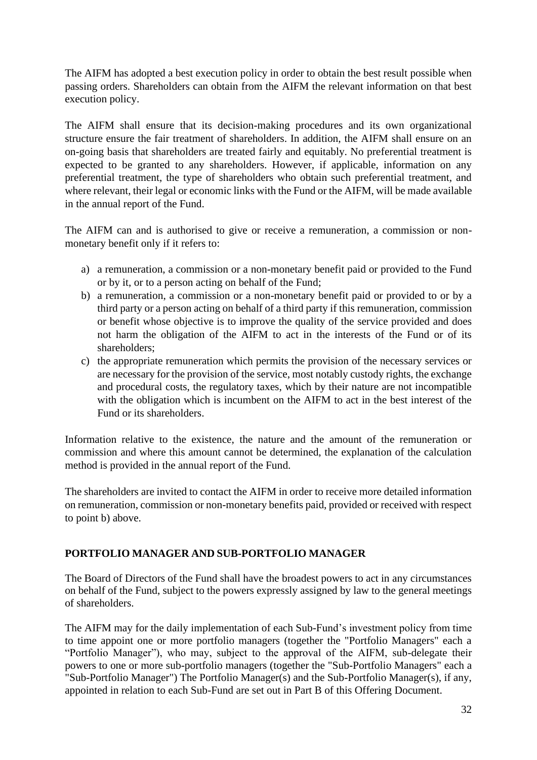The AIFM has adopted a best execution policy in order to obtain the best result possible when passing orders. Shareholders can obtain from the AIFM the relevant information on that best execution policy.

The AIFM shall ensure that its decision-making procedures and its own organizational structure ensure the fair treatment of shareholders. In addition, the AIFM shall ensure on an on-going basis that shareholders are treated fairly and equitably. No preferential treatment is expected to be granted to any shareholders. However, if applicable, information on any preferential treatment, the type of shareholders who obtain such preferential treatment, and where relevant, their legal or economic links with the Fund or the AIFM, will be made available in the annual report of the Fund.

The AIFM can and is authorised to give or receive a remuneration, a commission or non-monetary benefit only if it refers to:

a) a remuneration, a commission or a non-monetary benefit paid or provided to the Fund or by it, or to a person acting on behalf of the Fund;
b) a remuneration, a commission or a non-monetary benefit paid or provided to or by a third party or a person acting on behalf of a third party if this remuneration, commission or benefit whose objective is to improve the quality of the service provided and does not harm the obligation of the AIFM to act in the interests of the Fund or of its shareholders;
c) the appropriate remuneration which permits the provision of the necessary services or are necessary for the provision of the service, most notably custody rights, the exchange and procedural costs, the regulatory taxes, which by their nature are not incompatible with the obligation which is incumbent on the AIFM to act in the best interest of the Fund or its shareholders.

Information relative to the existence, the nature and the amount of the remuneration or commission and where this amount cannot be determined, the explanation of the calculation method is provided in the annual report of the Fund.

The shareholders are invited to contact the AIFM in order to receive more detailed information on remuneration, commission or non-monetary benefits paid, provided or received with respect to point b) above.

## PORTFOLIO MANAGER AND SUB-PORTFOLIO MANAGER

The Board of Directors of the Fund shall have the broadest powers to act in any circumstances on behalf of the Fund, subject to the powers expressly assigned by law to the general meetings of shareholders.

The AIFM may for the daily implementation of each Sub-Fund's investment policy from time to time appoint one or more portfolio managers (together the "Portfolio Managers" each a "Portfolio Manager"), who may, subject to the approval of the AIFM, sub-delegate their powers to one or more sub-portfolio managers (together the "Sub-Portfolio Managers" each a "Sub-Portfolio Manager") The Portfolio Manager(s) and the Sub-Portfolio Manager(s), if any, appointed in relation to each Sub-Fund are set out in Part B of this Offering Document.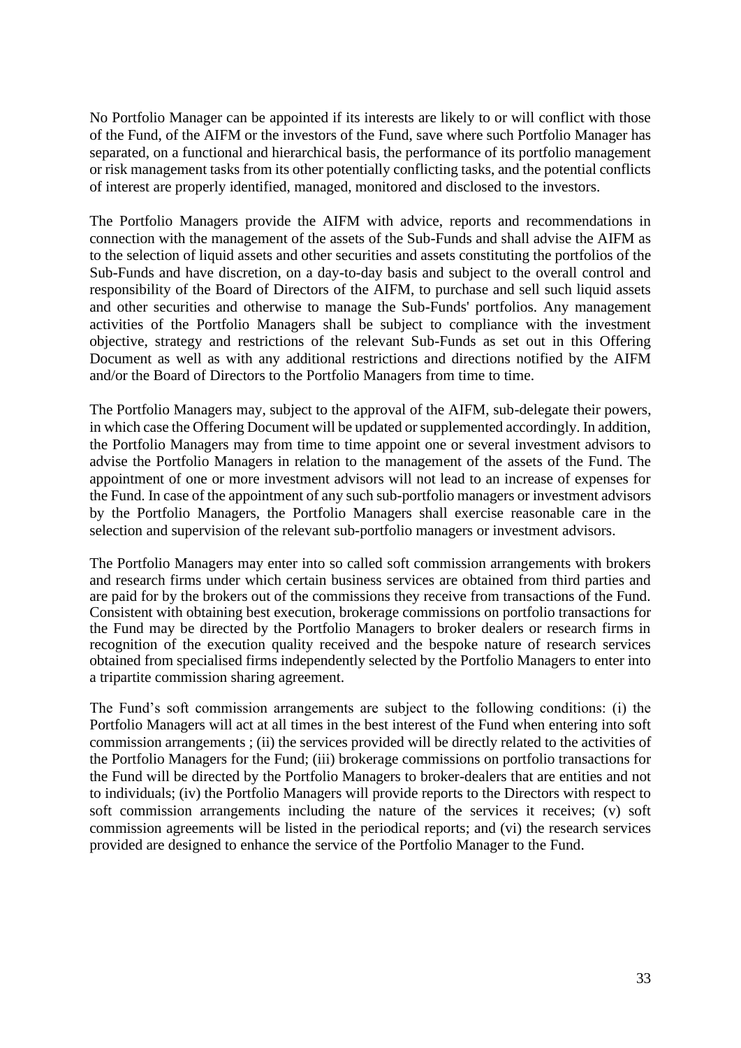No Portfolio Manager can be appointed if its interests are likely to or will conflict with those of the Fund, of the AIFM or the investors of the Fund, save where such Portfolio Manager has separated, on a functional and hierarchical basis, the performance of its portfolio management or risk management tasks from its other potentially conflicting tasks, and the potential conflicts of interest are properly identified, managed, monitored and disclosed to the investors.

The Portfolio Managers provide the AIFM with advice, reports and recommendations in connection with the management of the assets of the Sub-Funds and shall advise the AIFM as to the selection of liquid assets and other securities and assets constituting the portfolios of the Sub-Funds and have discretion, on a day-to-day basis and subject to the overall control and responsibility of the Board of Directors of the AIFM, to purchase and sell such liquid assets and other securities and otherwise to manage the Sub-Funds' portfolios. Any management activities of the Portfolio Managers shall be subject to compliance with the investment objective, strategy and restrictions of the relevant Sub-Funds as set out in this Offering Document as well as with any additional restrictions and directions notified by the AIFM and/or the Board of Directors to the Portfolio Managers from time to time.

The Portfolio Managers may, subject to the approval of the AIFM, sub-delegate their powers, in which case the Offering Document will be updated or supplemented accordingly. In addition, the Portfolio Managers may from time to time appoint one or several investment advisors to advise the Portfolio Managers in relation to the management of the assets of the Fund. The appointment of one or more investment advisors will not lead to an increase of expenses for the Fund. In case of the appointment of any such sub-portfolio managers or investment advisors by the Portfolio Managers, the Portfolio Managers shall exercise reasonable care in the selection and supervision of the relevant sub-portfolio managers or investment advisors.

The Portfolio Managers may enter into so called soft commission arrangements with brokers and research firms under which certain business services are obtained from third parties and are paid for by the brokers out of the commissions they receive from transactions of the Fund. Consistent with obtaining best execution, brokerage commissions on portfolio transactions for the Fund may be directed by the Portfolio Managers to broker dealers or research firms in recognition of the execution quality received and the bespoke nature of research services obtained from specialised firms independently selected by the Portfolio Managers to enter into a tripartite commission sharing agreement.

The Fund's soft commission arrangements are subject to the following conditions: (i) the Portfolio Managers will act at all times in the best interest of the Fund when entering into soft commission arrangements ; (ii) the services provided will be directly related to the activities of the Portfolio Managers for the Fund; (iii) brokerage commissions on portfolio transactions for the Fund will be directed by the Portfolio Managers to broker-dealers that are entities and not to individuals; (iv) the Portfolio Managers will provide reports to the Directors with respect to soft commission arrangements including the nature of the services it receives; (v) soft commission agreements will be listed in the periodical reports; and (vi) the research services provided are designed to enhance the service of the Portfolio Manager to the Fund.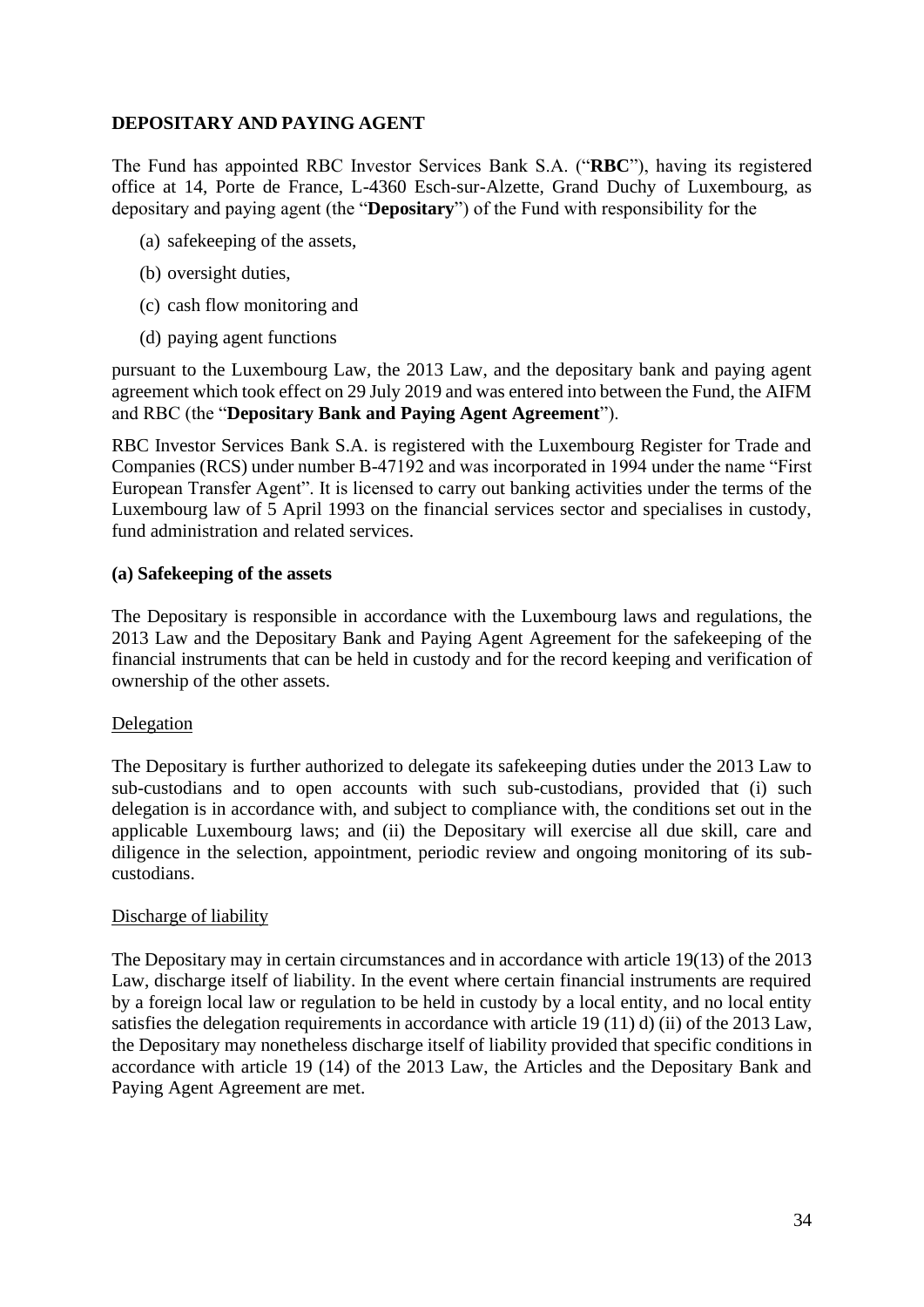## DEPOSITARY AND PAYING AGENT

The Fund has appointed RBC Investor Services Bank S.A. ("**RBC**"), having its registered office at 14, Porte de France, L-4360 Esch-sur-Alzette, Grand Duchy of Luxembourg, as depositary and paying agent (the "**Depositary**") of the Fund with responsibility for the

(a) safekeeping of the assets,

(b) oversight duties,

(c) cash flow monitoring and

(d) paying agent functions

pursuant to the Luxembourg Law, the 2013 Law, and the depositary bank and paying agent agreement which took effect on 29 July 2019 and was entered into between the Fund, the AIFM and RBC (the "**Depositary Bank and Paying Agent Agreement**").

RBC Investor Services Bank S.A. is registered with the Luxembourg Register for Trade and Companies (RCS) under number B-47192 and was incorporated in 1994 under the name "First European Transfer Agent". It is licensed to carry out banking activities under the terms of the Luxembourg law of 5 April 1993 on the financial services sector and specialises in custody, fund administration and related services.

### (a) Safekeeping of the assets

The Depositary is responsible in accordance with the Luxembourg laws and regulations, the 2013 Law and the Depositary Bank and Paying Agent Agreement for the safekeeping of the financial instruments that can be held in custody and for the record keeping and verification of ownership of the other assets.

Delegation

The Depositary is further authorized to delegate its safekeeping duties under the 2013 Law to sub-custodians and to open accounts with such sub-custodians, provided that (i) such delegation is in accordance with, and subject to compliance with, the conditions set out in the applicable Luxembourg laws; and (ii) the Depositary will exercise all due skill, care and diligence in the selection, appointment, periodic review and ongoing monitoring of its sub-custodians.

Discharge of liability

The Depositary may in certain circumstances and in accordance with article 19(13) of the 2013 Law, discharge itself of liability. In the event where certain financial instruments are required by a foreign local law or regulation to be held in custody by a local entity, and no local entity satisfies the delegation requirements in accordance with article 19 (11) d) (ii) of the 2013 Law, the Depositary may nonetheless discharge itself of liability provided that specific conditions in accordance with article 19 (14) of the 2013 Law, the Articles and the Depositary Bank and Paying Agent Agreement are met.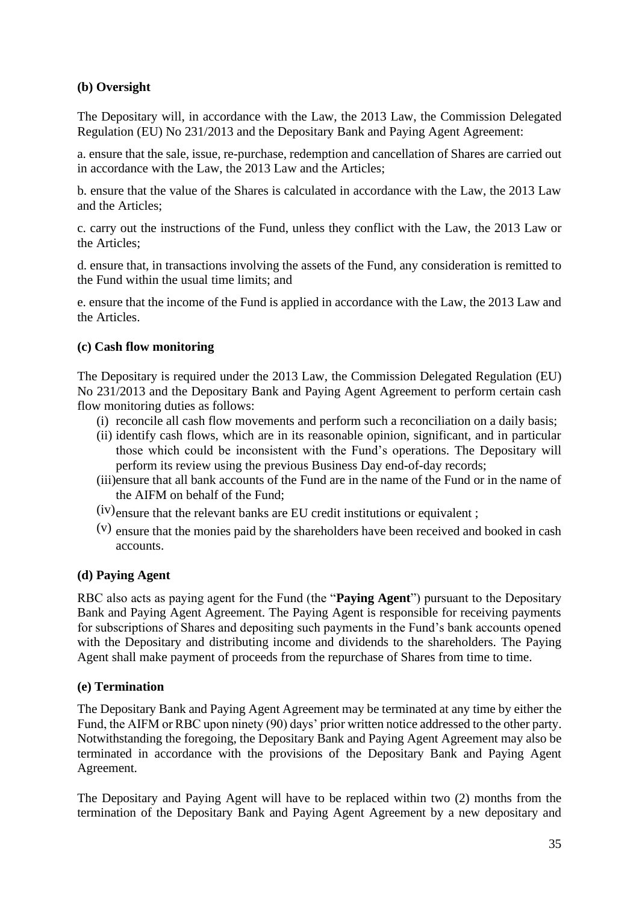**(b) Oversight**

The Depositary will, in accordance with the Law, the 2013 Law, the Commission Delegated Regulation (EU) No 231/2013 and the Depositary Bank and Paying Agent Agreement:

a. ensure that the sale, issue, re-purchase, redemption and cancellation of Shares are carried out in accordance with the Law, the 2013 Law and the Articles;

b. ensure that the value of the Shares is calculated in accordance with the Law, the 2013 Law and the Articles;

c. carry out the instructions of the Fund, unless they conflict with the Law, the 2013 Law or the Articles;

d. ensure that, in transactions involving the assets of the Fund, any consideration is remitted to the Fund within the usual time limits; and

e. ensure that the income of the Fund is applied in accordance with the Law, the 2013 Law and the Articles.

**(c) Cash flow monitoring**

The Depositary is required under the 2013 Law, the Commission Delegated Regulation (EU) No 231/2013 and the Depositary Bank and Paying Agent Agreement to perform certain cash flow monitoring duties as follows:

(i) reconcile all cash flow movements and perform such a reconciliation on a daily basis;
(ii) identify cash flows, which are in its reasonable opinion, significant, and in particular those which could be inconsistent with the Fund's operations. The Depositary will perform its review using the previous Business Day end-of-day records;
(iii) ensure that all bank accounts of the Fund are in the name of the Fund or in the name of the AIFM on behalf of the Fund;
(iv) ensure that the relevant banks are EU credit institutions or equivalent ;
(v) ensure that the monies paid by the shareholders have been received and booked in cash accounts.

**(d) Paying Agent**

RBC also acts as paying agent for the Fund (the "**Paying Agent**") pursuant to the Depositary Bank and Paying Agent Agreement. The Paying Agent is responsible for receiving payments for subscriptions of Shares and depositing such payments in the Fund's bank accounts opened with the Depositary and distributing income and dividends to the shareholders. The Paying Agent shall make payment of proceeds from the repurchase of Shares from time to time.

**(e) Termination**

The Depositary Bank and Paying Agent Agreement may be terminated at any time by either the Fund, the AIFM or RBC upon ninety (90) days' prior written notice addressed to the other party. Notwithstanding the foregoing, the Depositary Bank and Paying Agent Agreement may also be terminated in accordance with the provisions of the Depositary Bank and Paying Agent Agreement.

The Depositary and Paying Agent will have to be replaced within two (2) months from the termination of the Depositary Bank and Paying Agent Agreement by a new depositary and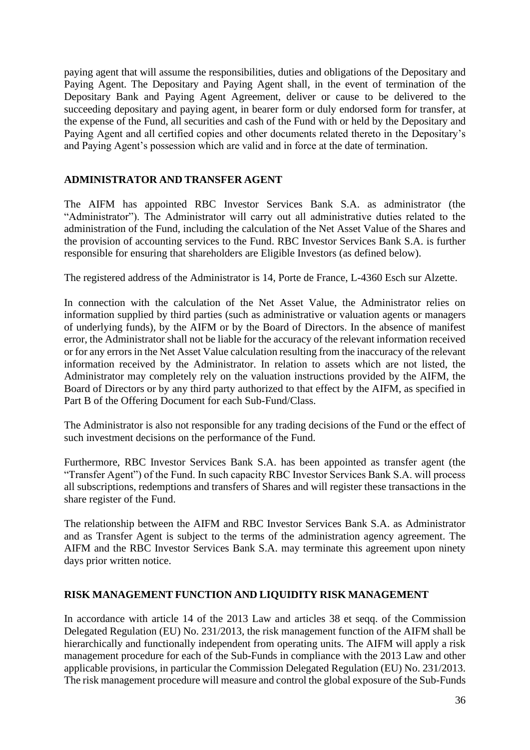paying agent that will assume the responsibilities, duties and obligations of the Depositary and Paying Agent. The Depositary and Paying Agent shall, in the event of termination of the Depositary Bank and Paying Agent Agreement, deliver or cause to be delivered to the succeeding depositary and paying agent, in bearer form or duly endorsed form for transfer, at the expense of the Fund, all securities and cash of the Fund with or held by the Depositary and Paying Agent and all certified copies and other documents related thereto in the Depositary's and Paying Agent's possession which are valid and in force at the date of termination.

## ADMINISTRATOR AND TRANSFER AGENT

The AIFM has appointed RBC Investor Services Bank S.A. as administrator (the "Administrator"). The Administrator will carry out all administrative duties related to the administration of the Fund, including the calculation of the Net Asset Value of the Shares and the provision of accounting services to the Fund. RBC Investor Services Bank S.A. is further responsible for ensuring that shareholders are Eligible Investors (as defined below).

The registered address of the Administrator is 14, Porte de France, L-4360 Esch sur Alzette.

In connection with the calculation of the Net Asset Value, the Administrator relies on information supplied by third parties (such as administrative or valuation agents or managers of underlying funds), by the AIFM or by the Board of Directors. In the absence of manifest error, the Administrator shall not be liable for the accuracy of the relevant information received or for any errors in the Net Asset Value calculation resulting from the inaccuracy of the relevant information received by the Administrator. In relation to assets which are not listed, the Administrator may completely rely on the valuation instructions provided by the AIFM, the Board of Directors or by any third party authorized to that effect by the AIFM, as specified in Part B of the Offering Document for each Sub-Fund/Class.

The Administrator is also not responsible for any trading decisions of the Fund or the effect of such investment decisions on the performance of the Fund.

Furthermore, RBC Investor Services Bank S.A. has been appointed as transfer agent (the "Transfer Agent") of the Fund. In such capacity RBC Investor Services Bank S.A. will process all subscriptions, redemptions and transfers of Shares and will register these transactions in the share register of the Fund.

The relationship between the AIFM and RBC Investor Services Bank S.A. as Administrator and as Transfer Agent is subject to the terms of the administration agency agreement. The AIFM and the RBC Investor Services Bank S.A. may terminate this agreement upon ninety days prior written notice.

## RISK MANAGEMENT FUNCTION AND LIQUIDITY RISK MANAGEMENT

In accordance with article 14 of the 2013 Law and articles 38 et seqq. of the Commission Delegated Regulation (EU) No. 231/2013, the risk management function of the AIFM shall be hierarchically and functionally independent from operating units. The AIFM will apply a risk management procedure for each of the Sub-Funds in compliance with the 2013 Law and other applicable provisions, in particular the Commission Delegated Regulation (EU) No. 231/2013. The risk management procedure will measure and control the global exposure of the Sub-Funds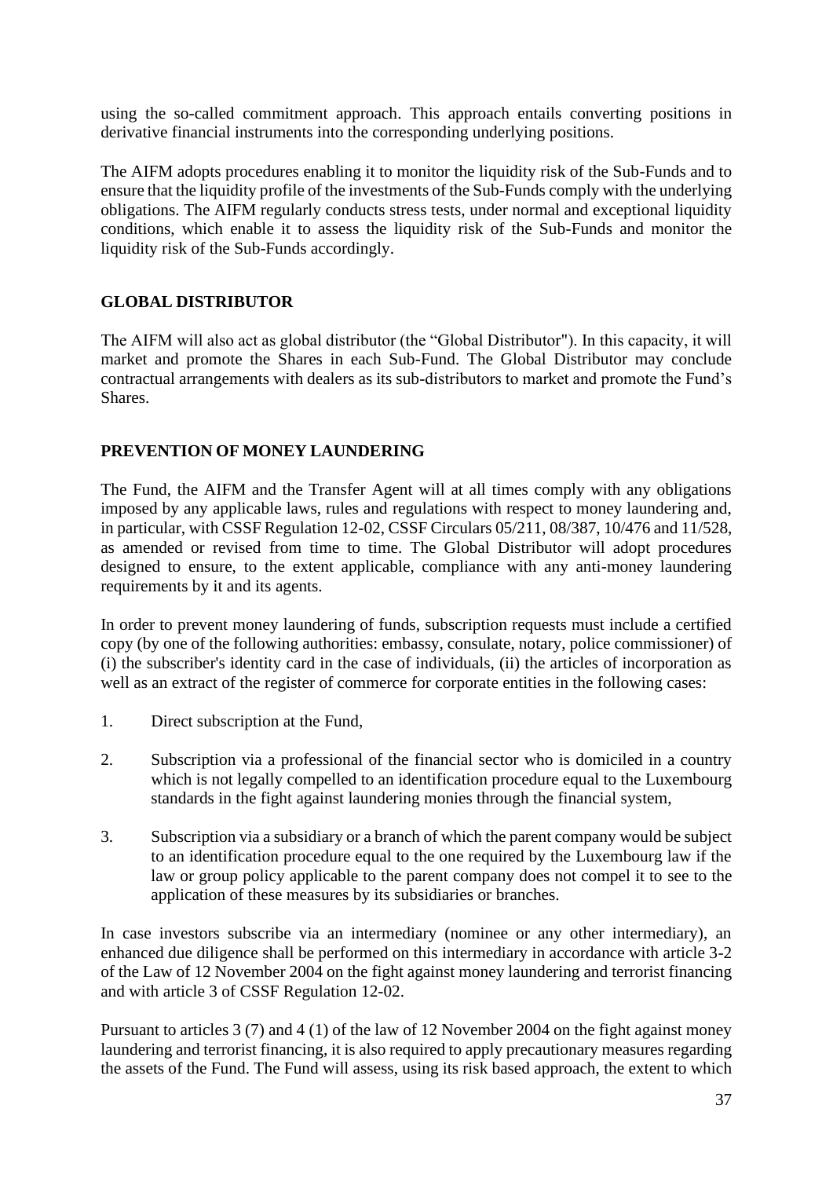using the so-called commitment approach. This approach entails converting positions in derivative financial instruments into the corresponding underlying positions.

The AIFM adopts procedures enabling it to monitor the liquidity risk of the Sub-Funds and to ensure that the liquidity profile of the investments of the Sub-Funds comply with the underlying obligations. The AIFM regularly conducts stress tests, under normal and exceptional liquidity conditions, which enable it to assess the liquidity risk of the Sub-Funds and monitor the liquidity risk of the Sub-Funds accordingly.

## GLOBAL DISTRIBUTOR

The AIFM will also act as global distributor (the "Global Distributor"). In this capacity, it will market and promote the Shares in each Sub-Fund. The Global Distributor may conclude contractual arrangements with dealers as its sub-distributors to market and promote the Fund's Shares.

## PREVENTION OF MONEY LAUNDERING

The Fund, the AIFM and the Transfer Agent will at all times comply with any obligations imposed by any applicable laws, rules and regulations with respect to money laundering and, in particular, with CSSF Regulation 12-02, CSSF Circulars 05/211, 08/387, 10/476 and 11/528, as amended or revised from time to time. The Global Distributor will adopt procedures designed to ensure, to the extent applicable, compliance with any anti-money laundering requirements by it and its agents.

In order to prevent money laundering of funds, subscription requests must include a certified copy (by one of the following authorities: embassy, consulate, notary, police commissioner) of (i) the subscriber's identity card in the case of individuals, (ii) the articles of incorporation as well as an extract of the register of commerce for corporate entities in the following cases:

1. Direct subscription at the Fund,
2. Subscription via a professional of the financial sector who is domiciled in a country which is not legally compelled to an identification procedure equal to the Luxembourg standards in the fight against laundering monies through the financial system,
3. Subscription via a subsidiary or a branch of which the parent company would be subject to an identification procedure equal to the one required by the Luxembourg law if the law or group policy applicable to the parent company does not compel it to see to the application of these measures by its subsidiaries or branches.

In case investors subscribe via an intermediary (nominee or any other intermediary), an enhanced due diligence shall be performed on this intermediary in accordance with article 3-2 of the Law of 12 November 2004 on the fight against money laundering and terrorist financing and with article 3 of CSSF Regulation 12-02.

Pursuant to articles 3 (7) and 4 (1) of the law of 12 November 2004 on the fight against money laundering and terrorist financing, it is also required to apply precautionary measures regarding the assets of the Fund. The Fund will assess, using its risk based approach, the extent to which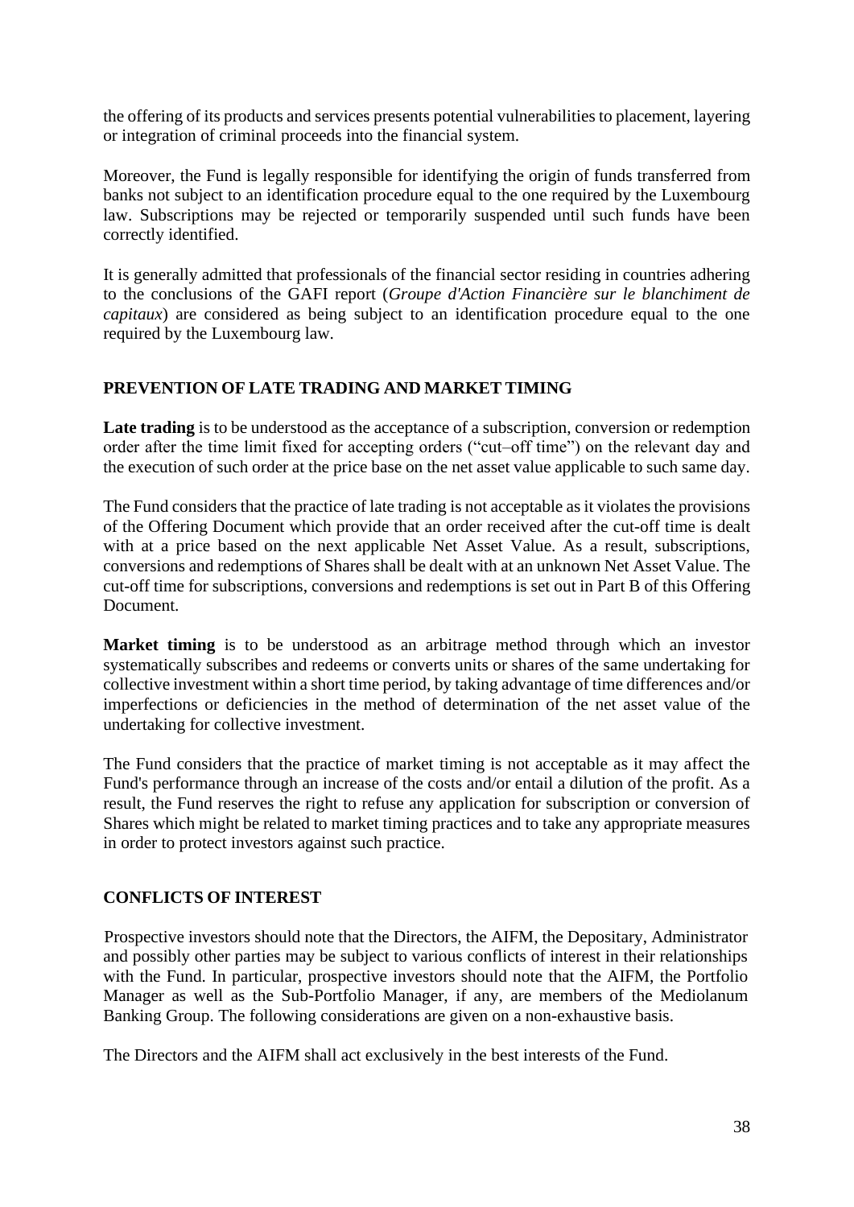the offering of its products and services presents potential vulnerabilities to placement, layering or integration of criminal proceeds into the financial system.

Moreover, the Fund is legally responsible for identifying the origin of funds transferred from banks not subject to an identification procedure equal to the one required by the Luxembourg law. Subscriptions may be rejected or temporarily suspended until such funds have been correctly identified.

It is generally admitted that professionals of the financial sector residing in countries adhering to the conclusions of the GAFI report (*Groupe d'Action Financière sur le blanchiment de capitaux*) are considered as being subject to an identification procedure equal to the one required by the Luxembourg law.

## PREVENTION OF LATE TRADING AND MARKET TIMING

**Late trading** is to be understood as the acceptance of a subscription, conversion or redemption order after the time limit fixed for accepting orders ("cut–off time") on the relevant day and the execution of such order at the price base on the net asset value applicable to such same day.

The Fund considers that the practice of late trading is not acceptable as it violates the provisions of the Offering Document which provide that an order received after the cut-off time is dealt with at a price based on the next applicable Net Asset Value. As a result, subscriptions, conversions and redemptions of Shares shall be dealt with at an unknown Net Asset Value. The cut-off time for subscriptions, conversions and redemptions is set out in Part B of this Offering Document.

**Market timing** is to be understood as an arbitrage method through which an investor systematically subscribes and redeems or converts units or shares of the same undertaking for collective investment within a short time period, by taking advantage of time differences and/or imperfections or deficiencies in the method of determination of the net asset value of the undertaking for collective investment.

The Fund considers that the practice of market timing is not acceptable as it may affect the Fund's performance through an increase of the costs and/or entail a dilution of the profit. As a result, the Fund reserves the right to refuse any application for subscription or conversion of Shares which might be related to market timing practices and to take any appropriate measures in order to protect investors against such practice.

## CONFLICTS OF INTEREST

Prospective investors should note that the Directors, the AIFM, the Depositary, Administrator and possibly other parties may be subject to various conflicts of interest in their relationships with the Fund. In particular, prospective investors should note that the AIFM, the Portfolio Manager as well as the Sub-Portfolio Manager, if any, are members of the Mediolanum Banking Group. The following considerations are given on a non-exhaustive basis.

The Directors and the AIFM shall act exclusively in the best interests of the Fund.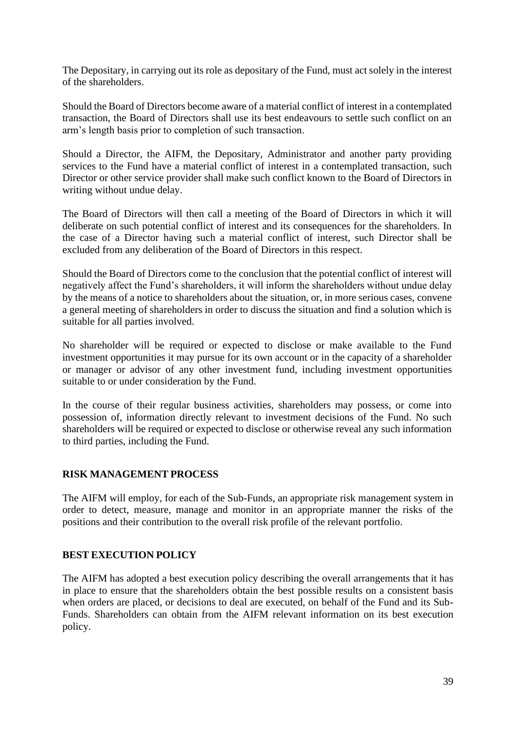The Depositary, in carrying out its role as depositary of the Fund, must act solely in the interest of the shareholders.

Should the Board of Directors become aware of a material conflict of interest in a contemplated transaction, the Board of Directors shall use its best endeavours to settle such conflict on an arm's length basis prior to completion of such transaction.

Should a Director, the AIFM, the Depositary, Administrator and another party providing services to the Fund have a material conflict of interest in a contemplated transaction, such Director or other service provider shall make such conflict known to the Board of Directors in writing without undue delay.

The Board of Directors will then call a meeting of the Board of Directors in which it will deliberate on such potential conflict of interest and its consequences for the shareholders. In the case of a Director having such a material conflict of interest, such Director shall be excluded from any deliberation of the Board of Directors in this respect.

Should the Board of Directors come to the conclusion that the potential conflict of interest will negatively affect the Fund's shareholders, it will inform the shareholders without undue delay by the means of a notice to shareholders about the situation, or, in more serious cases, convene a general meeting of shareholders in order to discuss the situation and find a solution which is suitable for all parties involved.

No shareholder will be required or expected to disclose or make available to the Fund investment opportunities it may pursue for its own account or in the capacity of a shareholder or manager or advisor of any other investment fund, including investment opportunities suitable to or under consideration by the Fund.

In the course of their regular business activities, shareholders may possess, or come into possession of, information directly relevant to investment decisions of the Fund. No such shareholders will be required or expected to disclose or otherwise reveal any such information to third parties, including the Fund.

## RISK MANAGEMENT PROCESS

The AIFM will employ, for each of the Sub-Funds, an appropriate risk management system in order to detect, measure, manage and monitor in an appropriate manner the risks of the positions and their contribution to the overall risk profile of the relevant portfolio.

## BEST EXECUTION POLICY

The AIFM has adopted a best execution policy describing the overall arrangements that it has in place to ensure that the shareholders obtain the best possible results on a consistent basis when orders are placed, or decisions to deal are executed, on behalf of the Fund and its Sub-Funds. Shareholders can obtain from the AIFM relevant information on its best execution policy.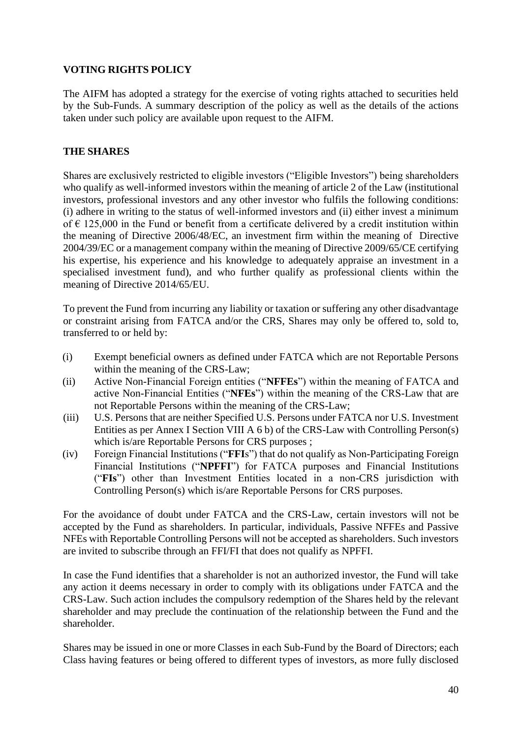## VOTING RIGHTS POLICY

The AIFM has adopted a strategy for the exercise of voting rights attached to securities held by the Sub-Funds. A summary description of the policy as well as the details of the actions taken under such policy are available upon request to the AIFM.

## THE SHARES

Shares are exclusively restricted to eligible investors ("Eligible Investors") being shareholders who qualify as well-informed investors within the meaning of article 2 of the Law (institutional investors, professional investors and any other investor who fulfils the following conditions: (i) adhere in writing to the status of well-informed investors and (ii) either invest a minimum of € 125,000 in the Fund or benefit from a certificate delivered by a credit institution within the meaning of Directive 2006/48/EC, an investment firm within the meaning of Directive 2004/39/EC or a management company within the meaning of Directive 2009/65/CE certifying his expertise, his experience and his knowledge to adequately appraise an investment in a specialised investment fund), and who further qualify as professional clients within the meaning of Directive 2014/65/EU.

To prevent the Fund from incurring any liability or taxation or suffering any other disadvantage or constraint arising from FATCA and/or the CRS, Shares may only be offered to, sold to, transferred to or held by:

(i) Exempt beneficial owners as defined under FATCA which are not Reportable Persons within the meaning of the CRS-Law;

(ii) Active Non-Financial Foreign entities ("**NFFEs**") within the meaning of FATCA and active Non-Financial Entities ("**NFEs**") within the meaning of the CRS-Law that are not Reportable Persons within the meaning of the CRS-Law;

(iii) U.S. Persons that are neither Specified U.S. Persons under FATCA nor U.S. Investment Entities as per Annex I Section VIII A 6 b) of the CRS-Law with Controlling Person(s) which is/are Reportable Persons for CRS purposes ;

(iv) Foreign Financial Institutions ("**FFI**s") that do not qualify as Non-Participating Foreign Financial Institutions ("**NPFFI**") for FATCA purposes and Financial Institutions ("**FIs**") other than Investment Entities located in a non-CRS jurisdiction with Controlling Person(s) which is/are Reportable Persons for CRS purposes.

For the avoidance of doubt under FATCA and the CRS-Law, certain investors will not be accepted by the Fund as shareholders. In particular, individuals, Passive NFFEs and Passive NFEs with Reportable Controlling Persons will not be accepted as shareholders. Such investors are invited to subscribe through an FFI/FI that does not qualify as NPFFI.

In case the Fund identifies that a shareholder is not an authorized investor, the Fund will take any action it deems necessary in order to comply with its obligations under FATCA and the CRS-Law. Such action includes the compulsory redemption of the Shares held by the relevant shareholder and may preclude the continuation of the relationship between the Fund and the shareholder.

Shares may be issued in one or more Classes in each Sub-Fund by the Board of Directors; each Class having features or being offered to different types of investors, as more fully disclosed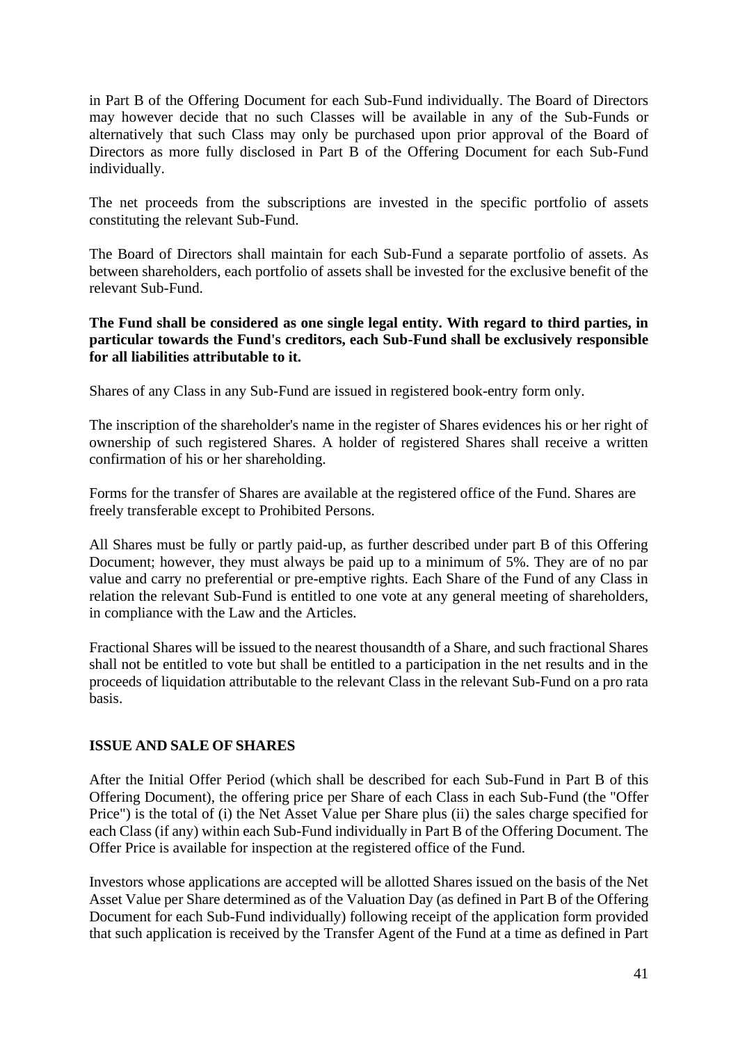in Part B of the Offering Document for each Sub-Fund individually. The Board of Directors may however decide that no such Classes will be available in any of the Sub-Funds or alternatively that such Class may only be purchased upon prior approval of the Board of Directors as more fully disclosed in Part B of the Offering Document for each Sub-Fund individually.

The net proceeds from the subscriptions are invested in the specific portfolio of assets constituting the relevant Sub-Fund.

The Board of Directors shall maintain for each Sub-Fund a separate portfolio of assets. As between shareholders, each portfolio of assets shall be invested for the exclusive benefit of the relevant Sub-Fund.

**The Fund shall be considered as one single legal entity. With regard to third parties, in particular towards the Fund's creditors, each Sub-Fund shall be exclusively responsible for all liabilities attributable to it.**

Shares of any Class in any Sub-Fund are issued in registered book-entry form only.

The inscription of the shareholder's name in the register of Shares evidences his or her right of ownership of such registered Shares. A holder of registered Shares shall receive a written confirmation of his or her shareholding.

Forms for the transfer of Shares are available at the registered office of the Fund. Shares are freely transferable except to Prohibited Persons.

All Shares must be fully or partly paid-up, as further described under part B of this Offering Document; however, they must always be paid up to a minimum of 5%. They are of no par value and carry no preferential or pre-emptive rights. Each Share of the Fund of any Class in relation the relevant Sub-Fund is entitled to one vote at any general meeting of shareholders, in compliance with the Law and the Articles.

Fractional Shares will be issued to the nearest thousandth of a Share, and such fractional Shares shall not be entitled to vote but shall be entitled to a participation in the net results and in the proceeds of liquidation attributable to the relevant Class in the relevant Sub-Fund on a pro rata basis.

## ISSUE AND SALE OF SHARES

After the Initial Offer Period (which shall be described for each Sub-Fund in Part B of this Offering Document), the offering price per Share of each Class in each Sub-Fund (the "Offer Price") is the total of (i) the Net Asset Value per Share plus (ii) the sales charge specified for each Class (if any) within each Sub-Fund individually in Part B of the Offering Document. The Offer Price is available for inspection at the registered office of the Fund.

Investors whose applications are accepted will be allotted Shares issued on the basis of the Net Asset Value per Share determined as of the Valuation Day (as defined in Part B of the Offering Document for each Sub-Fund individually) following receipt of the application form provided that such application is received by the Transfer Agent of the Fund at a time as defined in Part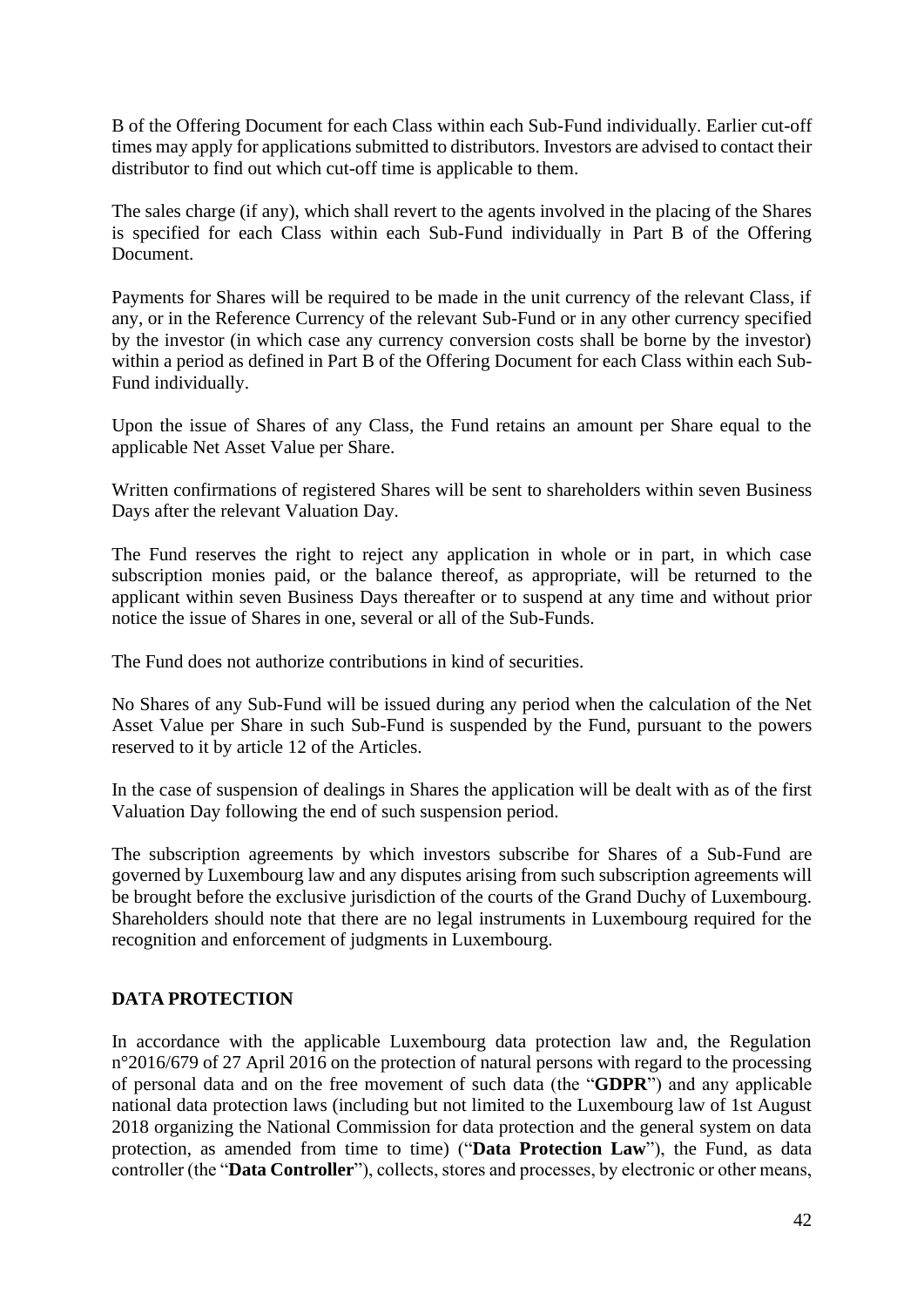B of the Offering Document for each Class within each Sub-Fund individually. Earlier cut-off times may apply for applications submitted to distributors. Investors are advised to contact their distributor to find out which cut-off time is applicable to them.

The sales charge (if any), which shall revert to the agents involved in the placing of the Shares is specified for each Class within each Sub-Fund individually in Part B of the Offering Document.

Payments for Shares will be required to be made in the unit currency of the relevant Class, if any, or in the Reference Currency of the relevant Sub-Fund or in any other currency specified by the investor (in which case any currency conversion costs shall be borne by the investor) within a period as defined in Part B of the Offering Document for each Class within each Sub-Fund individually.

Upon the issue of Shares of any Class, the Fund retains an amount per Share equal to the applicable Net Asset Value per Share.

Written confirmations of registered Shares will be sent to shareholders within seven Business Days after the relevant Valuation Day.

The Fund reserves the right to reject any application in whole or in part, in which case subscription monies paid, or the balance thereof, as appropriate, will be returned to the applicant within seven Business Days thereafter or to suspend at any time and without prior notice the issue of Shares in one, several or all of the Sub-Funds.

The Fund does not authorize contributions in kind of securities.

No Shares of any Sub-Fund will be issued during any period when the calculation of the Net Asset Value per Share in such Sub-Fund is suspended by the Fund, pursuant to the powers reserved to it by article 12 of the Articles.

In the case of suspension of dealings in Shares the application will be dealt with as of the first Valuation Day following the end of such suspension period.

The subscription agreements by which investors subscribe for Shares of a Sub-Fund are governed by Luxembourg law and any disputes arising from such subscription agreements will be brought before the exclusive jurisdiction of the courts of the Grand Duchy of Luxembourg. Shareholders should note that there are no legal instruments in Luxembourg required for the recognition and enforcement of judgments in Luxembourg.

## DATA PROTECTION

In accordance with the applicable Luxembourg data protection law and, the Regulation n°2016/679 of 27 April 2016 on the protection of natural persons with regard to the processing of personal data and on the free movement of such data (the "**GDPR**") and any applicable national data protection laws (including but not limited to the Luxembourg law of 1st August 2018 organizing the National Commission for data protection and the general system on data protection, as amended from time to time) ("**Data Protection Law**"), the Fund, as data controller (the "**Data Controller**"), collects, stores and processes, by electronic or other means,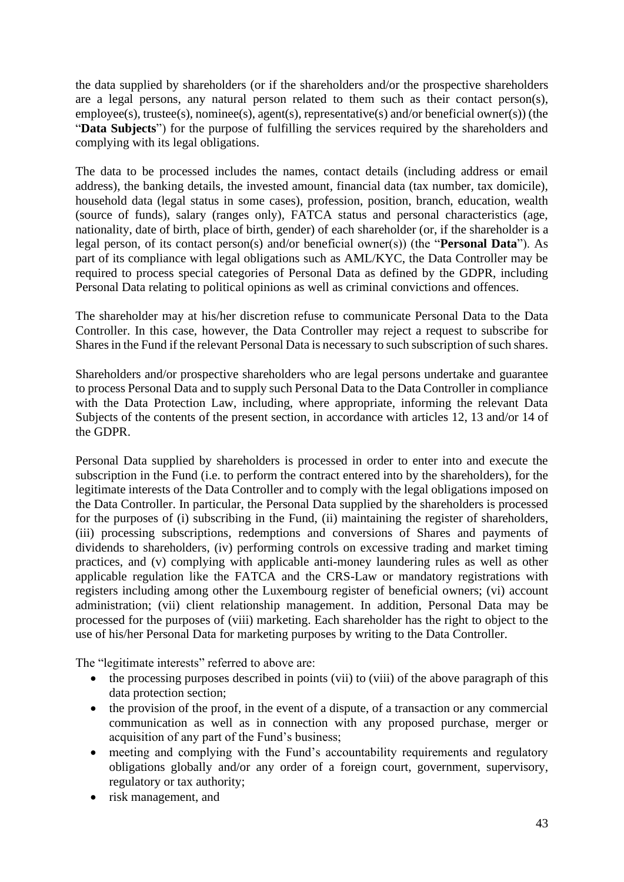the data supplied by shareholders (or if the shareholders and/or the prospective shareholders are a legal persons, any natural person related to them such as their contact person(s), employee(s), trustee(s), nominee(s), agent(s), representative(s) and/or beneficial owner(s)) (the "**Data Subjects**") for the purpose of fulfilling the services required by the shareholders and complying with its legal obligations.

The data to be processed includes the names, contact details (including address or email address), the banking details, the invested amount, financial data (tax number, tax domicile), household data (legal status in some cases), profession, position, branch, education, wealth (source of funds), salary (ranges only), FATCA status and personal characteristics (age, nationality, date of birth, place of birth, gender) of each shareholder (or, if the shareholder is a legal person, of its contact person(s) and/or beneficial owner(s)) (the "**Personal Data**"). As part of its compliance with legal obligations such as AML/KYC, the Data Controller may be required to process special categories of Personal Data as defined by the GDPR, including Personal Data relating to political opinions as well as criminal convictions and offences.

The shareholder may at his/her discretion refuse to communicate Personal Data to the Data Controller. In this case, however, the Data Controller may reject a request to subscribe for Shares in the Fund if the relevant Personal Data is necessary to such subscription of such shares.

Shareholders and/or prospective shareholders who are legal persons undertake and guarantee to process Personal Data and to supply such Personal Data to the Data Controller in compliance with the Data Protection Law, including, where appropriate, informing the relevant Data Subjects of the contents of the present section, in accordance with articles 12, 13 and/or 14 of the GDPR.

Personal Data supplied by shareholders is processed in order to enter into and execute the subscription in the Fund (i.e. to perform the contract entered into by the shareholders), for the legitimate interests of the Data Controller and to comply with the legal obligations imposed on the Data Controller. In particular, the Personal Data supplied by the shareholders is processed for the purposes of (i) subscribing in the Fund, (ii) maintaining the register of shareholders, (iii) processing subscriptions, redemptions and conversions of Shares and payments of dividends to shareholders, (iv) performing controls on excessive trading and market timing practices, and (v) complying with applicable anti-money laundering rules as well as other applicable regulation like the FATCA and the CRS-Law or mandatory registrations with registers including among other the Luxembourg register of beneficial owners; (vi) account administration; (vii) client relationship management. In addition, Personal Data may be processed for the purposes of (viii) marketing. Each shareholder has the right to object to the use of his/her Personal Data for marketing purposes by writing to the Data Controller.

The "legitimate interests" referred to above are:

- the processing purposes described in points (vii) to (viii) of the above paragraph of this data protection section;
- the provision of the proof, in the event of a dispute, of a transaction or any commercial communication as well as in connection with any proposed purchase, merger or acquisition of any part of the Fund's business;
- meeting and complying with the Fund's accountability requirements and regulatory obligations globally and/or any order of a foreign court, government, supervisory, regulatory or tax authority;
- risk management, and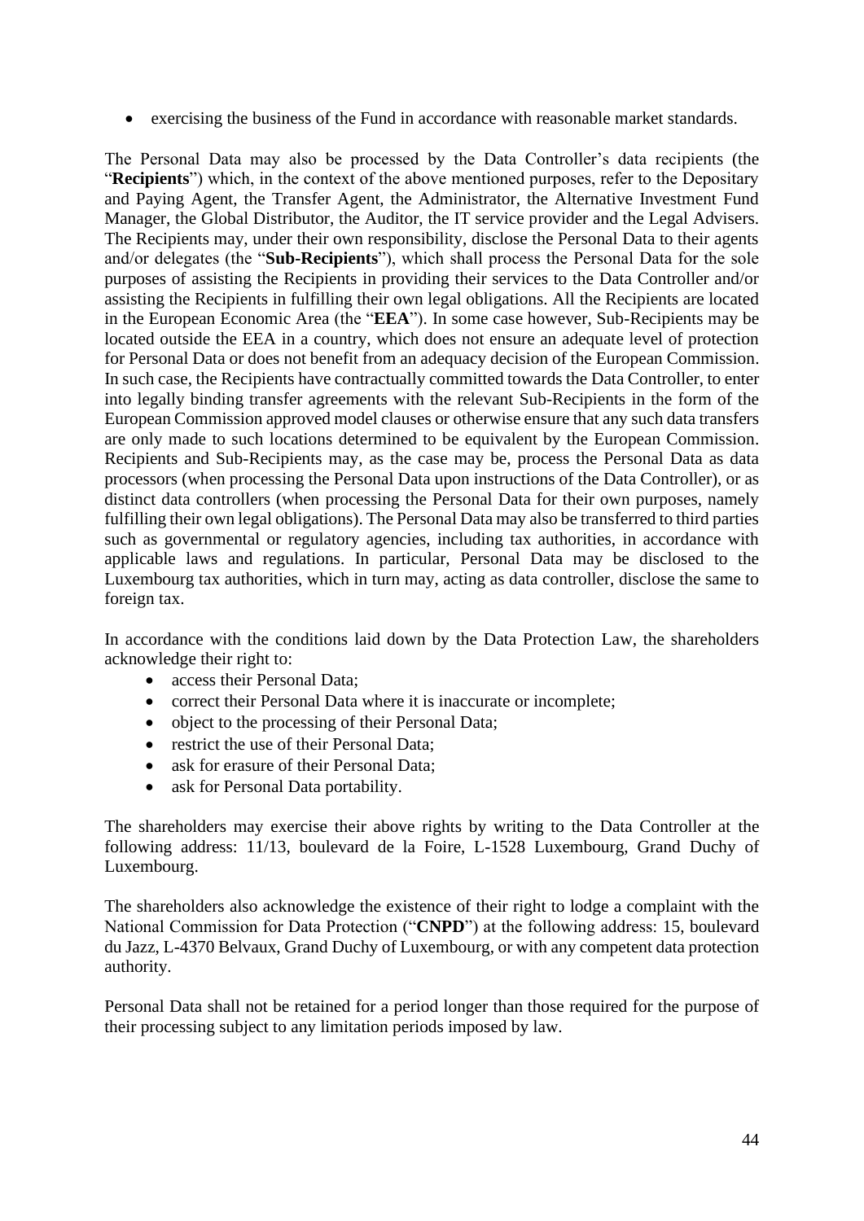- exercising the business of the Fund in accordance with reasonable market standards.

The Personal Data may also be processed by the Data Controller's data recipients (the "**Recipients**") which, in the context of the above mentioned purposes, refer to the Depositary and Paying Agent, the Transfer Agent, the Administrator, the Alternative Investment Fund Manager, the Global Distributor, the Auditor, the IT service provider and the Legal Advisers. The Recipients may, under their own responsibility, disclose the Personal Data to their agents and/or delegates (the "**Sub-Recipients**"), which shall process the Personal Data for the sole purposes of assisting the Recipients in providing their services to the Data Controller and/or assisting the Recipients in fulfilling their own legal obligations. All the Recipients are located in the European Economic Area (the "**EEA**"). In some case however, Sub-Recipients may be located outside the EEA in a country, which does not ensure an adequate level of protection for Personal Data or does not benefit from an adequacy decision of the European Commission. In such case, the Recipients have contractually committed towards the Data Controller, to enter into legally binding transfer agreements with the relevant Sub-Recipients in the form of the European Commission approved model clauses or otherwise ensure that any such data transfers are only made to such locations determined to be equivalent by the European Commission. Recipients and Sub-Recipients may, as the case may be, process the Personal Data as data processors (when processing the Personal Data upon instructions of the Data Controller), or as distinct data controllers (when processing the Personal Data for their own purposes, namely fulfilling their own legal obligations). The Personal Data may also be transferred to third parties such as governmental or regulatory agencies, including tax authorities, in accordance with applicable laws and regulations. In particular, Personal Data may be disclosed to the Luxembourg tax authorities, which in turn may, acting as data controller, disclose the same to foreign tax.

In accordance with the conditions laid down by the Data Protection Law, the shareholders acknowledge their right to:

- access their Personal Data;
- correct their Personal Data where it is inaccurate or incomplete;
- object to the processing of their Personal Data;
- restrict the use of their Personal Data;
- ask for erasure of their Personal Data;
- ask for Personal Data portability.

The shareholders may exercise their above rights by writing to the Data Controller at the following address: 11/13, boulevard de la Foire, L-1528 Luxembourg, Grand Duchy of Luxembourg.

The shareholders also acknowledge the existence of their right to lodge a complaint with the National Commission for Data Protection ("**CNPD**") at the following address: 15, boulevard du Jazz, L-4370 Belvaux, Grand Duchy of Luxembourg, or with any competent data protection authority.

Personal Data shall not be retained for a period longer than those required for the purpose of their processing subject to any limitation periods imposed by law.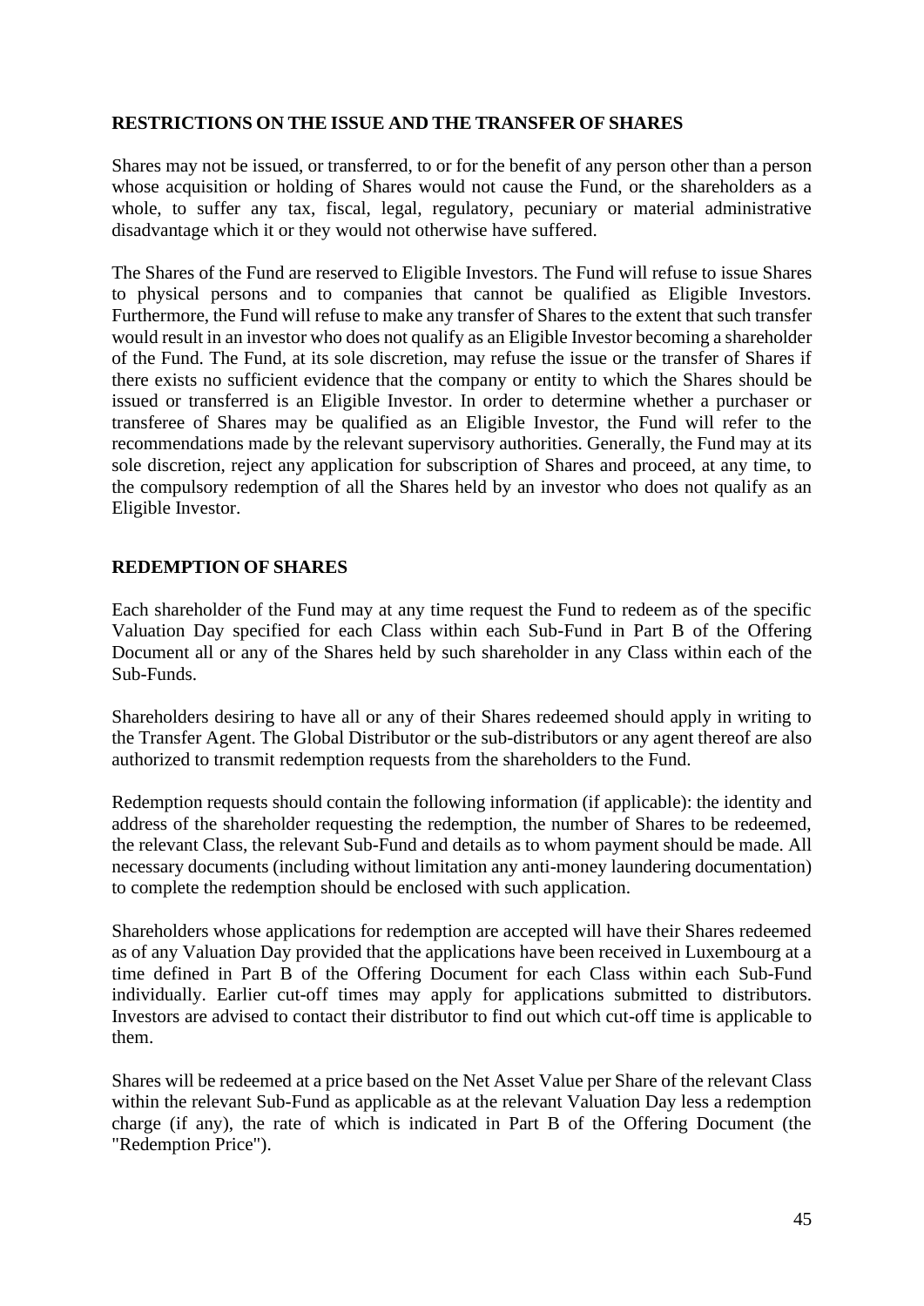## RESTRICTIONS ON THE ISSUE AND THE TRANSFER OF SHARES

Shares may not be issued, or transferred, to or for the benefit of any person other than a person whose acquisition or holding of Shares would not cause the Fund, or the shareholders as a whole, to suffer any tax, fiscal, legal, regulatory, pecuniary or material administrative disadvantage which it or they would not otherwise have suffered.

The Shares of the Fund are reserved to Eligible Investors. The Fund will refuse to issue Shares to physical persons and to companies that cannot be qualified as Eligible Investors. Furthermore, the Fund will refuse to make any transfer of Shares to the extent that such transfer would result in an investor who does not qualify as an Eligible Investor becoming a shareholder of the Fund. The Fund, at its sole discretion, may refuse the issue or the transfer of Shares if there exists no sufficient evidence that the company or entity to which the Shares should be issued or transferred is an Eligible Investor. In order to determine whether a purchaser or transferee of Shares may be qualified as an Eligible Investor, the Fund will refer to the recommendations made by the relevant supervisory authorities. Generally, the Fund may at its sole discretion, reject any application for subscription of Shares and proceed, at any time, to the compulsory redemption of all the Shares held by an investor who does not qualify as an Eligible Investor.

## REDEMPTION OF SHARES

Each shareholder of the Fund may at any time request the Fund to redeem as of the specific Valuation Day specified for each Class within each Sub-Fund in Part B of the Offering Document all or any of the Shares held by such shareholder in any Class within each of the Sub-Funds.

Shareholders desiring to have all or any of their Shares redeemed should apply in writing to the Transfer Agent. The Global Distributor or the sub-distributors or any agent thereof are also authorized to transmit redemption requests from the shareholders to the Fund.

Redemption requests should contain the following information (if applicable): the identity and address of the shareholder requesting the redemption, the number of Shares to be redeemed, the relevant Class, the relevant Sub-Fund and details as to whom payment should be made. All necessary documents (including without limitation any anti-money laundering documentation) to complete the redemption should be enclosed with such application.

Shareholders whose applications for redemption are accepted will have their Shares redeemed as of any Valuation Day provided that the applications have been received in Luxembourg at a time defined in Part B of the Offering Document for each Class within each Sub-Fund individually. Earlier cut-off times may apply for applications submitted to distributors. Investors are advised to contact their distributor to find out which cut-off time is applicable to them.

Shares will be redeemed at a price based on the Net Asset Value per Share of the relevant Class within the relevant Sub-Fund as applicable as at the relevant Valuation Day less a redemption charge (if any), the rate of which is indicated in Part B of the Offering Document (the "Redemption Price").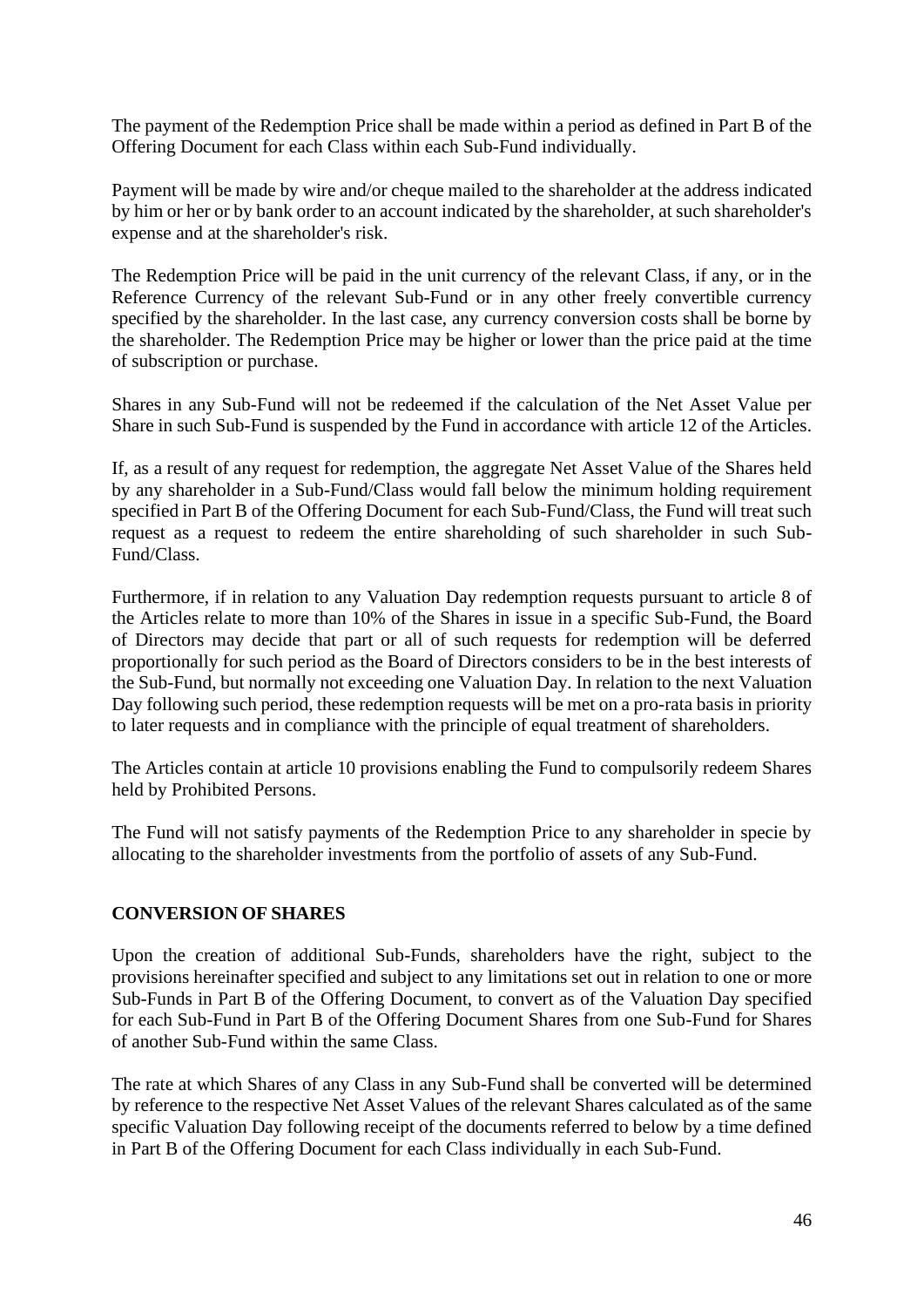The payment of the Redemption Price shall be made within a period as defined in Part B of the Offering Document for each Class within each Sub-Fund individually.

Payment will be made by wire and/or cheque mailed to the shareholder at the address indicated by him or her or by bank order to an account indicated by the shareholder, at such shareholder's expense and at the shareholder's risk.

The Redemption Price will be paid in the unit currency of the relevant Class, if any, or in the Reference Currency of the relevant Sub-Fund or in any other freely convertible currency specified by the shareholder. In the last case, any currency conversion costs shall be borne by the shareholder. The Redemption Price may be higher or lower than the price paid at the time of subscription or purchase.

Shares in any Sub-Fund will not be redeemed if the calculation of the Net Asset Value per Share in such Sub-Fund is suspended by the Fund in accordance with article 12 of the Articles.

If, as a result of any request for redemption, the aggregate Net Asset Value of the Shares held by any shareholder in a Sub-Fund/Class would fall below the minimum holding requirement specified in Part B of the Offering Document for each Sub-Fund/Class, the Fund will treat such request as a request to redeem the entire shareholding of such shareholder in such Sub-Fund/Class.

Furthermore, if in relation to any Valuation Day redemption requests pursuant to article 8 of the Articles relate to more than 10% of the Shares in issue in a specific Sub-Fund, the Board of Directors may decide that part or all of such requests for redemption will be deferred proportionally for such period as the Board of Directors considers to be in the best interests of the Sub-Fund, but normally not exceeding one Valuation Day. In relation to the next Valuation Day following such period, these redemption requests will be met on a pro-rata basis in priority to later requests and in compliance with the principle of equal treatment of shareholders.

The Articles contain at article 10 provisions enabling the Fund to compulsorily redeem Shares held by Prohibited Persons.

The Fund will not satisfy payments of the Redemption Price to any shareholder in specie by allocating to the shareholder investments from the portfolio of assets of any Sub-Fund.

## CONVERSION OF SHARES

Upon the creation of additional Sub-Funds, shareholders have the right, subject to the provisions hereinafter specified and subject to any limitations set out in relation to one or more Sub-Funds in Part B of the Offering Document, to convert as of the Valuation Day specified for each Sub-Fund in Part B of the Offering Document Shares from one Sub-Fund for Shares of another Sub-Fund within the same Class.

The rate at which Shares of any Class in any Sub-Fund shall be converted will be determined by reference to the respective Net Asset Values of the relevant Shares calculated as of the same specific Valuation Day following receipt of the documents referred to below by a time defined in Part B of the Offering Document for each Class individually in each Sub-Fund.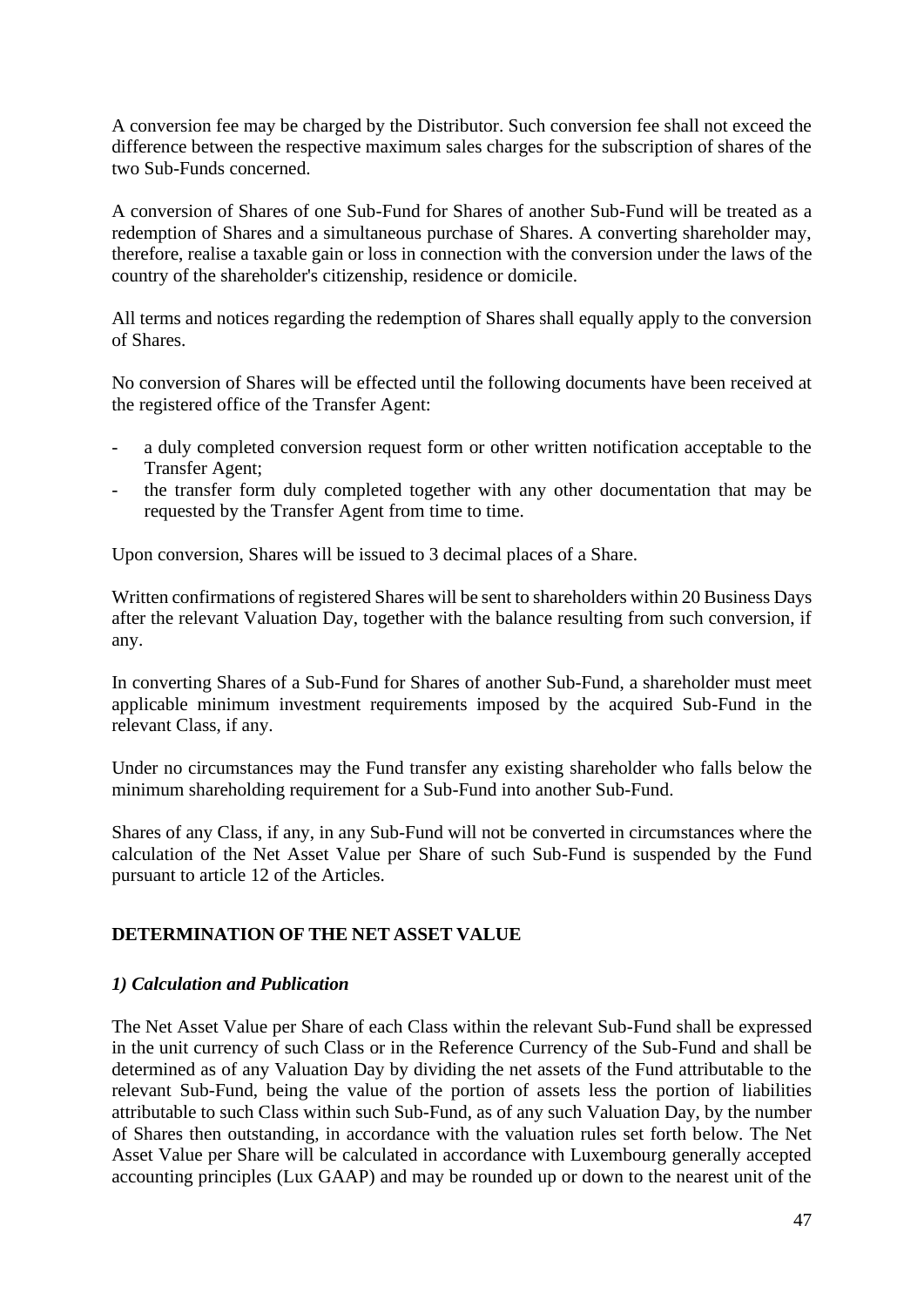A conversion fee may be charged by the Distributor. Such conversion fee shall not exceed the difference between the respective maximum sales charges for the subscription of shares of the two Sub-Funds concerned.

A conversion of Shares of one Sub-Fund for Shares of another Sub-Fund will be treated as a redemption of Shares and a simultaneous purchase of Shares. A converting shareholder may, therefore, realise a taxable gain or loss in connection with the conversion under the laws of the country of the shareholder's citizenship, residence or domicile.

All terms and notices regarding the redemption of Shares shall equally apply to the conversion of Shares.

No conversion of Shares will be effected until the following documents have been received at the registered office of the Transfer Agent:

- a duly completed conversion request form or other written notification acceptable to the Transfer Agent;
- the transfer form duly completed together with any other documentation that may be requested by the Transfer Agent from time to time.

Upon conversion, Shares will be issued to 3 decimal places of a Share.

Written confirmations of registered Shares will be sent to shareholders within 20 Business Days after the relevant Valuation Day, together with the balance resulting from such conversion, if any.

In converting Shares of a Sub-Fund for Shares of another Sub-Fund, a shareholder must meet applicable minimum investment requirements imposed by the acquired Sub-Fund in the relevant Class, if any.

Under no circumstances may the Fund transfer any existing shareholder who falls below the minimum shareholding requirement for a Sub-Fund into another Sub-Fund.

Shares of any Class, if any, in any Sub-Fund will not be converted in circumstances where the calculation of the Net Asset Value per Share of such Sub-Fund is suspended by the Fund pursuant to article 12 of the Articles.

## DETERMINATION OF THE NET ASSET VALUE

### *1) Calculation and Publication*

The Net Asset Value per Share of each Class within the relevant Sub-Fund shall be expressed in the unit currency of such Class or in the Reference Currency of the Sub-Fund and shall be determined as of any Valuation Day by dividing the net assets of the Fund attributable to the relevant Sub-Fund, being the value of the portion of assets less the portion of liabilities attributable to such Class within such Sub-Fund, as of any such Valuation Day, by the number of Shares then outstanding, in accordance with the valuation rules set forth below. The Net Asset Value per Share will be calculated in accordance with Luxembourg generally accepted accounting principles (Lux GAAP) and may be rounded up or down to the nearest unit of the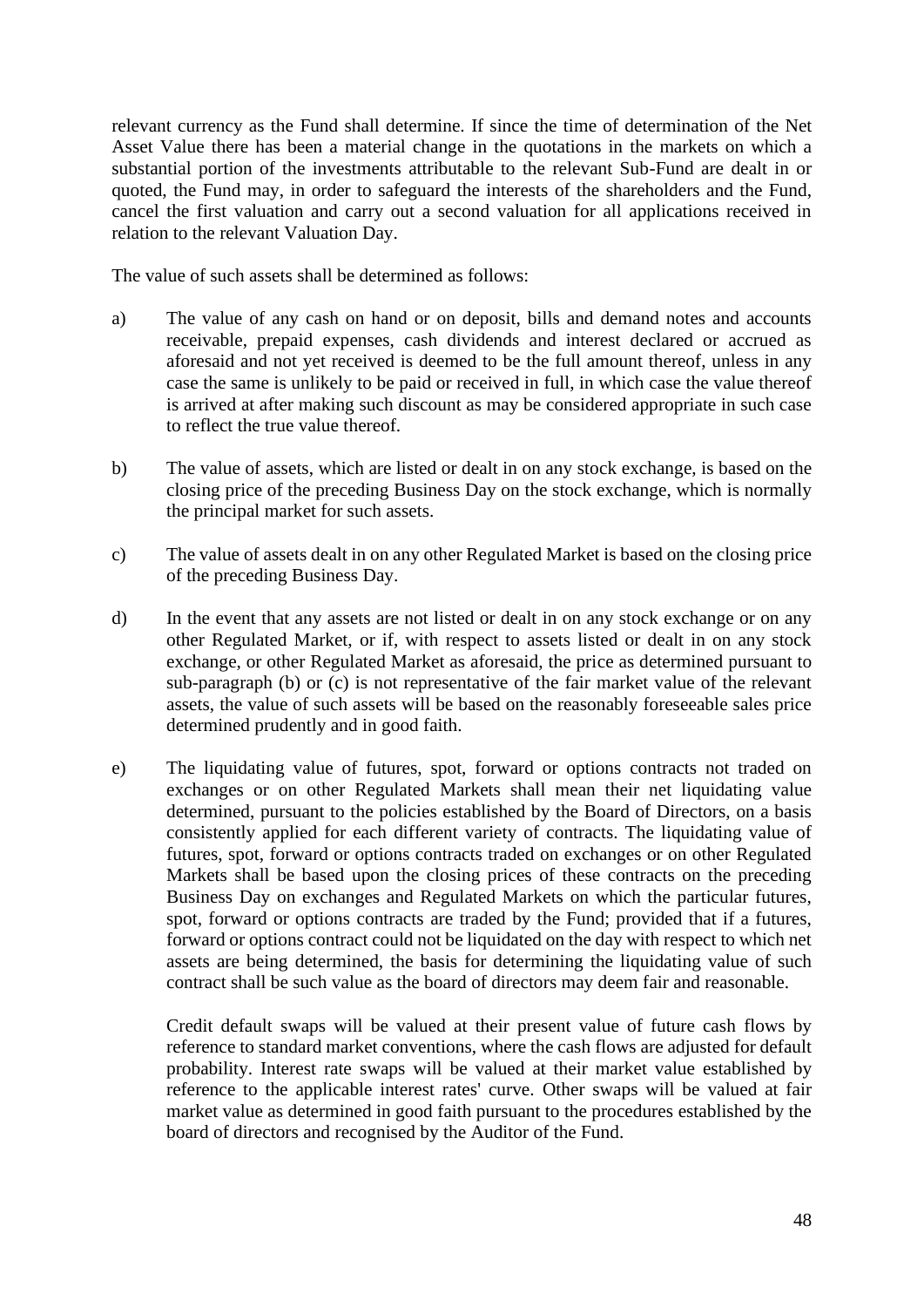relevant currency as the Fund shall determine. If since the time of determination of the Net Asset Value there has been a material change in the quotations in the markets on which a substantial portion of the investments attributable to the relevant Sub-Fund are dealt in or quoted, the Fund may, in order to safeguard the interests of the shareholders and the Fund, cancel the first valuation and carry out a second valuation for all applications received in relation to the relevant Valuation Day.

The value of such assets shall be determined as follows:

a) The value of any cash on hand or on deposit, bills and demand notes and accounts receivable, prepaid expenses, cash dividends and interest declared or accrued as aforesaid and not yet received is deemed to be the full amount thereof, unless in any case the same is unlikely to be paid or received in full, in which case the value thereof is arrived at after making such discount as may be considered appropriate in such case to reflect the true value thereof.

b) The value of assets, which are listed or dealt in on any stock exchange, is based on the closing price of the preceding Business Day on the stock exchange, which is normally the principal market for such assets.

c) The value of assets dealt in on any other Regulated Market is based on the closing price of the preceding Business Day.

d) In the event that any assets are not listed or dealt in on any stock exchange or on any other Regulated Market, or if, with respect to assets listed or dealt in on any stock exchange, or other Regulated Market as aforesaid, the price as determined pursuant to sub-paragraph (b) or (c) is not representative of the fair market value of the relevant assets, the value of such assets will be based on the reasonably foreseeable sales price determined prudently and in good faith.

e) The liquidating value of futures, spot, forward or options contracts not traded on exchanges or on other Regulated Markets shall mean their net liquidating value determined, pursuant to the policies established by the Board of Directors, on a basis consistently applied for each different variety of contracts. The liquidating value of futures, spot, forward or options contracts traded on exchanges or on other Regulated Markets shall be based upon the closing prices of these contracts on the preceding Business Day on exchanges and Regulated Markets on which the particular futures, spot, forward or options contracts are traded by the Fund; provided that if a futures, forward or options contract could not be liquidated on the day with respect to which net assets are being determined, the basis for determining the liquidating value of such contract shall be such value as the board of directors may deem fair and reasonable.

   Credit default swaps will be valued at their present value of future cash flows by reference to standard market conventions, where the cash flows are adjusted for default probability. Interest rate swaps will be valued at their market value established by reference to the applicable interest rates' curve. Other swaps will be valued at fair market value as determined in good faith pursuant to the procedures established by the board of directors and recognised by the Auditor of the Fund.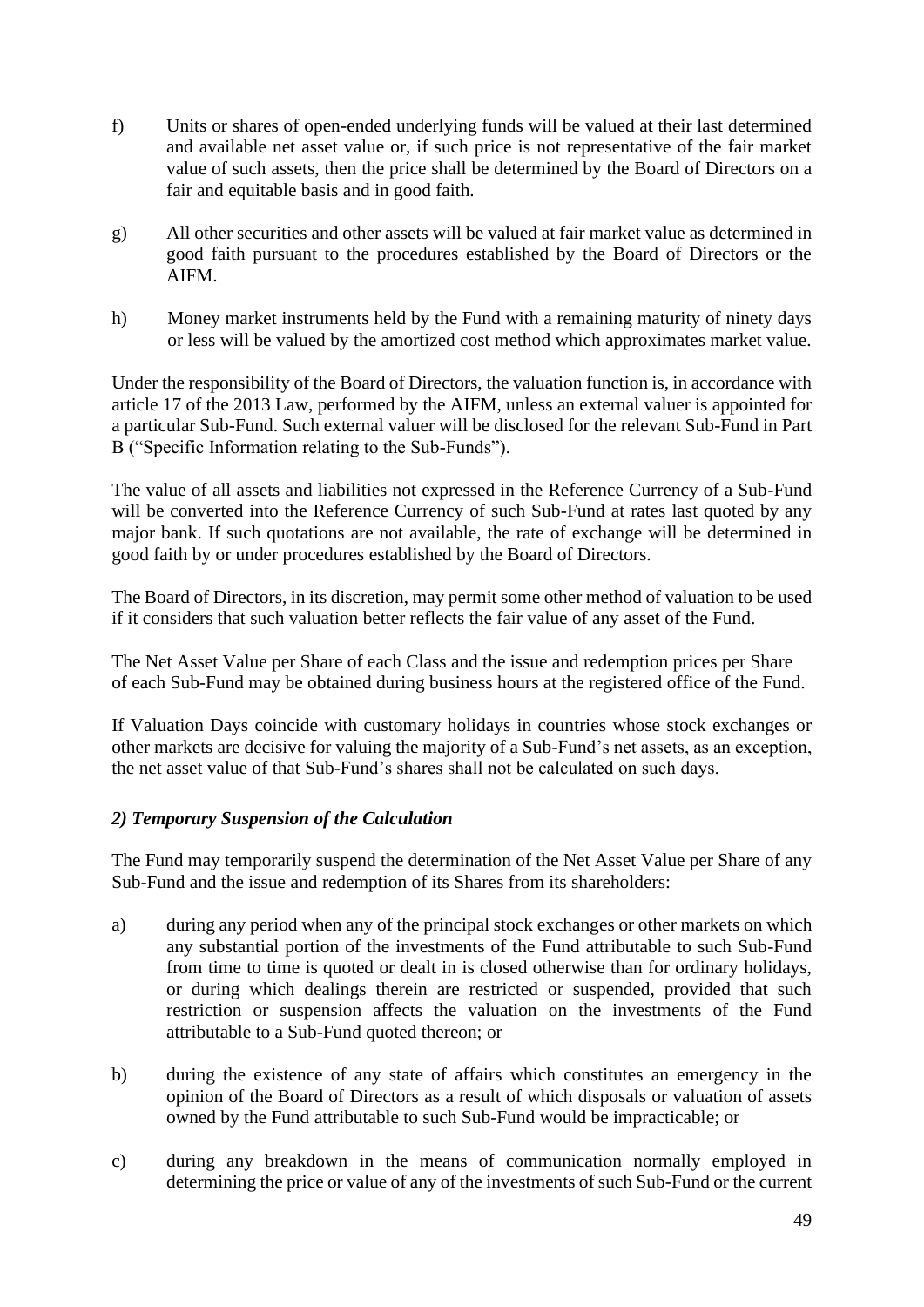f) Units or shares of open-ended underlying funds will be valued at their last determined and available net asset value or, if such price is not representative of the fair market value of such assets, then the price shall be determined by the Board of Directors on a fair and equitable basis and in good faith.

g) All other securities and other assets will be valued at fair market value as determined in good faith pursuant to the procedures established by the Board of Directors or the AIFM.

h) Money market instruments held by the Fund with a remaining maturity of ninety days or less will be valued by the amortized cost method which approximates market value.

Under the responsibility of the Board of Directors, the valuation function is, in accordance with article 17 of the 2013 Law, performed by the AIFM, unless an external valuer is appointed for a particular Sub-Fund. Such external valuer will be disclosed for the relevant Sub-Fund in Part B ("Specific Information relating to the Sub-Funds").

The value of all assets and liabilities not expressed in the Reference Currency of a Sub-Fund will be converted into the Reference Currency of such Sub-Fund at rates last quoted by any major bank. If such quotations are not available, the rate of exchange will be determined in good faith by or under procedures established by the Board of Directors.

The Board of Directors, in its discretion, may permit some other method of valuation to be used if it considers that such valuation better reflects the fair value of any asset of the Fund.

The Net Asset Value per Share of each Class and the issue and redemption prices per Share of each Sub-Fund may be obtained during business hours at the registered office of the Fund.

If Valuation Days coincide with customary holidays in countries whose stock exchanges or other markets are decisive for valuing the majority of a Sub-Fund's net assets, as an exception, the net asset value of that Sub-Fund's shares shall not be calculated on such days.

### *2) Temporary Suspension of the Calculation*

The Fund may temporarily suspend the determination of the Net Asset Value per Share of any Sub-Fund and the issue and redemption of its Shares from its shareholders:

a) during any period when any of the principal stock exchanges or other markets on which any substantial portion of the investments of the Fund attributable to such Sub-Fund from time to time is quoted or dealt in is closed otherwise than for ordinary holidays, or during which dealings therein are restricted or suspended, provided that such restriction or suspension affects the valuation on the investments of the Fund attributable to a Sub-Fund quoted thereon; or

b) during the existence of any state of affairs which constitutes an emergency in the opinion of the Board of Directors as a result of which disposals or valuation of assets owned by the Fund attributable to such Sub-Fund would be impracticable; or

c) during any breakdown in the means of communication normally employed in determining the price or value of any of the investments of such Sub-Fund or the current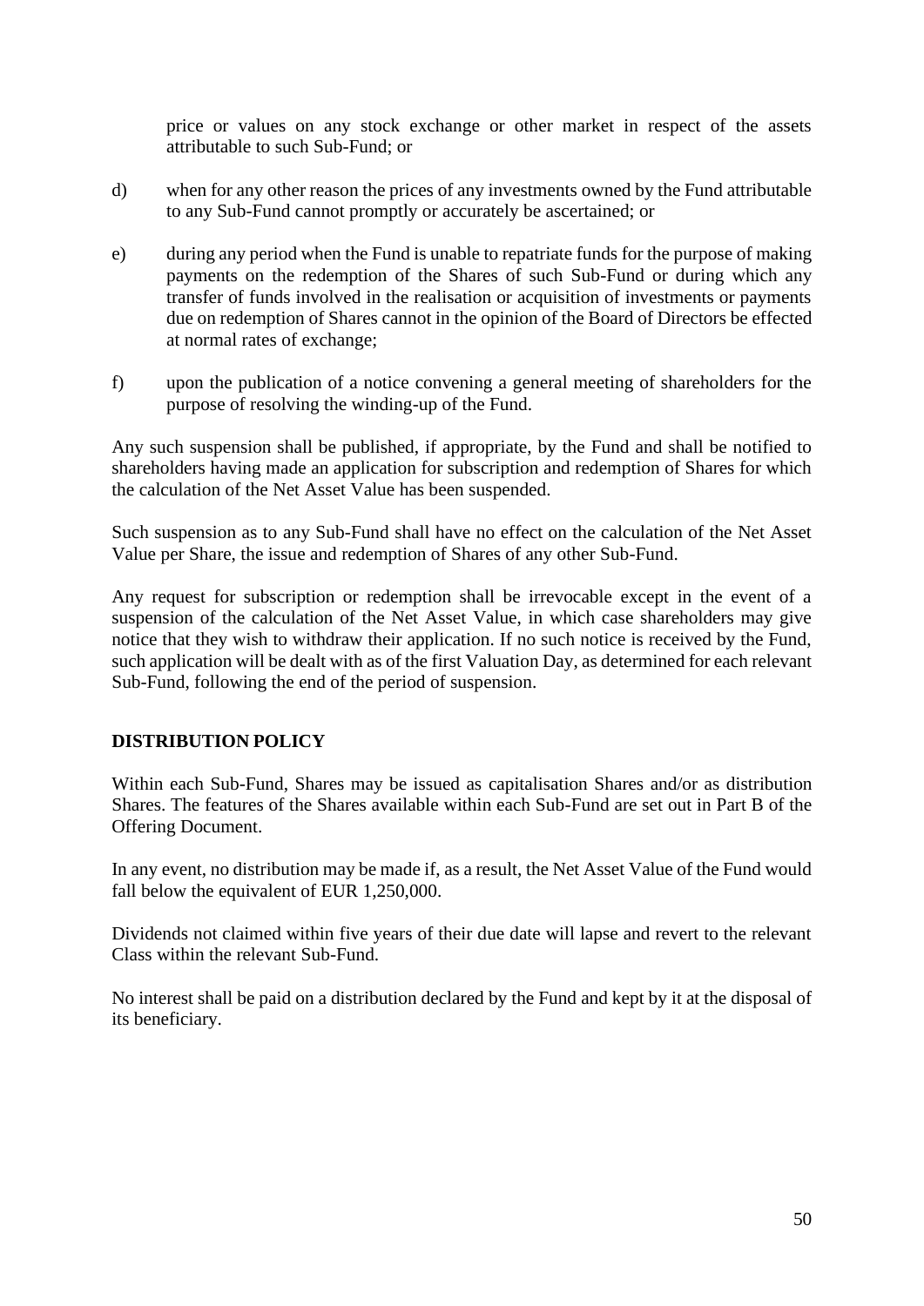price or values on any stock exchange or other market in respect of the assets attributable to such Sub-Fund; or

d) when for any other reason the prices of any investments owned by the Fund attributable to any Sub-Fund cannot promptly or accurately be ascertained; or

e) during any period when the Fund is unable to repatriate funds for the purpose of making payments on the redemption of the Shares of such Sub-Fund or during which any transfer of funds involved in the realisation or acquisition of investments or payments due on redemption of Shares cannot in the opinion of the Board of Directors be effected at normal rates of exchange;

f) upon the publication of a notice convening a general meeting of shareholders for the purpose of resolving the winding-up of the Fund.

Any such suspension shall be published, if appropriate, by the Fund and shall be notified to shareholders having made an application for subscription and redemption of Shares for which the calculation of the Net Asset Value has been suspended.

Such suspension as to any Sub-Fund shall have no effect on the calculation of the Net Asset Value per Share, the issue and redemption of Shares of any other Sub-Fund.

Any request for subscription or redemption shall be irrevocable except in the event of a suspension of the calculation of the Net Asset Value, in which case shareholders may give notice that they wish to withdraw their application. If no such notice is received by the Fund, such application will be dealt with as of the first Valuation Day, as determined for each relevant Sub-Fund, following the end of the period of suspension.

## DISTRIBUTION POLICY

Within each Sub-Fund, Shares may be issued as capitalisation Shares and/or as distribution Shares. The features of the Shares available within each Sub-Fund are set out in Part B of the Offering Document.

In any event, no distribution may be made if, as a result, the Net Asset Value of the Fund would fall below the equivalent of EUR 1,250,000.

Dividends not claimed within five years of their due date will lapse and revert to the relevant Class within the relevant Sub-Fund.

No interest shall be paid on a distribution declared by the Fund and kept by it at the disposal of its beneficiary.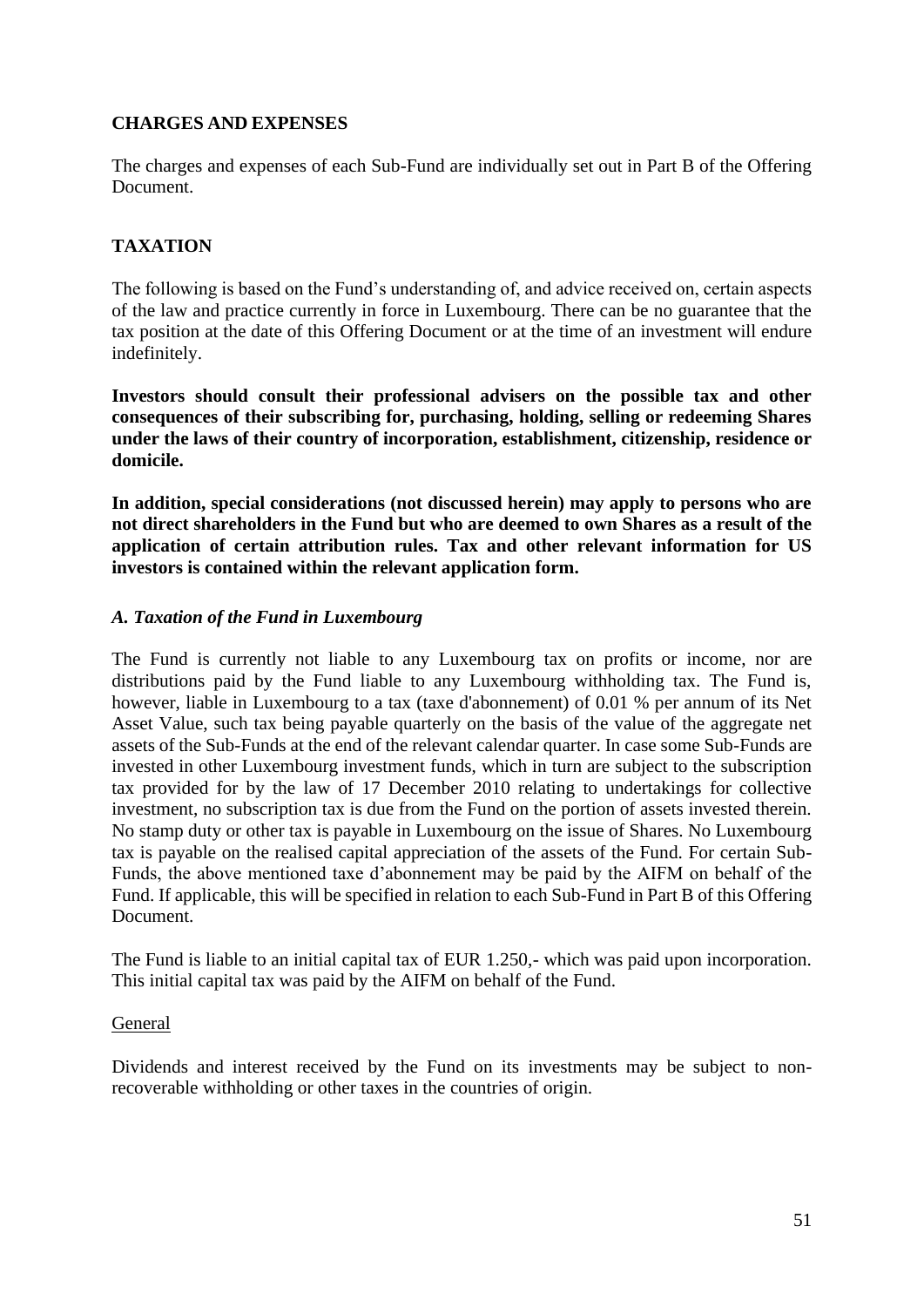## CHARGES AND EXPENSES

The charges and expenses of each Sub-Fund are individually set out in Part B of the Offering Document.

## TAXATION

The following is based on the Fund's understanding of, and advice received on, certain aspects of the law and practice currently in force in Luxembourg. There can be no guarantee that the tax position at the date of this Offering Document or at the time of an investment will endure indefinitely.

**Investors should consult their professional advisers on the possible tax and other consequences of their subscribing for, purchasing, holding, selling or redeeming Shares under the laws of their country of incorporation, establishment, citizenship, residence or domicile.**

**In addition, special considerations (not discussed herein) may apply to persons who are not direct shareholders in the Fund but who are deemed to own Shares as a result of the application of certain attribution rules. Tax and other relevant information for US investors is contained within the relevant application form.**

### *A. Taxation of the Fund in Luxembourg*

The Fund is currently not liable to any Luxembourg tax on profits or income, nor are distributions paid by the Fund liable to any Luxembourg withholding tax. The Fund is, however, liable in Luxembourg to a tax (taxe d'abonnement) of 0.01 % per annum of its Net Asset Value, such tax being payable quarterly on the basis of the value of the aggregate net assets of the Sub-Funds at the end of the relevant calendar quarter. In case some Sub-Funds are invested in other Luxembourg investment funds, which in turn are subject to the subscription tax provided for by the law of 17 December 2010 relating to undertakings for collective investment, no subscription tax is due from the Fund on the portion of assets invested therein. No stamp duty or other tax is payable in Luxembourg on the issue of Shares. No Luxembourg tax is payable on the realised capital appreciation of the assets of the Fund. For certain Sub-Funds, the above mentioned taxe d'abonnement may be paid by the AIFM on behalf of the Fund. If applicable, this will be specified in relation to each Sub-Fund in Part B of this Offering Document.

The Fund is liable to an initial capital tax of EUR 1.250,- which was paid upon incorporation. This initial capital tax was paid by the AIFM on behalf of the Fund.

<u>General</u>

Dividends and interest received by the Fund on its investments may be subject to non-recoverable withholding or other taxes in the countries of origin.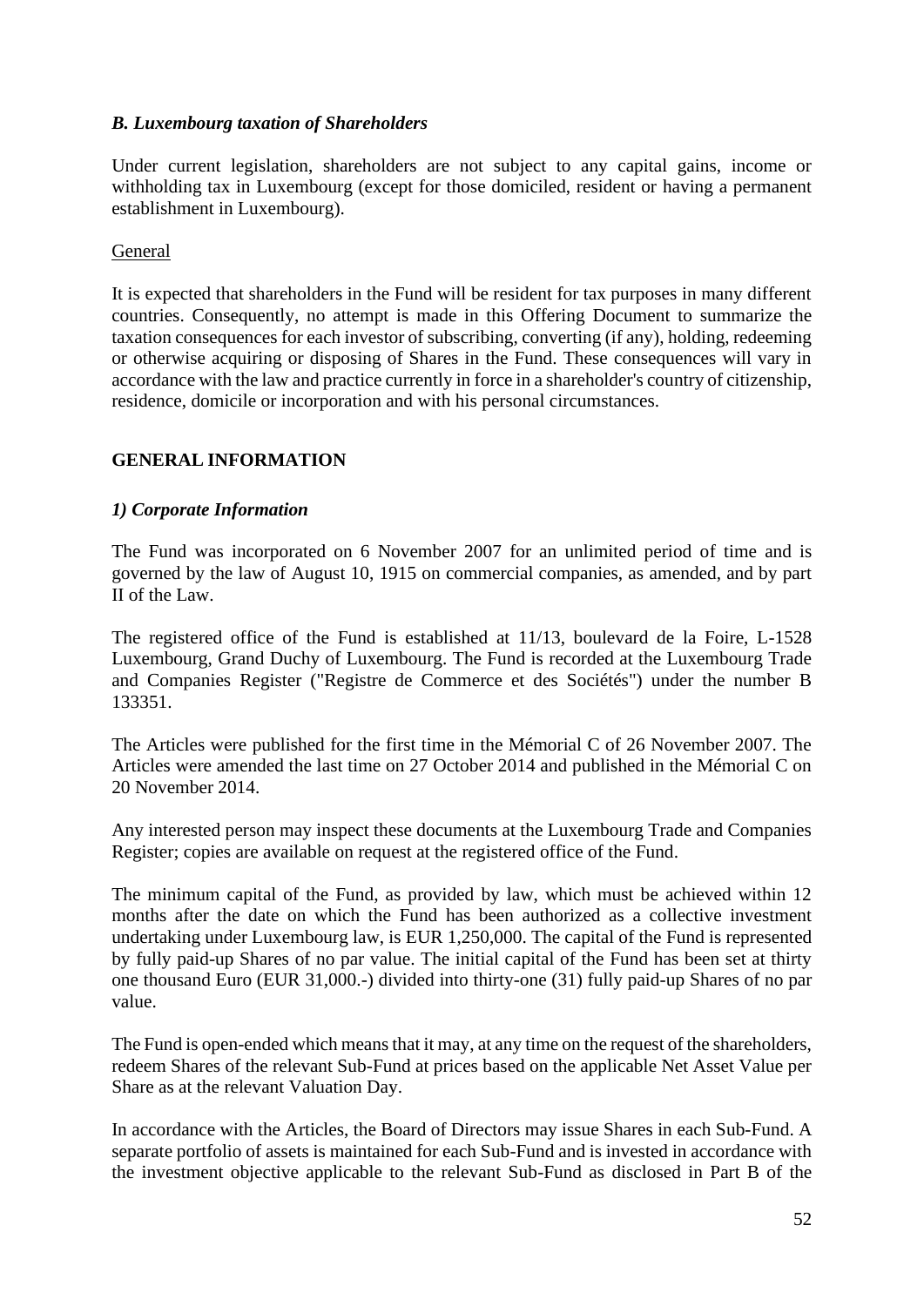### *B. Luxembourg taxation of Shareholders*

Under current legislation, shareholders are not subject to any capital gains, income or withholding tax in Luxembourg (except for those domiciled, resident or having a permanent establishment in Luxembourg).

General

It is expected that shareholders in the Fund will be resident for tax purposes in many different countries. Consequently, no attempt is made in this Offering Document to summarize the taxation consequences for each investor of subscribing, converting (if any), holding, redeeming or otherwise acquiring or disposing of Shares in the Fund. These consequences will vary in accordance with the law and practice currently in force in a shareholder's country of citizenship, residence, domicile or incorporation and with his personal circumstances.

## GENERAL INFORMATION

### *1) Corporate Information*

The Fund was incorporated on 6 November 2007 for an unlimited period of time and is governed by the law of August 10, 1915 on commercial companies, as amended, and by part II of the Law.

The registered office of the Fund is established at 11/13, boulevard de la Foire, L-1528 Luxembourg, Grand Duchy of Luxembourg. The Fund is recorded at the Luxembourg Trade and Companies Register ("Registre de Commerce et des Sociétés") under the number B 133351.

The Articles were published for the first time in the Mémorial C of 26 November 2007. The Articles were amended the last time on 27 October 2014 and published in the Mémorial C on 20 November 2014.

Any interested person may inspect these documents at the Luxembourg Trade and Companies Register; copies are available on request at the registered office of the Fund.

The minimum capital of the Fund, as provided by law, which must be achieved within 12 months after the date on which the Fund has been authorized as a collective investment undertaking under Luxembourg law, is EUR 1,250,000. The capital of the Fund is represented by fully paid-up Shares of no par value. The initial capital of the Fund has been set at thirty one thousand Euro (EUR 31,000.-) divided into thirty-one (31) fully paid-up Shares of no par value.

The Fund is open-ended which means that it may, at any time on the request of the shareholders, redeem Shares of the relevant Sub-Fund at prices based on the applicable Net Asset Value per Share as at the relevant Valuation Day.

In accordance with the Articles, the Board of Directors may issue Shares in each Sub-Fund. A separate portfolio of assets is maintained for each Sub-Fund and is invested in accordance with the investment objective applicable to the relevant Sub-Fund as disclosed in Part B of the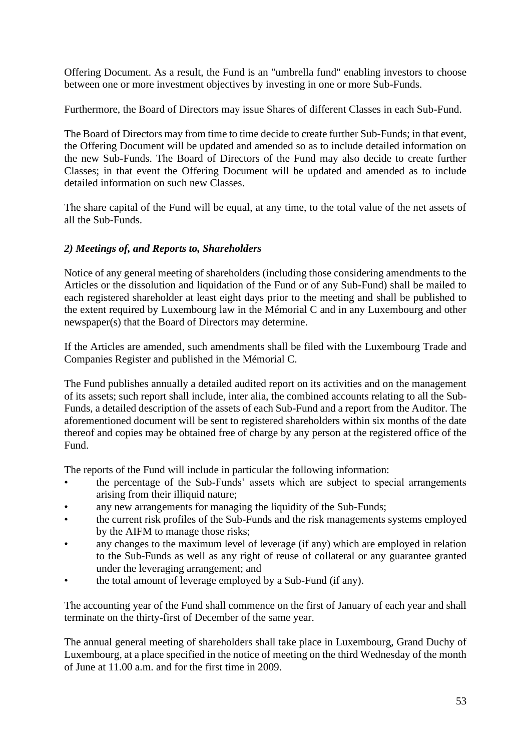Offering Document. As a result, the Fund is an "umbrella fund" enabling investors to choose between one or more investment objectives by investing in one or more Sub-Funds.

Furthermore, the Board of Directors may issue Shares of different Classes in each Sub-Fund.

The Board of Directors may from time to time decide to create further Sub-Funds; in that event, the Offering Document will be updated and amended so as to include detailed information on the new Sub-Funds. The Board of Directors of the Fund may also decide to create further Classes; in that event the Offering Document will be updated and amended as to include detailed information on such new Classes.

The share capital of the Fund will be equal, at any time, to the total value of the net assets of all the Sub-Funds.

### *2) Meetings of, and Reports to, Shareholders*

Notice of any general meeting of shareholders (including those considering amendments to the Articles or the dissolution and liquidation of the Fund or of any Sub-Fund) shall be mailed to each registered shareholder at least eight days prior to the meeting and shall be published to the extent required by Luxembourg law in the Mémorial C and in any Luxembourg and other newspaper(s) that the Board of Directors may determine.

If the Articles are amended, such amendments shall be filed with the Luxembourg Trade and Companies Register and published in the Mémorial C.

The Fund publishes annually a detailed audited report on its activities and on the management of its assets; such report shall include, inter alia, the combined accounts relating to all the Sub-Funds, a detailed description of the assets of each Sub-Fund and a report from the Auditor. The aforementioned document will be sent to registered shareholders within six months of the date thereof and copies may be obtained free of charge by any person at the registered office of the Fund.

The reports of the Fund will include in particular the following information:

- the percentage of the Sub-Funds' assets which are subject to special arrangements arising from their illiquid nature;
- any new arrangements for managing the liquidity of the Sub-Funds;
- the current risk profiles of the Sub-Funds and the risk managements systems employed by the AIFM to manage those risks;
- any changes to the maximum level of leverage (if any) which are employed in relation to the Sub-Funds as well as any right of reuse of collateral or any guarantee granted under the leveraging arrangement; and
- the total amount of leverage employed by a Sub-Fund (if any).

The accounting year of the Fund shall commence on the first of January of each year and shall terminate on the thirty-first of December of the same year.

The annual general meeting of shareholders shall take place in Luxembourg, Grand Duchy of Luxembourg, at a place specified in the notice of meeting on the third Wednesday of the month of June at 11.00 a.m. and for the first time in 2009.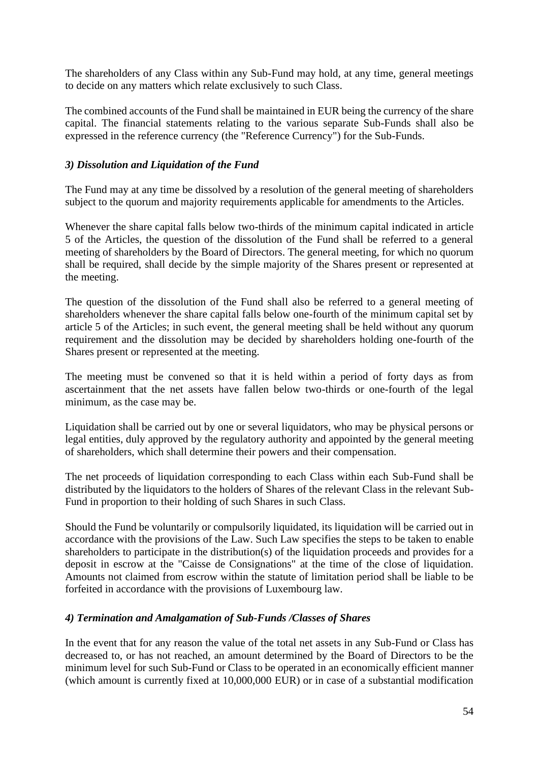The shareholders of any Class within any Sub-Fund may hold, at any time, general meetings to decide on any matters which relate exclusively to such Class.

The combined accounts of the Fund shall be maintained in EUR being the currency of the share capital. The financial statements relating to the various separate Sub-Funds shall also be expressed in the reference currency (the "Reference Currency") for the Sub-Funds.

### *3) Dissolution and Liquidation of the Fund*

The Fund may at any time be dissolved by a resolution of the general meeting of shareholders subject to the quorum and majority requirements applicable for amendments to the Articles.

Whenever the share capital falls below two-thirds of the minimum capital indicated in article 5 of the Articles, the question of the dissolution of the Fund shall be referred to a general meeting of shareholders by the Board of Directors. The general meeting, for which no quorum shall be required, shall decide by the simple majority of the Shares present or represented at the meeting.

The question of the dissolution of the Fund shall also be referred to a general meeting of shareholders whenever the share capital falls below one-fourth of the minimum capital set by article 5 of the Articles; in such event, the general meeting shall be held without any quorum requirement and the dissolution may be decided by shareholders holding one-fourth of the Shares present or represented at the meeting.

The meeting must be convened so that it is held within a period of forty days as from ascertainment that the net assets have fallen below two-thirds or one-fourth of the legal minimum, as the case may be.

Liquidation shall be carried out by one or several liquidators, who may be physical persons or legal entities, duly approved by the regulatory authority and appointed by the general meeting of shareholders, which shall determine their powers and their compensation.

The net proceeds of liquidation corresponding to each Class within each Sub-Fund shall be distributed by the liquidators to the holders of Shares of the relevant Class in the relevant Sub-Fund in proportion to their holding of such Shares in such Class.

Should the Fund be voluntarily or compulsorily liquidated, its liquidation will be carried out in accordance with the provisions of the Law. Such Law specifies the steps to be taken to enable shareholders to participate in the distribution(s) of the liquidation proceeds and provides for a deposit in escrow at the "Caisse de Consignations" at the time of the close of liquidation. Amounts not claimed from escrow within the statute of limitation period shall be liable to be forfeited in accordance with the provisions of Luxembourg law.

### *4) Termination and Amalgamation of Sub-Funds /Classes of Shares*

In the event that for any reason the value of the total net assets in any Sub-Fund or Class has decreased to, or has not reached, an amount determined by the Board of Directors to be the minimum level for such Sub-Fund or Class to be operated in an economically efficient manner (which amount is currently fixed at 10,000,000 EUR) or in case of a substantial modification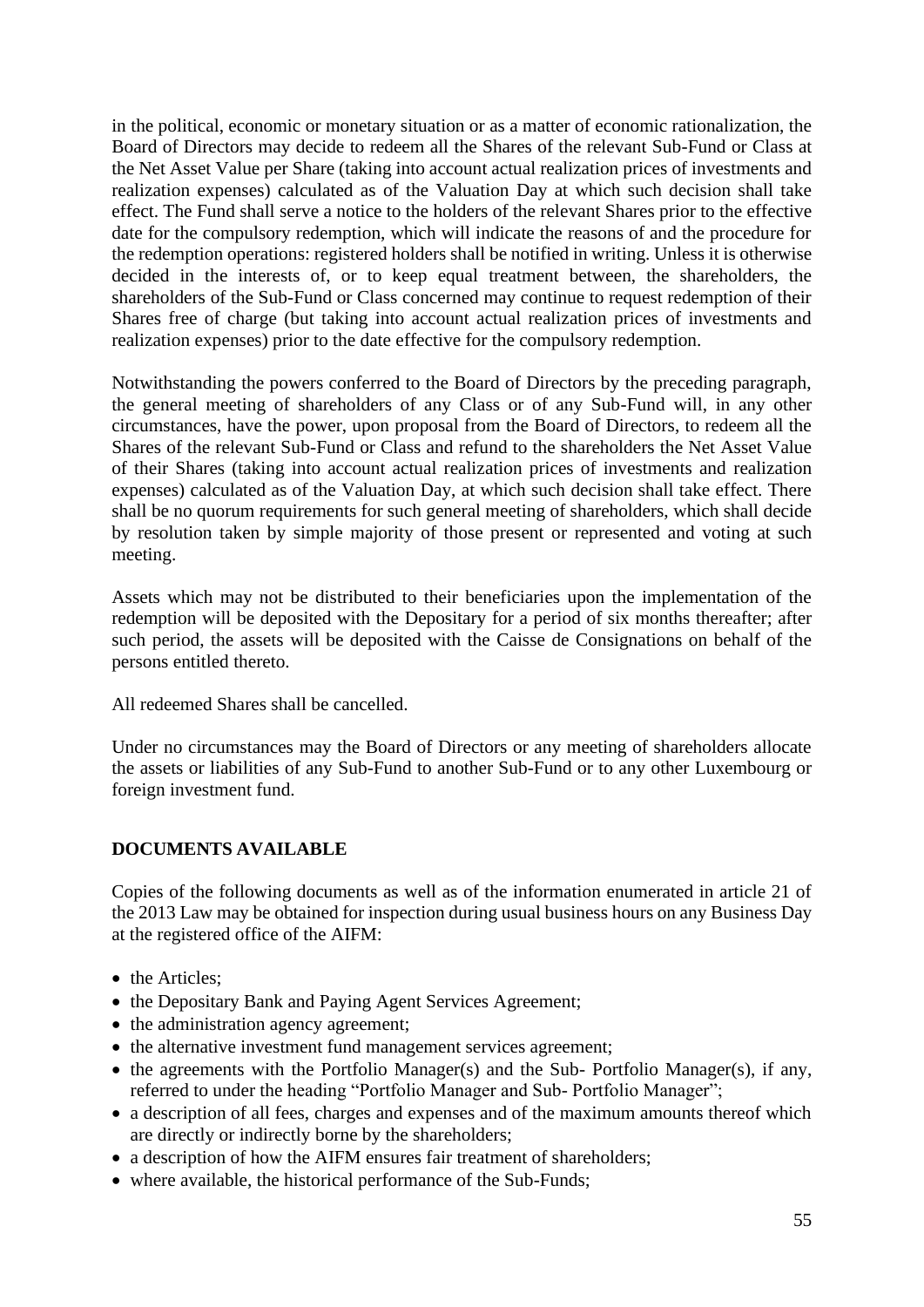in the political, economic or monetary situation or as a matter of economic rationalization, the Board of Directors may decide to redeem all the Shares of the relevant Sub-Fund or Class at the Net Asset Value per Share (taking into account actual realization prices of investments and realization expenses) calculated as of the Valuation Day at which such decision shall take effect. The Fund shall serve a notice to the holders of the relevant Shares prior to the effective date for the compulsory redemption, which will indicate the reasons of and the procedure for the redemption operations: registered holders shall be notified in writing. Unless it is otherwise decided in the interests of, or to keep equal treatment between, the shareholders, the shareholders of the Sub-Fund or Class concerned may continue to request redemption of their Shares free of charge (but taking into account actual realization prices of investments and realization expenses) prior to the date effective for the compulsory redemption.

Notwithstanding the powers conferred to the Board of Directors by the preceding paragraph, the general meeting of shareholders of any Class or of any Sub-Fund will, in any other circumstances, have the power, upon proposal from the Board of Directors, to redeem all the Shares of the relevant Sub-Fund or Class and refund to the shareholders the Net Asset Value of their Shares (taking into account actual realization prices of investments and realization expenses) calculated as of the Valuation Day, at which such decision shall take effect. There shall be no quorum requirements for such general meeting of shareholders, which shall decide by resolution taken by simple majority of those present or represented and voting at such meeting.

Assets which may not be distributed to their beneficiaries upon the implementation of the redemption will be deposited with the Depositary for a period of six months thereafter; after such period, the assets will be deposited with the Caisse de Consignations on behalf of the persons entitled thereto.

All redeemed Shares shall be cancelled.

Under no circumstances may the Board of Directors or any meeting of shareholders allocate the assets or liabilities of any Sub-Fund to another Sub-Fund or to any other Luxembourg or foreign investment fund.

## DOCUMENTS AVAILABLE

Copies of the following documents as well as of the information enumerated in article 21 of the 2013 Law may be obtained for inspection during usual business hours on any Business Day at the registered office of the AIFM:

- the Articles;
- the Depositary Bank and Paying Agent Services Agreement;
- the administration agency agreement;
- the alternative investment fund management services agreement;
- the agreements with the Portfolio Manager(s) and the Sub- Portfolio Manager(s), if any, referred to under the heading "Portfolio Manager and Sub- Portfolio Manager";
- a description of all fees, charges and expenses and of the maximum amounts thereof which are directly or indirectly borne by the shareholders;
- a description of how the AIFM ensures fair treatment of shareholders;
- where available, the historical performance of the Sub-Funds;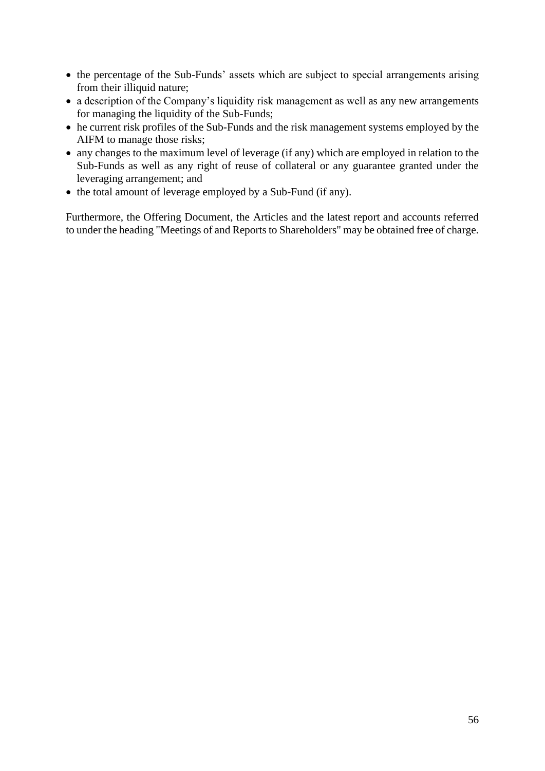- the percentage of the Sub-Funds' assets which are subject to special arrangements arising from their illiquid nature;
- a description of the Company's liquidity risk management as well as any new arrangements for managing the liquidity of the Sub-Funds;
- he current risk profiles of the Sub-Funds and the risk management systems employed by the AIFM to manage those risks;
- any changes to the maximum level of leverage (if any) which are employed in relation to the Sub-Funds as well as any right of reuse of collateral or any guarantee granted under the leveraging arrangement; and
- the total amount of leverage employed by a Sub-Fund (if any).

Furthermore, the Offering Document, the Articles and the latest report and accounts referred to under the heading "Meetings of and Reports to Shareholders" may be obtained free of charge.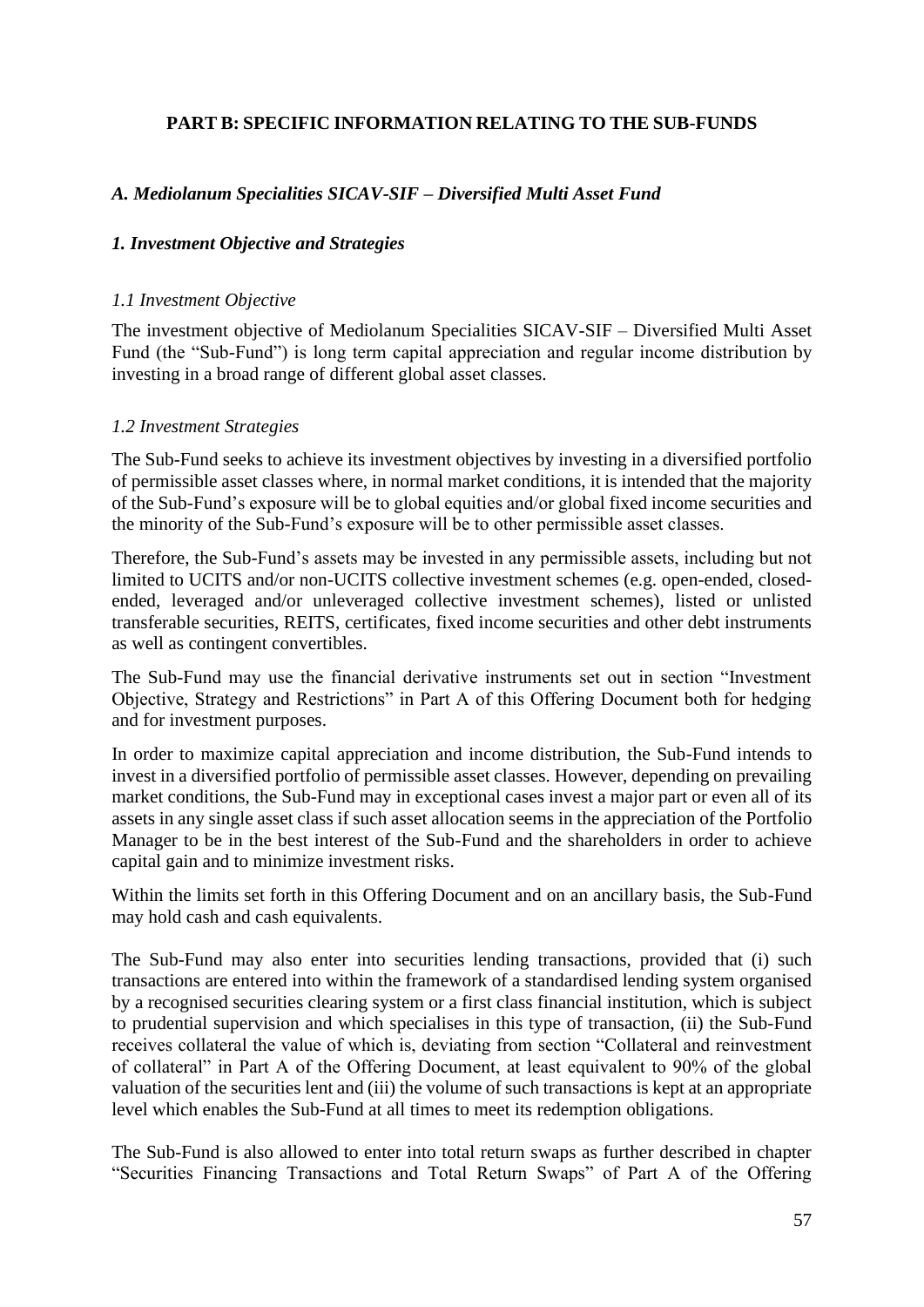## PART B: SPECIFIC INFORMATION RELATING TO THE SUB-FUNDS

### *A. Mediolanum Specialities SICAV-SIF – Diversified Multi Asset Fund*

#### *1. Investment Objective and Strategies*

##### *1.1 Investment Objective*

The investment objective of Mediolanum Specialities SICAV-SIF – Diversified Multi Asset Fund (the "Sub-Fund") is long term capital appreciation and regular income distribution by investing in a broad range of different global asset classes.

##### *1.2 Investment Strategies*

The Sub-Fund seeks to achieve its investment objectives by investing in a diversified portfolio of permissible asset classes where, in normal market conditions, it is intended that the majority of the Sub-Fund's exposure will be to global equities and/or global fixed income securities and the minority of the Sub-Fund's exposure will be to other permissible asset classes.

Therefore, the Sub-Fund's assets may be invested in any permissible assets, including but not limited to UCITS and/or non-UCITS collective investment schemes (e.g. open-ended, closed-ended, leveraged and/or unleveraged collective investment schemes), listed or unlisted transferable securities, REITS, certificates, fixed income securities and other debt instruments as well as contingent convertibles.

The Sub-Fund may use the financial derivative instruments set out in section "Investment Objective, Strategy and Restrictions" in Part A of this Offering Document both for hedging and for investment purposes.

In order to maximize capital appreciation and income distribution, the Sub-Fund intends to invest in a diversified portfolio of permissible asset classes. However, depending on prevailing market conditions, the Sub-Fund may in exceptional cases invest a major part or even all of its assets in any single asset class if such asset allocation seems in the appreciation of the Portfolio Manager to be in the best interest of the Sub-Fund and the shareholders in order to achieve capital gain and to minimize investment risks.

Within the limits set forth in this Offering Document and on an ancillary basis, the Sub-Fund may hold cash and cash equivalents.

The Sub-Fund may also enter into securities lending transactions, provided that (i) such transactions are entered into within the framework of a standardised lending system organised by a recognised securities clearing system or a first class financial institution, which is subject to prudential supervision and which specialises in this type of transaction, (ii) the Sub-Fund receives collateral the value of which is, deviating from section "Collateral and reinvestment of collateral" in Part A of the Offering Document, at least equivalent to 90% of the global valuation of the securities lent and (iii) the volume of such transactions is kept at an appropriate level which enables the Sub-Fund at all times to meet its redemption obligations.

The Sub-Fund is also allowed to enter into total return swaps as further described in chapter "Securities Financing Transactions and Total Return Swaps" of Part A of the Offering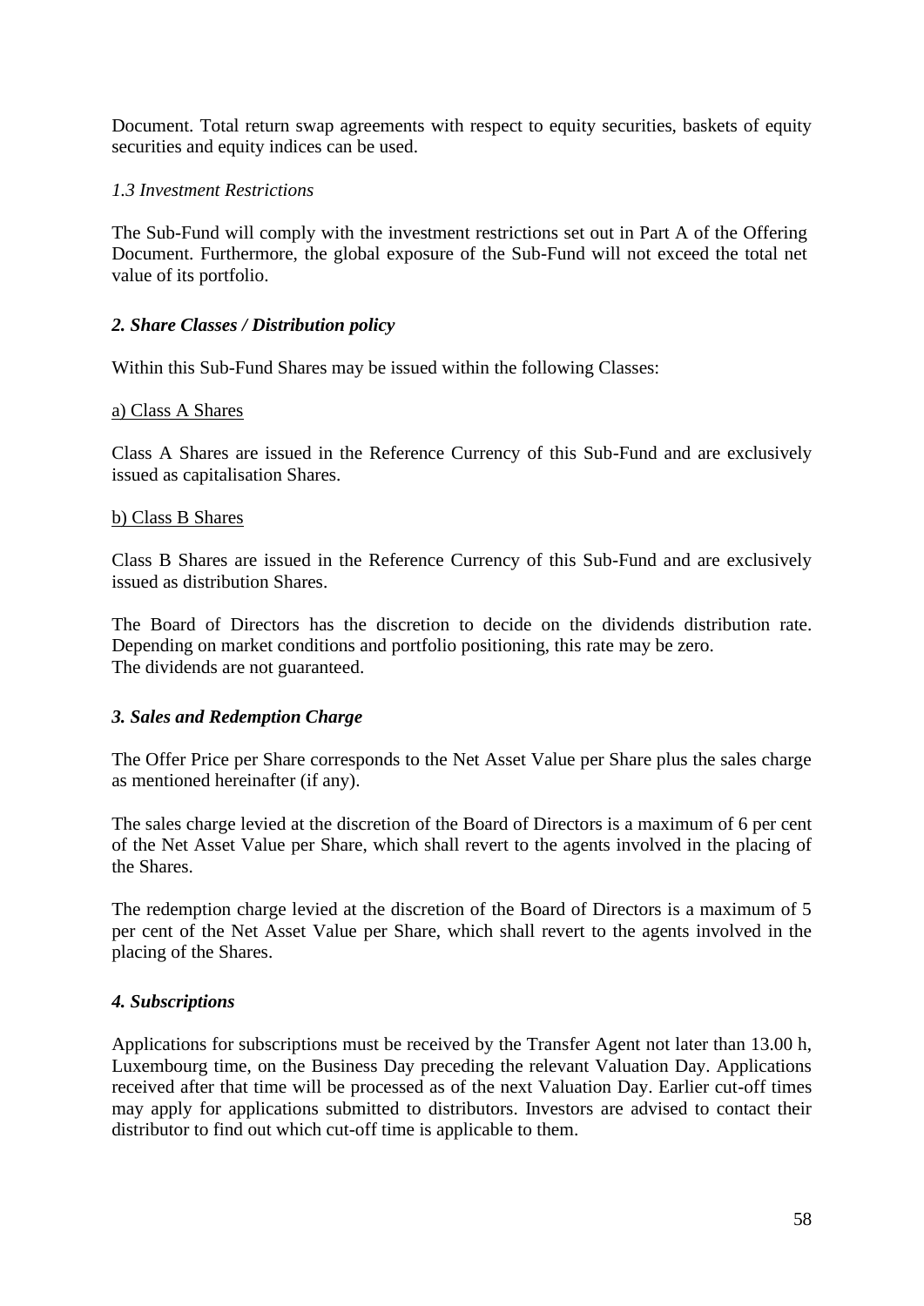Document. Total return swap agreements with respect to equity securities, baskets of equity securities and equity indices can be used.

*1.3 Investment Restrictions*

The Sub-Fund will comply with the investment restrictions set out in Part A of the Offering Document. Furthermore, the global exposure of the Sub-Fund will not exceed the total net value of its portfolio.

### *2. Share Classes / Distribution policy*

Within this Sub-Fund Shares may be issued within the following Classes:

<u>a) Class A Shares</u>

Class A Shares are issued in the Reference Currency of this Sub-Fund and are exclusively issued as capitalisation Shares.

<u>b) Class B Shares</u>

Class B Shares are issued in the Reference Currency of this Sub-Fund and are exclusively issued as distribution Shares.

The Board of Directors has the discretion to decide on the dividends distribution rate. Depending on market conditions and portfolio positioning, this rate may be zero.
The dividends are not guaranteed.

### *3. Sales and Redemption Charge*

The Offer Price per Share corresponds to the Net Asset Value per Share plus the sales charge as mentioned hereinafter (if any).

The sales charge levied at the discretion of the Board of Directors is a maximum of 6 per cent of the Net Asset Value per Share, which shall revert to the agents involved in the placing of the Shares.

The redemption charge levied at the discretion of the Board of Directors is a maximum of 5 per cent of the Net Asset Value per Share, which shall revert to the agents involved in the placing of the Shares.

### *4. Subscriptions*

Applications for subscriptions must be received by the Transfer Agent not later than 13.00 h, Luxembourg time, on the Business Day preceding the relevant Valuation Day. Applications received after that time will be processed as of the next Valuation Day. Earlier cut-off times may apply for applications submitted to distributors. Investors are advised to contact their distributor to find out which cut-off time is applicable to them.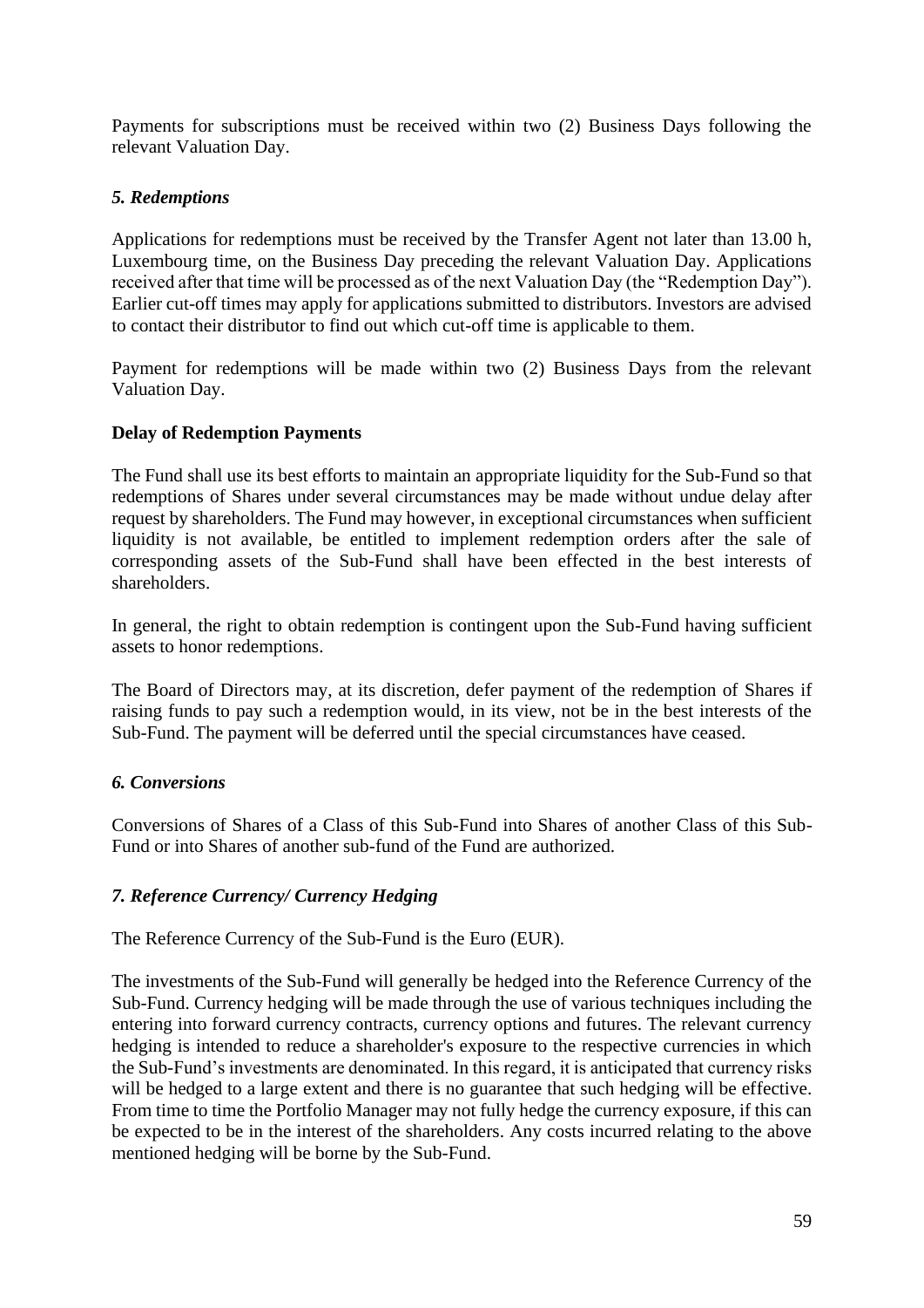Payments for subscriptions must be received within two (2) Business Days following the relevant Valuation Day.

### *5. Redemptions*

Applications for redemptions must be received by the Transfer Agent not later than 13.00 h, Luxembourg time, on the Business Day preceding the relevant Valuation Day. Applications received after that time will be processed as of the next Valuation Day (the "Redemption Day"). Earlier cut-off times may apply for applications submitted to distributors. Investors are advised to contact their distributor to find out which cut-off time is applicable to them.

Payment for redemptions will be made within two (2) Business Days from the relevant Valuation Day.

**Delay of Redemption Payments**

The Fund shall use its best efforts to maintain an appropriate liquidity for the Sub-Fund so that redemptions of Shares under several circumstances may be made without undue delay after request by shareholders. The Fund may however, in exceptional circumstances when sufficient liquidity is not available, be entitled to implement redemption orders after the sale of corresponding assets of the Sub-Fund shall have been effected in the best interests of shareholders.

In general, the right to obtain redemption is contingent upon the Sub-Fund having sufficient assets to honor redemptions.

The Board of Directors may, at its discretion, defer payment of the redemption of Shares if raising funds to pay such a redemption would, in its view, not be in the best interests of the Sub-Fund. The payment will be deferred until the special circumstances have ceased.

### *6. Conversions*

Conversions of Shares of a Class of this Sub-Fund into Shares of another Class of this Sub-Fund or into Shares of another sub-fund of the Fund are authorized.

### *7. Reference Currency/ Currency Hedging*

The Reference Currency of the Sub-Fund is the Euro (EUR).

The investments of the Sub-Fund will generally be hedged into the Reference Currency of the Sub-Fund. Currency hedging will be made through the use of various techniques including the entering into forward currency contracts, currency options and futures. The relevant currency hedging is intended to reduce a shareholder's exposure to the respective currencies in which the Sub-Fund's investments are denominated. In this regard, it is anticipated that currency risks will be hedged to a large extent and there is no guarantee that such hedging will be effective. From time to time the Portfolio Manager may not fully hedge the currency exposure, if this can be expected to be in the interest of the shareholders. Any costs incurred relating to the above mentioned hedging will be borne by the Sub-Fund.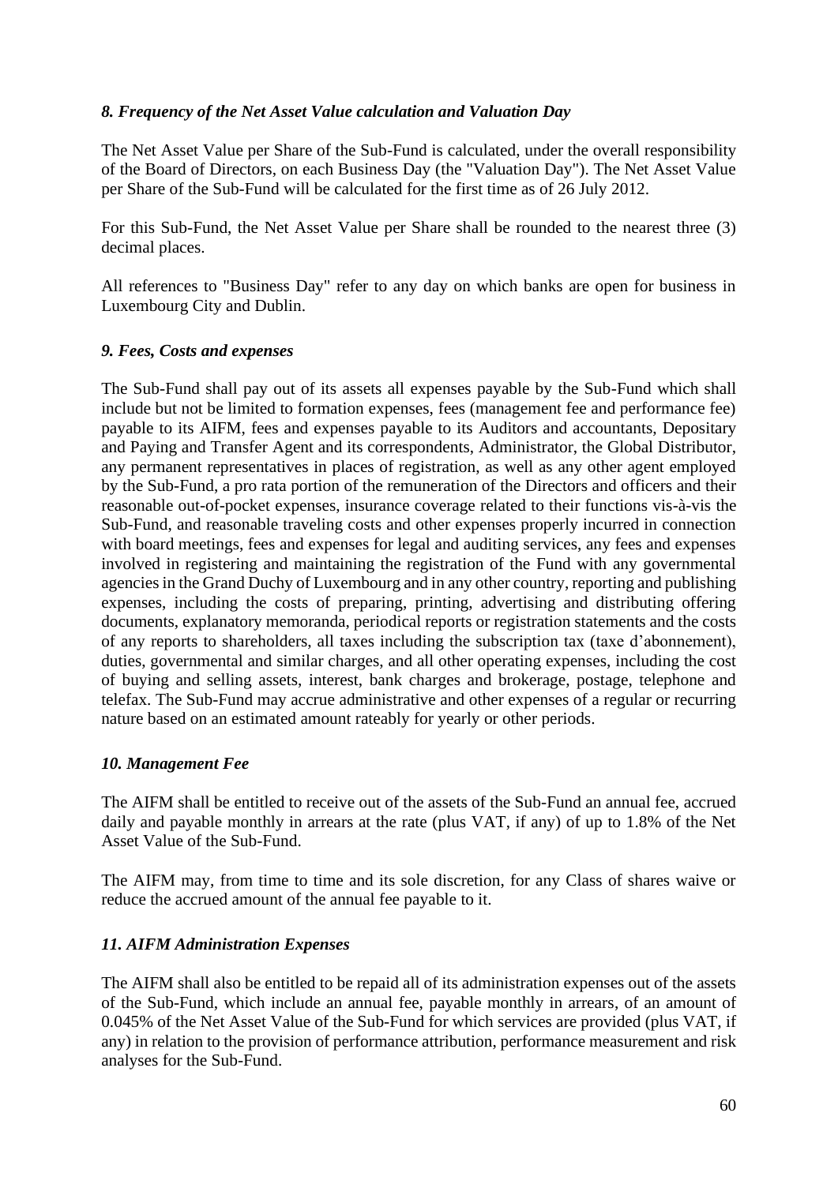### *8. Frequency of the Net Asset Value calculation and Valuation Day*

The Net Asset Value per Share of the Sub-Fund is calculated, under the overall responsibility of the Board of Directors, on each Business Day (the "Valuation Day"). The Net Asset Value per Share of the Sub-Fund will be calculated for the first time as of 26 July 2012.

For this Sub-Fund, the Net Asset Value per Share shall be rounded to the nearest three (3) decimal places.

All references to "Business Day" refer to any day on which banks are open for business in Luxembourg City and Dublin.

### *9. Fees, Costs and expenses*

The Sub-Fund shall pay out of its assets all expenses payable by the Sub-Fund which shall include but not be limited to formation expenses, fees (management fee and performance fee) payable to its AIFM, fees and expenses payable to its Auditors and accountants, Depositary and Paying and Transfer Agent and its correspondents, Administrator, the Global Distributor, any permanent representatives in places of registration, as well as any other agent employed by the Sub-Fund, a pro rata portion of the remuneration of the Directors and officers and their reasonable out-of-pocket expenses, insurance coverage related to their functions vis-à-vis the Sub-Fund, and reasonable traveling costs and other expenses properly incurred in connection with board meetings, fees and expenses for legal and auditing services, any fees and expenses involved in registering and maintaining the registration of the Fund with any governmental agencies in the Grand Duchy of Luxembourg and in any other country, reporting and publishing expenses, including the costs of preparing, printing, advertising and distributing offering documents, explanatory memoranda, periodical reports or registration statements and the costs of any reports to shareholders, all taxes including the subscription tax (taxe d'abonnement), duties, governmental and similar charges, and all other operating expenses, including the cost of buying and selling assets, interest, bank charges and brokerage, postage, telephone and telefax. The Sub-Fund may accrue administrative and other expenses of a regular or recurring nature based on an estimated amount rateably for yearly or other periods.

### *10. Management Fee*

The AIFM shall be entitled to receive out of the assets of the Sub-Fund an annual fee, accrued daily and payable monthly in arrears at the rate (plus VAT, if any) of up to 1.8% of the Net Asset Value of the Sub-Fund.

The AIFM may, from time to time and its sole discretion, for any Class of shares waive or reduce the accrued amount of the annual fee payable to it.

### *11. AIFM Administration Expenses*

The AIFM shall also be entitled to be repaid all of its administration expenses out of the assets of the Sub-Fund, which include an annual fee, payable monthly in arrears, of an amount of 0.045% of the Net Asset Value of the Sub-Fund for which services are provided (plus VAT, if any) in relation to the provision of performance attribution, performance measurement and risk analyses for the Sub-Fund.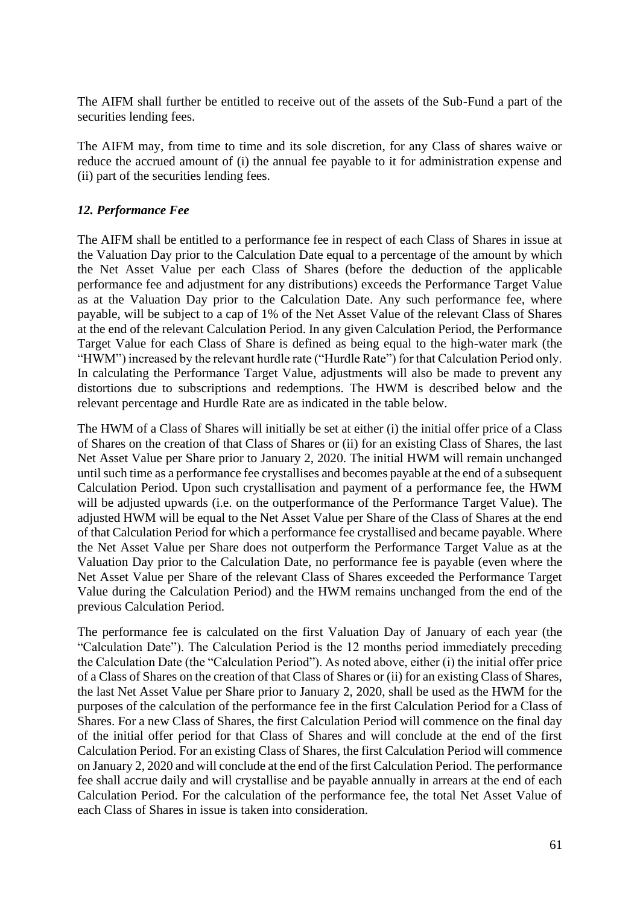The AIFM shall further be entitled to receive out of the assets of the Sub-Fund a part of the securities lending fees.

The AIFM may, from time to time and its sole discretion, for any Class of shares waive or reduce the accrued amount of (i) the annual fee payable to it for administration expense and (ii) part of the securities lending fees.

### *12. Performance Fee*

The AIFM shall be entitled to a performance fee in respect of each Class of Shares in issue at the Valuation Day prior to the Calculation Date equal to a percentage of the amount by which the Net Asset Value per each Class of Shares (before the deduction of the applicable performance fee and adjustment for any distributions) exceeds the Performance Target Value as at the Valuation Day prior to the Calculation Date. Any such performance fee, where payable, will be subject to a cap of 1% of the Net Asset Value of the relevant Class of Shares at the end of the relevant Calculation Period. In any given Calculation Period, the Performance Target Value for each Class of Share is defined as being equal to the high-water mark (the "HWM") increased by the relevant hurdle rate ("Hurdle Rate") for that Calculation Period only. In calculating the Performance Target Value, adjustments will also be made to prevent any distortions due to subscriptions and redemptions. The HWM is described below and the relevant percentage and Hurdle Rate are as indicated in the table below.

The HWM of a Class of Shares will initially be set at either (i) the initial offer price of a Class of Shares on the creation of that Class of Shares or (ii) for an existing Class of Shares, the last Net Asset Value per Share prior to January 2, 2020. The initial HWM will remain unchanged until such time as a performance fee crystallises and becomes payable at the end of a subsequent Calculation Period. Upon such crystallisation and payment of a performance fee, the HWM will be adjusted upwards (i.e. on the outperformance of the Performance Target Value). The adjusted HWM will be equal to the Net Asset Value per Share of the Class of Shares at the end of that Calculation Period for which a performance fee crystallised and became payable. Where the Net Asset Value per Share does not outperform the Performance Target Value as at the Valuation Day prior to the Calculation Date, no performance fee is payable (even where the Net Asset Value per Share of the relevant Class of Shares exceeded the Performance Target Value during the Calculation Period) and the HWM remains unchanged from the end of the previous Calculation Period.

The performance fee is calculated on the first Valuation Day of January of each year (the "Calculation Date"). The Calculation Period is the 12 months period immediately preceding the Calculation Date (the "Calculation Period"). As noted above, either (i) the initial offer price of a Class of Shares on the creation of that Class of Shares or (ii) for an existing Class of Shares, the last Net Asset Value per Share prior to January 2, 2020, shall be used as the HWM for the purposes of the calculation of the performance fee in the first Calculation Period for a Class of Shares. For a new Class of Shares, the first Calculation Period will commence on the final day of the initial offer period for that Class of Shares and will conclude at the end of the first Calculation Period. For an existing Class of Shares, the first Calculation Period will commence on January 2, 2020 and will conclude at the end of the first Calculation Period. The performance fee shall accrue daily and will crystallise and be payable annually in arrears at the end of each Calculation Period. For the calculation of the performance fee, the total Net Asset Value of each Class of Shares in issue is taken into consideration.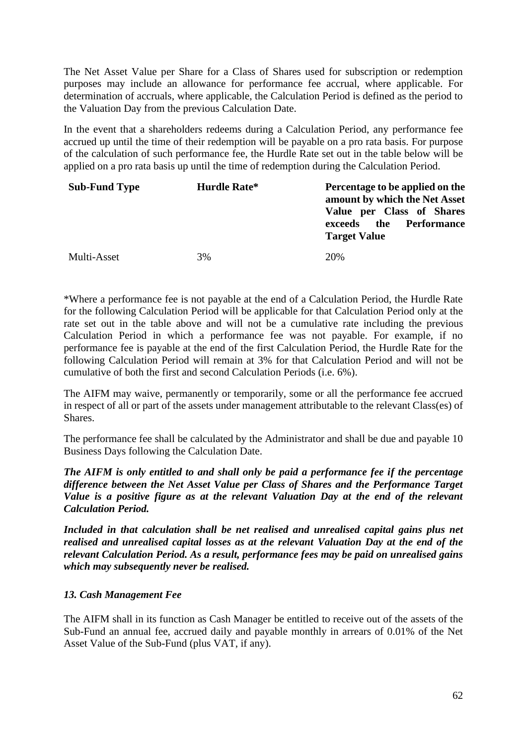The Net Asset Value per Share for a Class of Shares used for subscription or redemption purposes may include an allowance for performance fee accrual, where applicable. For determination of accruals, where applicable, the Calculation Period is defined as the period to the Valuation Day from the previous Calculation Date.

In the event that a shareholders redeems during a Calculation Period, any performance fee accrued up until the time of their redemption will be payable on a pro rata basis. For purpose of the calculation of such performance fee, the Hurdle Rate set out in the table below will be applied on a pro rata basis up until the time of redemption during the Calculation Period.

| **Sub-Fund Type** | **Hurdle Rate*** | **Percentage to be applied on the amount by which the Net Asset Value per Class of Shares exceeds the Performance Target Value** |
|---|---|---|
| Multi-Asset | 3% | 20% |

*Where a performance fee is not payable at the end of a Calculation Period, the Hurdle Rate for the following Calculation Period will be applicable for that Calculation Period only at the rate set out in the table above and will not be a cumulative rate including the previous Calculation Period in which a performance fee was not payable. For example, if no performance fee is payable at the end of the first Calculation Period, the Hurdle Rate for the following Calculation Period will remain at 3% for that Calculation Period and will not be cumulative of both the first and second Calculation Periods (i.e. 6%).

The AIFM may waive, permanently or temporarily, some or all the performance fee accrued in respect of all or part of the assets under management attributable to the relevant Class(es) of Shares.

The performance fee shall be calculated by the Administrator and shall be due and payable 10 Business Days following the Calculation Date.

***The AIFM is only entitled to and shall only be paid a performance fee if the percentage difference between the Net Asset Value per Class of Shares and the Performance Target Value is a positive figure as at the relevant Valuation Day at the end of the relevant Calculation Period.***

***Included in that calculation shall be net realised and unrealised capital gains plus net realised and unrealised capital losses as at the relevant Valuation Day at the end of the relevant Calculation Period. As a result, performance fees may be paid on unrealised gains which may subsequently never be realised.***

### *13. Cash Management Fee*

The AIFM shall in its function as Cash Manager be entitled to receive out of the assets of the Sub-Fund an annual fee, accrued daily and payable monthly in arrears of 0.01% of the Net Asset Value of the Sub-Fund (plus VAT, if any).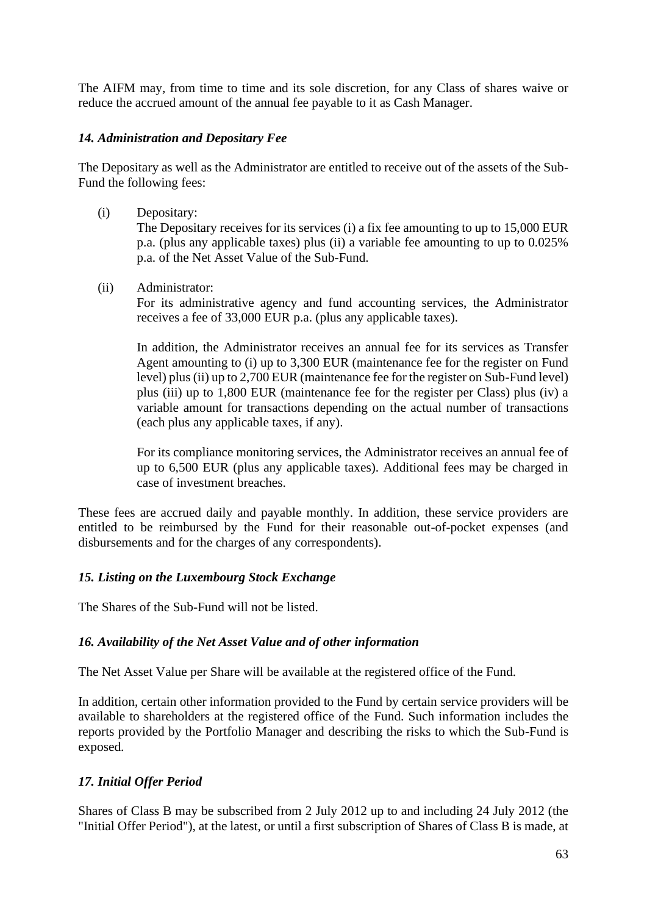The AIFM may, from time to time and its sole discretion, for any Class of shares waive or reduce the accrued amount of the annual fee payable to it as Cash Manager.

### *14. Administration and Depositary Fee*

The Depositary as well as the Administrator are entitled to receive out of the assets of the Sub-Fund the following fees:

(i) Depositary:
The Depositary receives for its services (i) a fix fee amounting to up to 15,000 EUR p.a. (plus any applicable taxes) plus (ii) a variable fee amounting to up to 0.025% p.a. of the Net Asset Value of the Sub-Fund.

(ii) Administrator:
For its administrative agency and fund accounting services, the Administrator receives a fee of 33,000 EUR p.a. (plus any applicable taxes).

In addition, the Administrator receives an annual fee for its services as Transfer Agent amounting to (i) up to 3,300 EUR (maintenance fee for the register on Fund level) plus (ii) up to 2,700 EUR (maintenance fee for the register on Sub-Fund level) plus (iii) up to 1,800 EUR (maintenance fee for the register per Class) plus (iv) a variable amount for transactions depending on the actual number of transactions (each plus any applicable taxes, if any).

For its compliance monitoring services, the Administrator receives an annual fee of up to 6,500 EUR (plus any applicable taxes). Additional fees may be charged in case of investment breaches.

These fees are accrued daily and payable monthly. In addition, these service providers are entitled to be reimbursed by the Fund for their reasonable out-of-pocket expenses (and disbursements and for the charges of any correspondents).

### *15. Listing on the Luxembourg Stock Exchange*

The Shares of the Sub-Fund will not be listed.

### *16. Availability of the Net Asset Value and of other information*

The Net Asset Value per Share will be available at the registered office of the Fund.

In addition, certain other information provided to the Fund by certain service providers will be available to shareholders at the registered office of the Fund. Such information includes the reports provided by the Portfolio Manager and describing the risks to which the Sub-Fund is exposed.

### *17. Initial Offer Period*

Shares of Class B may be subscribed from 2 July 2012 up to and including 24 July 2012 (the "Initial Offer Period"), at the latest, or until a first subscription of Shares of Class B is made, at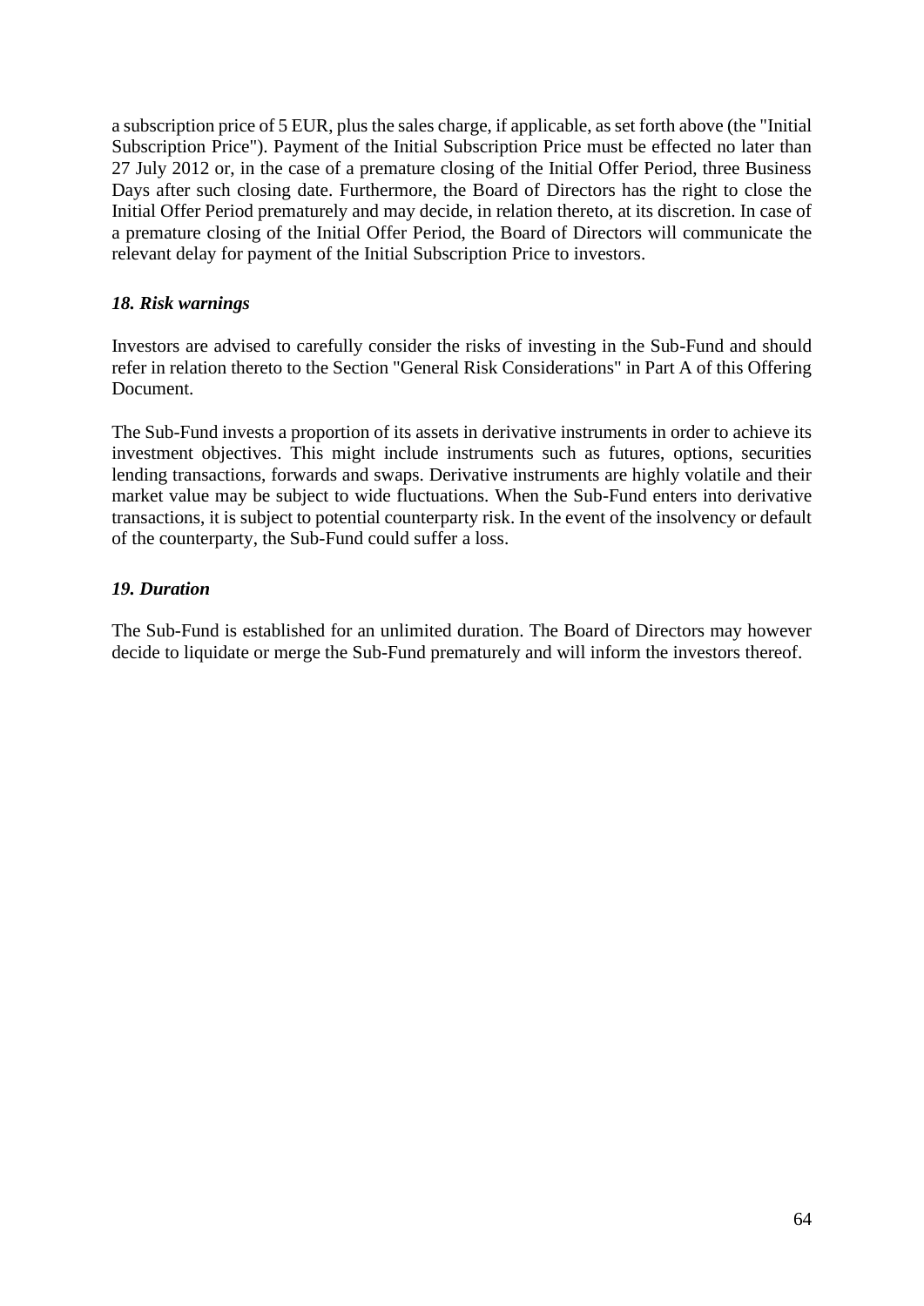a subscription price of 5 EUR, plus the sales charge, if applicable, as set forth above (the "Initial Subscription Price"). Payment of the Initial Subscription Price must be effected no later than 27 July 2012 or, in the case of a premature closing of the Initial Offer Period, three Business Days after such closing date. Furthermore, the Board of Directors has the right to close the Initial Offer Period prematurely and may decide, in relation thereto, at its discretion. In case of a premature closing of the Initial Offer Period, the Board of Directors will communicate the relevant delay for payment of the Initial Subscription Price to investors.

### *18. Risk warnings*

Investors are advised to carefully consider the risks of investing in the Sub-Fund and should refer in relation thereto to the Section "General Risk Considerations" in Part A of this Offering Document.

The Sub-Fund invests a proportion of its assets in derivative instruments in order to achieve its investment objectives. This might include instruments such as futures, options, securities lending transactions, forwards and swaps. Derivative instruments are highly volatile and their market value may be subject to wide fluctuations. When the Sub-Fund enters into derivative transactions, it is subject to potential counterparty risk. In the event of the insolvency or default of the counterparty, the Sub-Fund could suffer a loss.

### *19. Duration*

The Sub-Fund is established for an unlimited duration. The Board of Directors may however decide to liquidate or merge the Sub-Fund prematurely and will inform the investors thereof.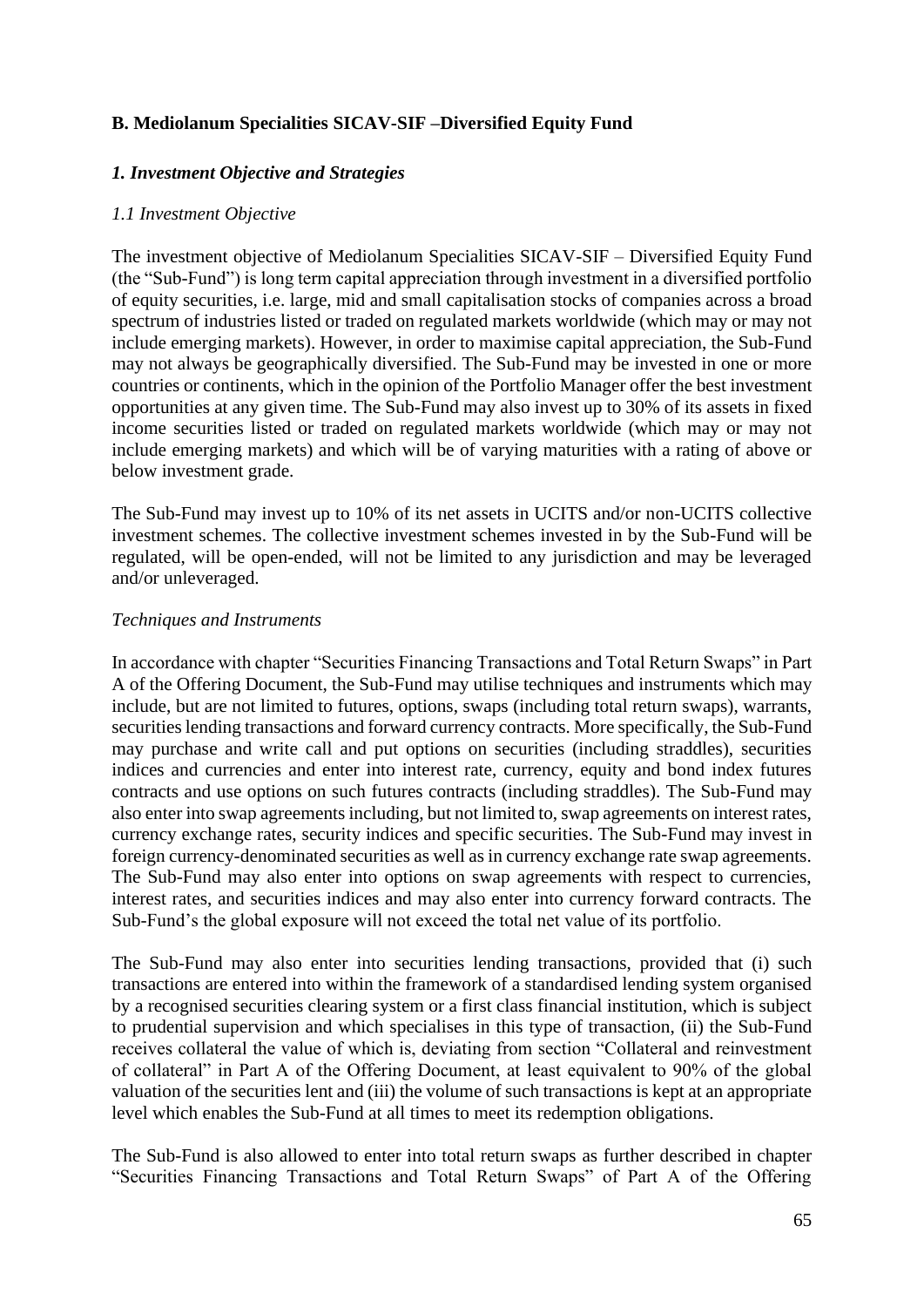## B. Mediolanum Specialities SICAV-SIF –Diversified Equity Fund

### *1. Investment Objective and Strategies*

*1.1 Investment Objective*

The investment objective of Mediolanum Specialities SICAV-SIF – Diversified Equity Fund (the "Sub-Fund") is long term capital appreciation through investment in a diversified portfolio of equity securities, i.e. large, mid and small capitalisation stocks of companies across a broad spectrum of industries listed or traded on regulated markets worldwide (which may or may not include emerging markets). However, in order to maximise capital appreciation, the Sub-Fund may not always be geographically diversified. The Sub-Fund may be invested in one or more countries or continents, which in the opinion of the Portfolio Manager offer the best investment opportunities at any given time. The Sub-Fund may also invest up to 30% of its assets in fixed income securities listed or traded on regulated markets worldwide (which may or may not include emerging markets) and which will be of varying maturities with a rating of above or below investment grade.

The Sub-Fund may invest up to 10% of its net assets in UCITS and/or non-UCITS collective investment schemes. The collective investment schemes invested in by the Sub-Fund will be regulated, will be open-ended, will not be limited to any jurisdiction and may be leveraged and/or unleveraged.

*Techniques and Instruments*

In accordance with chapter "Securities Financing Transactions and Total Return Swaps" in Part A of the Offering Document, the Sub-Fund may utilise techniques and instruments which may include, but are not limited to futures, options, swaps (including total return swaps), warrants, securities lending transactions and forward currency contracts. More specifically, the Sub-Fund may purchase and write call and put options on securities (including straddles), securities indices and currencies and enter into interest rate, currency, equity and bond index futures contracts and use options on such futures contracts (including straddles). The Sub-Fund may also enter into swap agreements including, but not limited to, swap agreements on interest rates, currency exchange rates, security indices and specific securities. The Sub-Fund may invest in foreign currency-denominated securities as well as in currency exchange rate swap agreements. The Sub-Fund may also enter into options on swap agreements with respect to currencies, interest rates, and securities indices and may also enter into currency forward contracts. The Sub-Fund's the global exposure will not exceed the total net value of its portfolio.

The Sub-Fund may also enter into securities lending transactions, provided that (i) such transactions are entered into within the framework of a standardised lending system organised by a recognised securities clearing system or a first class financial institution, which is subject to prudential supervision and which specialises in this type of transaction, (ii) the Sub-Fund receives collateral the value of which is, deviating from section "Collateral and reinvestment of collateral" in Part A of the Offering Document, at least equivalent to 90% of the global valuation of the securities lent and (iii) the volume of such transactions is kept at an appropriate level which enables the Sub-Fund at all times to meet its redemption obligations.

The Sub-Fund is also allowed to enter into total return swaps as further described in chapter "Securities Financing Transactions and Total Return Swaps" of Part A of the Offering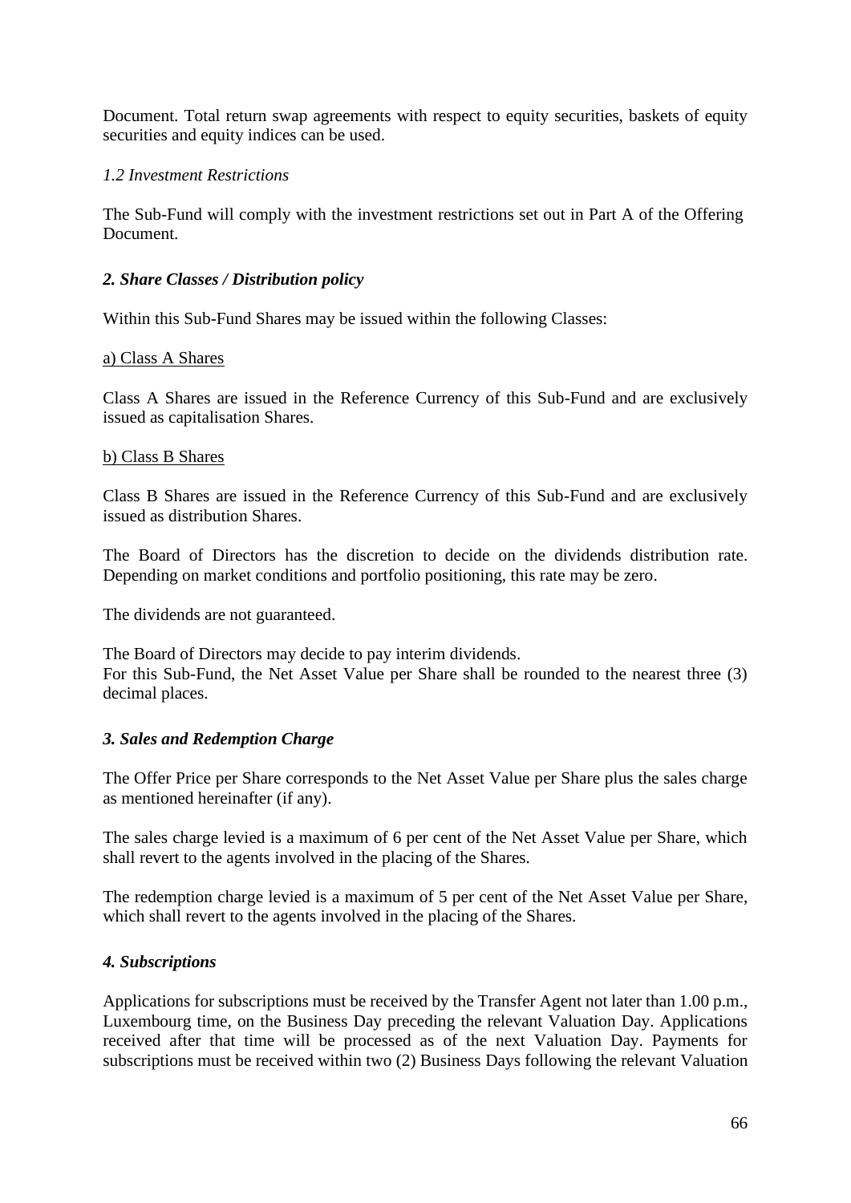Document. Total return swap agreements with respect to equity securities, baskets of equity securities and equity indices can be used.

*1.2 Investment Restrictions*

The Sub-Fund will comply with the investment restrictions set out in Part A of the Offering Document.

### *2. Share Classes / Distribution policy*

Within this Sub-Fund Shares may be issued within the following Classes:

a) Class A Shares

Class A Shares are issued in the Reference Currency of this Sub-Fund and are exclusively issued as capitalisation Shares.

b) Class B Shares

Class B Shares are issued in the Reference Currency of this Sub-Fund and are exclusively issued as distribution Shares.

The Board of Directors has the discretion to decide on the dividends distribution rate. Depending on market conditions and portfolio positioning, this rate may be zero.

The dividends are not guaranteed.

The Board of Directors may decide to pay interim dividends.
For this Sub-Fund, the Net Asset Value per Share shall be rounded to the nearest three (3) decimal places.

### *3. Sales and Redemption Charge*

The Offer Price per Share corresponds to the Net Asset Value per Share plus the sales charge as mentioned hereinafter (if any).

The sales charge levied is a maximum of 6 per cent of the Net Asset Value per Share, which shall revert to the agents involved in the placing of the Shares.

The redemption charge levied is a maximum of 5 per cent of the Net Asset Value per Share, which shall revert to the agents involved in the placing of the Shares.

### *4. Subscriptions*

Applications for subscriptions must be received by the Transfer Agent not later than 1.00 p.m., Luxembourg time, on the Business Day preceding the relevant Valuation Day. Applications received after that time will be processed as of the next Valuation Day. Payments for subscriptions must be received within two (2) Business Days following the relevant Valuation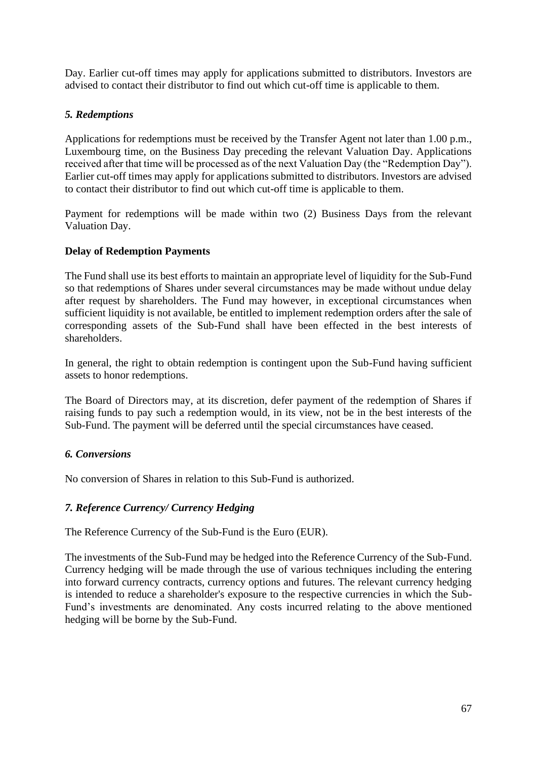Day. Earlier cut-off times may apply for applications submitted to distributors. Investors are advised to contact their distributor to find out which cut-off time is applicable to them.

### *5. Redemptions*

Applications for redemptions must be received by the Transfer Agent not later than 1.00 p.m., Luxembourg time, on the Business Day preceding the relevant Valuation Day. Applications received after that time will be processed as of the next Valuation Day (the "Redemption Day"). Earlier cut-off times may apply for applications submitted to distributors. Investors are advised to contact their distributor to find out which cut-off time is applicable to them.

Payment for redemptions will be made within two (2) Business Days from the relevant Valuation Day.

**Delay of Redemption Payments**

The Fund shall use its best efforts to maintain an appropriate level of liquidity for the Sub-Fund so that redemptions of Shares under several circumstances may be made without undue delay after request by shareholders. The Fund may however, in exceptional circumstances when sufficient liquidity is not available, be entitled to implement redemption orders after the sale of corresponding assets of the Sub-Fund shall have been effected in the best interests of shareholders.

In general, the right to obtain redemption is contingent upon the Sub-Fund having sufficient assets to honor redemptions.

The Board of Directors may, at its discretion, defer payment of the redemption of Shares if raising funds to pay such a redemption would, in its view, not be in the best interests of the Sub-Fund. The payment will be deferred until the special circumstances have ceased.

### *6. Conversions*

No conversion of Shares in relation to this Sub-Fund is authorized.

### *7. Reference Currency/ Currency Hedging*

The Reference Currency of the Sub-Fund is the Euro (EUR).

The investments of the Sub-Fund may be hedged into the Reference Currency of the Sub-Fund. Currency hedging will be made through the use of various techniques including the entering into forward currency contracts, currency options and futures. The relevant currency hedging is intended to reduce a shareholder's exposure to the respective currencies in which the Sub-Fund's investments are denominated. Any costs incurred relating to the above mentioned hedging will be borne by the Sub-Fund.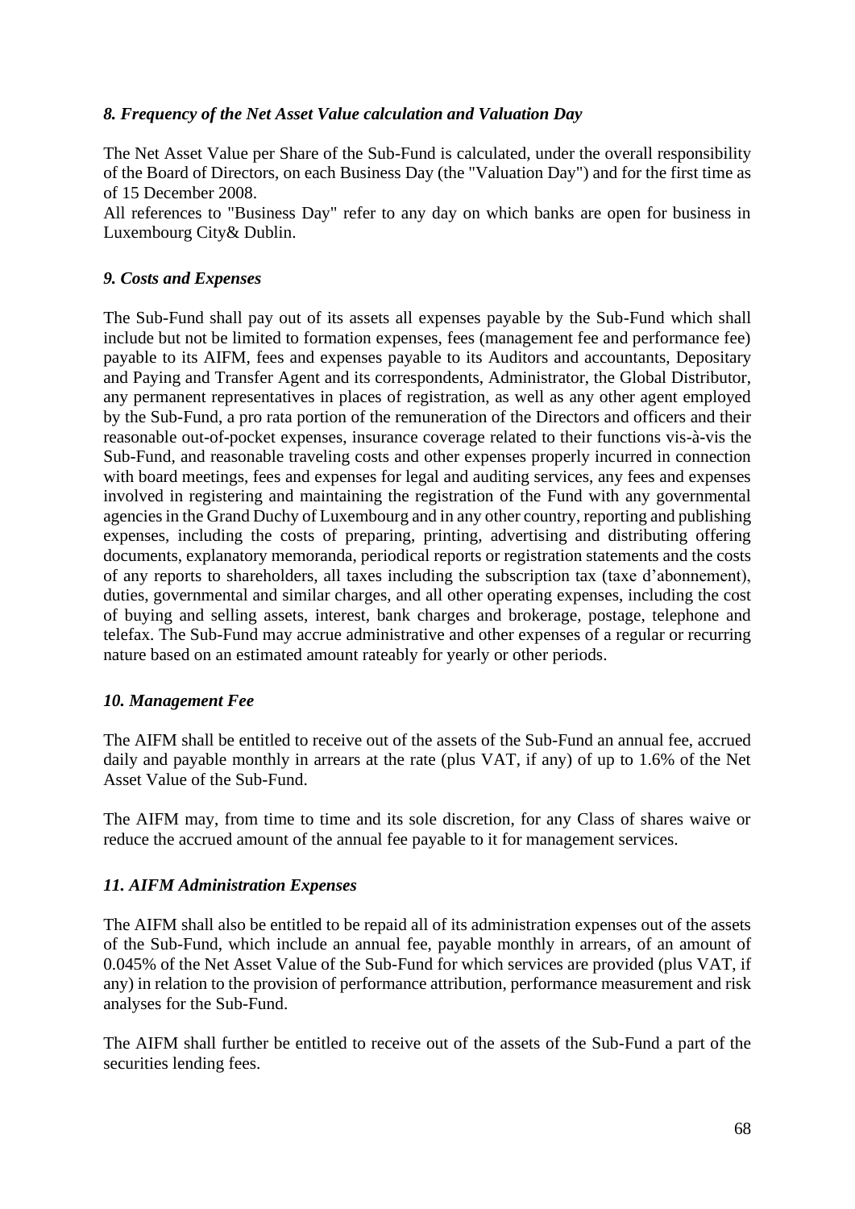### *8. Frequency of the Net Asset Value calculation and Valuation Day*

The Net Asset Value per Share of the Sub-Fund is calculated, under the overall responsibility of the Board of Directors, on each Business Day (the "Valuation Day") and for the first time as of 15 December 2008.
All references to "Business Day" refer to any day on which banks are open for business in Luxembourg City& Dublin.

### *9. Costs and Expenses*

The Sub-Fund shall pay out of its assets all expenses payable by the Sub-Fund which shall include but not be limited to formation expenses, fees (management fee and performance fee) payable to its AIFM, fees and expenses payable to its Auditors and accountants, Depositary and Paying and Transfer Agent and its correspondents, Administrator, the Global Distributor, any permanent representatives in places of registration, as well as any other agent employed by the Sub-Fund, a pro rata portion of the remuneration of the Directors and officers and their reasonable out-of-pocket expenses, insurance coverage related to their functions vis-à-vis the Sub-Fund, and reasonable traveling costs and other expenses properly incurred in connection with board meetings, fees and expenses for legal and auditing services, any fees and expenses involved in registering and maintaining the registration of the Fund with any governmental agencies in the Grand Duchy of Luxembourg and in any other country, reporting and publishing expenses, including the costs of preparing, printing, advertising and distributing offering documents, explanatory memoranda, periodical reports or registration statements and the costs of any reports to shareholders, all taxes including the subscription tax (taxe d'abonnement), duties, governmental and similar charges, and all other operating expenses, including the cost of buying and selling assets, interest, bank charges and brokerage, postage, telephone and telefax. The Sub-Fund may accrue administrative and other expenses of a regular or recurring nature based on an estimated amount rateably for yearly or other periods.

### *10. Management Fee*

The AIFM shall be entitled to receive out of the assets of the Sub-Fund an annual fee, accrued daily and payable monthly in arrears at the rate (plus VAT, if any) of up to 1.6% of the Net Asset Value of the Sub-Fund.

The AIFM may, from time to time and its sole discretion, for any Class of shares waive or reduce the accrued amount of the annual fee payable to it for management services.

### *11. AIFM Administration Expenses*

The AIFM shall also be entitled to be repaid all of its administration expenses out of the assets of the Sub-Fund, which include an annual fee, payable monthly in arrears, of an amount of 0.045% of the Net Asset Value of the Sub-Fund for which services are provided (plus VAT, if any) in relation to the provision of performance attribution, performance measurement and risk analyses for the Sub-Fund.

The AIFM shall further be entitled to receive out of the assets of the Sub-Fund a part of the securities lending fees.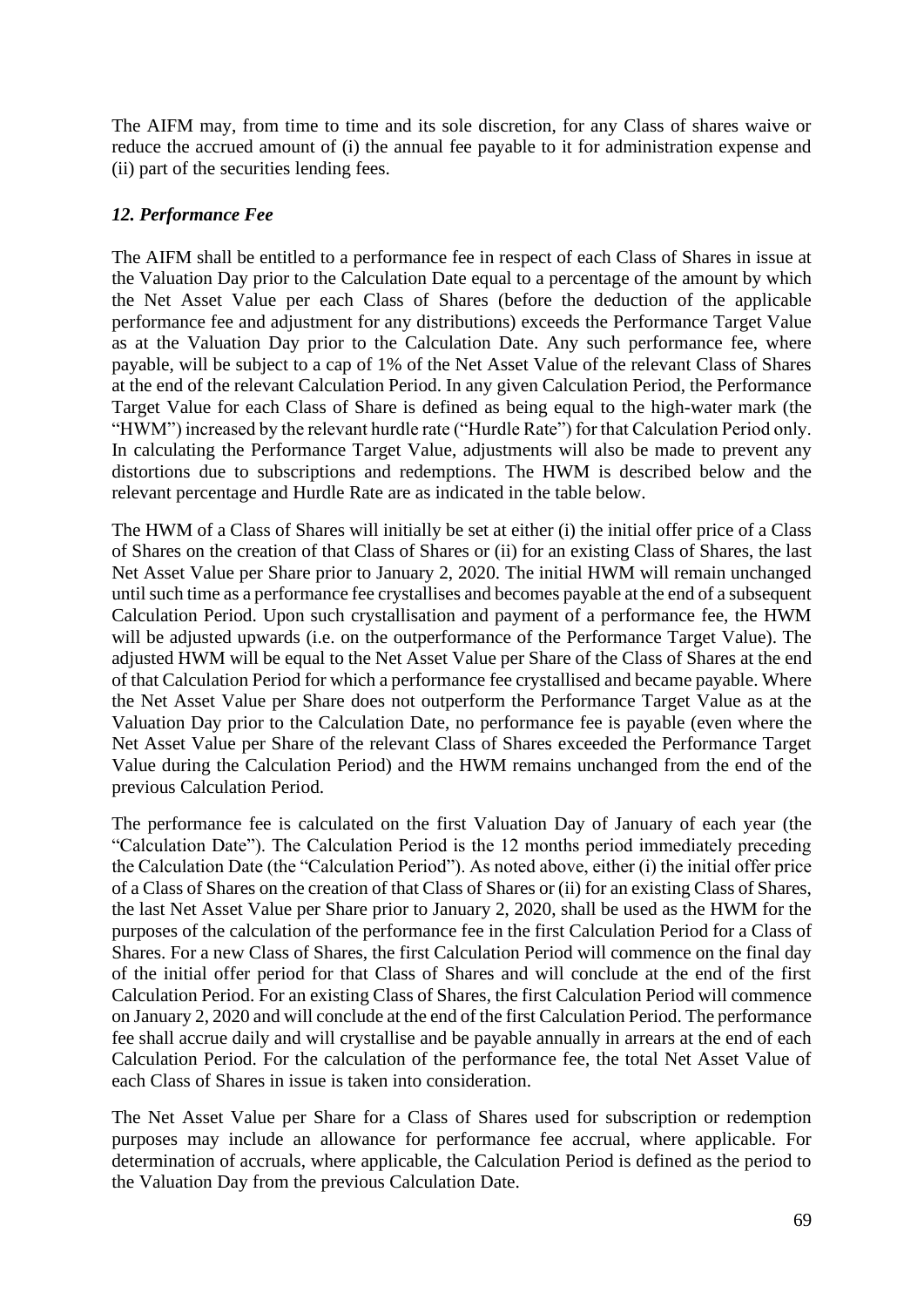The AIFM may, from time to time and its sole discretion, for any Class of shares waive or reduce the accrued amount of (i) the annual fee payable to it for administration expense and (ii) part of the securities lending fees.

### *12. Performance Fee*

The AIFM shall be entitled to a performance fee in respect of each Class of Shares in issue at the Valuation Day prior to the Calculation Date equal to a percentage of the amount by which the Net Asset Value per each Class of Shares (before the deduction of the applicable performance fee and adjustment for any distributions) exceeds the Performance Target Value as at the Valuation Day prior to the Calculation Date. Any such performance fee, where payable, will be subject to a cap of 1% of the Net Asset Value of the relevant Class of Shares at the end of the relevant Calculation Period. In any given Calculation Period, the Performance Target Value for each Class of Share is defined as being equal to the high-water mark (the "HWM") increased by the relevant hurdle rate ("Hurdle Rate") for that Calculation Period only. In calculating the Performance Target Value, adjustments will also be made to prevent any distortions due to subscriptions and redemptions. The HWM is described below and the relevant percentage and Hurdle Rate are as indicated in the table below.

The HWM of a Class of Shares will initially be set at either (i) the initial offer price of a Class of Shares on the creation of that Class of Shares or (ii) for an existing Class of Shares, the last Net Asset Value per Share prior to January 2, 2020. The initial HWM will remain unchanged until such time as a performance fee crystallises and becomes payable at the end of a subsequent Calculation Period. Upon such crystallisation and payment of a performance fee, the HWM will be adjusted upwards (i.e. on the outperformance of the Performance Target Value). The adjusted HWM will be equal to the Net Asset Value per Share of the Class of Shares at the end of that Calculation Period for which a performance fee crystallised and became payable. Where the Net Asset Value per Share does not outperform the Performance Target Value as at the Valuation Day prior to the Calculation Date, no performance fee is payable (even where the Net Asset Value per Share of the relevant Class of Shares exceeded the Performance Target Value during the Calculation Period) and the HWM remains unchanged from the end of the previous Calculation Period.

The performance fee is calculated on the first Valuation Day of January of each year (the "Calculation Date"). The Calculation Period is the 12 months period immediately preceding the Calculation Date (the "Calculation Period"). As noted above, either (i) the initial offer price of a Class of Shares on the creation of that Class of Shares or (ii) for an existing Class of Shares, the last Net Asset Value per Share prior to January 2, 2020, shall be used as the HWM for the purposes of the calculation of the performance fee in the first Calculation Period for a Class of Shares. For a new Class of Shares, the first Calculation Period will commence on the final day of the initial offer period for that Class of Shares and will conclude at the end of the first Calculation Period. For an existing Class of Shares, the first Calculation Period will commence on January 2, 2020 and will conclude at the end of the first Calculation Period. The performance fee shall accrue daily and will crystallise and be payable annually in arrears at the end of each Calculation Period. For the calculation of the performance fee, the total Net Asset Value of each Class of Shares in issue is taken into consideration.

The Net Asset Value per Share for a Class of Shares used for subscription or redemption purposes may include an allowance for performance fee accrual, where applicable. For determination of accruals, where applicable, the Calculation Period is defined as the period to the Valuation Day from the previous Calculation Date.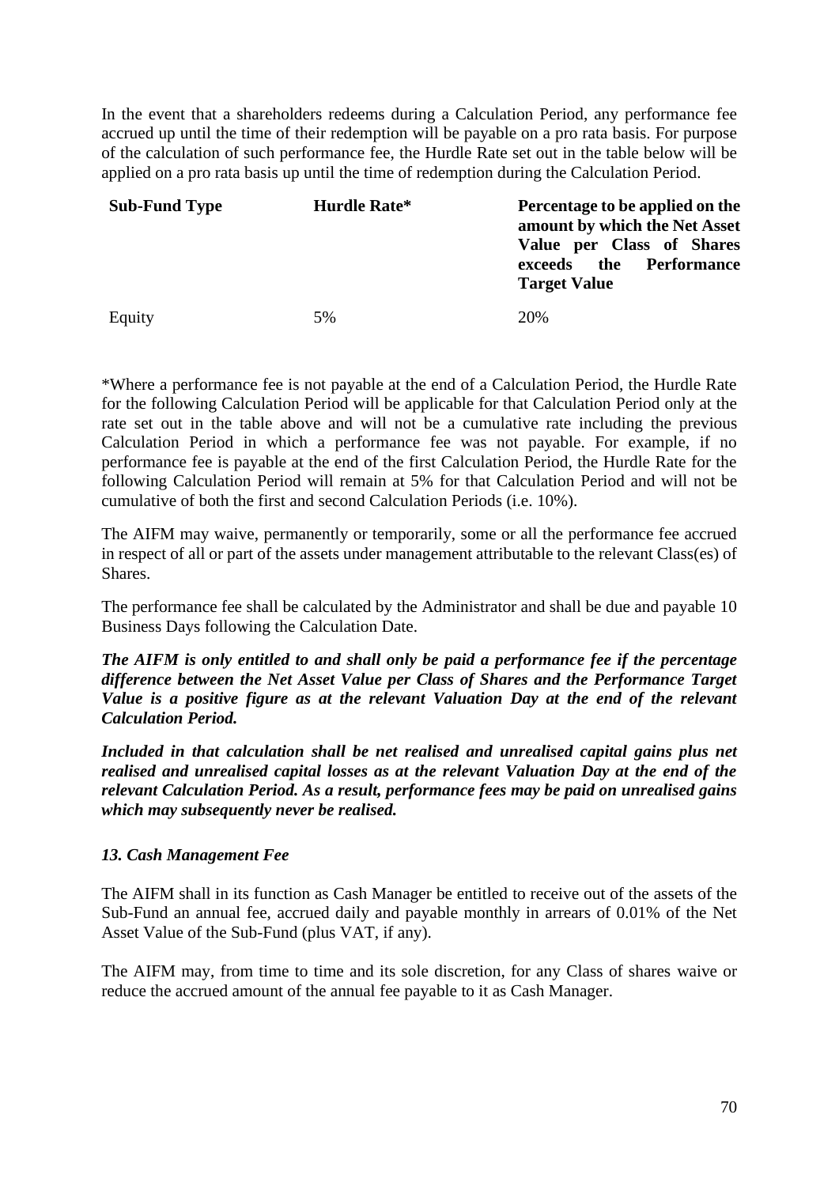In the event that a shareholders redeems during a Calculation Period, any performance fee accrued up until the time of their redemption will be payable on a pro rata basis. For purpose of the calculation of such performance fee, the Hurdle Rate set out in the table below will be applied on a pro rata basis up until the time of redemption during the Calculation Period.

| Sub-Fund Type | Hurdle Rate* | Percentage to be applied on the amount by which the Net Asset Value per Class of Shares exceeds the Performance Target Value |
|---|---|---|
| Equity | 5% | 20% |

*Where a performance fee is not payable at the end of a Calculation Period, the Hurdle Rate for the following Calculation Period will be applicable for that Calculation Period only at the rate set out in the table above and will not be a cumulative rate including the previous Calculation Period in which a performance fee was not payable. For example, if no performance fee is payable at the end of the first Calculation Period, the Hurdle Rate for the following Calculation Period will remain at 5% for that Calculation Period and will not be cumulative of both the first and second Calculation Periods (i.e. 10%).

The AIFM may waive, permanently or temporarily, some or all the performance fee accrued in respect of all or part of the assets under management attributable to the relevant Class(es) of Shares.

The performance fee shall be calculated by the Administrator and shall be due and payable 10 Business Days following the Calculation Date.

***The AIFM is only entitled to and shall only be paid a performance fee if the percentage difference between the Net Asset Value per Class of Shares and the Performance Target Value is a positive figure as at the relevant Valuation Day at the end of the relevant Calculation Period.***

***Included in that calculation shall be net realised and unrealised capital gains plus net realised and unrealised capital losses as at the relevant Valuation Day at the end of the relevant Calculation Period. As a result, performance fees may be paid on unrealised gains which may subsequently never be realised.***

### *13. Cash Management Fee*

The AIFM shall in its function as Cash Manager be entitled to receive out of the assets of the Sub-Fund an annual fee, accrued daily and payable monthly in arrears of 0.01% of the Net Asset Value of the Sub-Fund (plus VAT, if any).

The AIFM may, from time to time and its sole discretion, for any Class of shares waive or reduce the accrued amount of the annual fee payable to it as Cash Manager.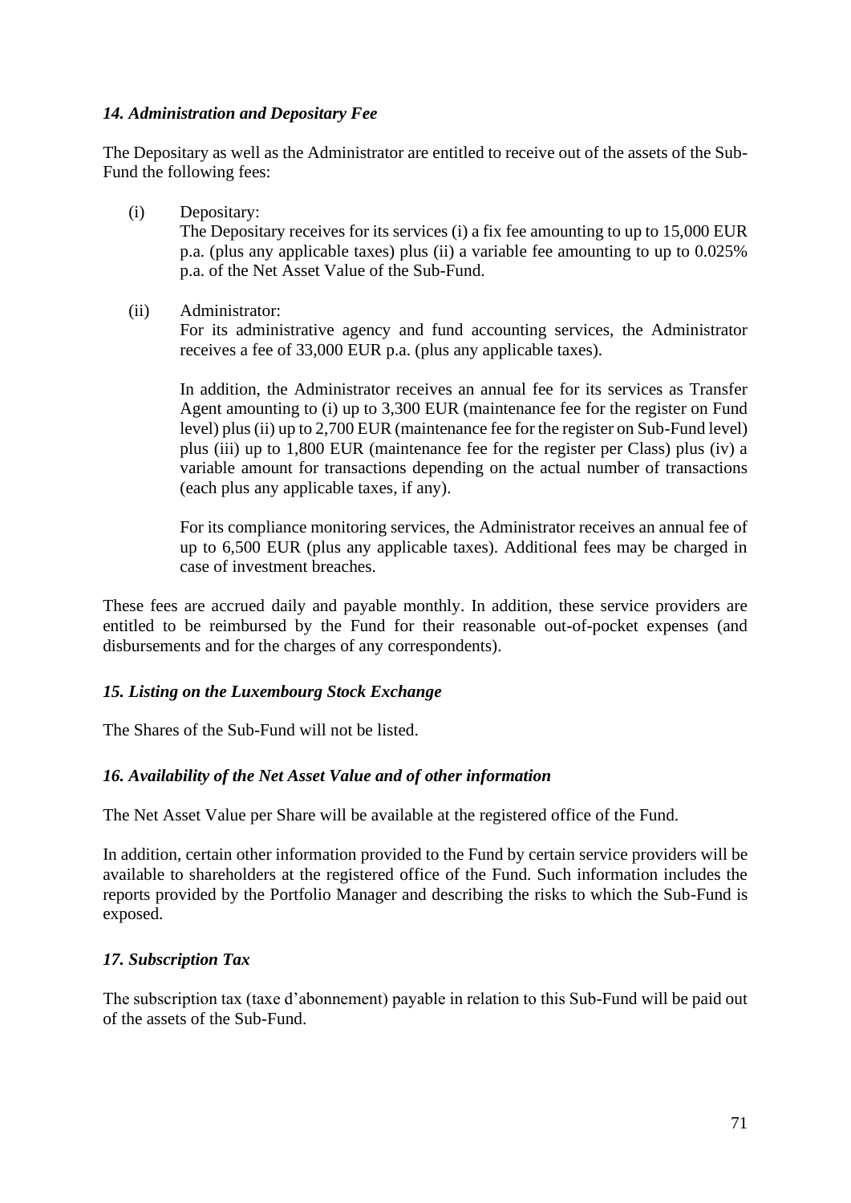### *14. Administration and Depositary Fee*

The Depositary as well as the Administrator are entitled to receive out of the assets of the Sub-Fund the following fees:

(i) Depositary:
The Depositary receives for its services (i) a fix fee amounting to up to 15,000 EUR p.a. (plus any applicable taxes) plus (ii) a variable fee amounting to up to 0.025% p.a. of the Net Asset Value of the Sub-Fund.

(ii) Administrator:
For its administrative agency and fund accounting services, the Administrator receives a fee of 33,000 EUR p.a. (plus any applicable taxes).

In addition, the Administrator receives an annual fee for its services as Transfer Agent amounting to (i) up to 3,300 EUR (maintenance fee for the register on Fund level) plus (ii) up to 2,700 EUR (maintenance fee for the register on Sub-Fund level) plus (iii) up to 1,800 EUR (maintenance fee for the register per Class) plus (iv) a variable amount for transactions depending on the actual number of transactions (each plus any applicable taxes, if any).

For its compliance monitoring services, the Administrator receives an annual fee of up to 6,500 EUR (plus any applicable taxes). Additional fees may be charged in case of investment breaches.

These fees are accrued daily and payable monthly. In addition, these service providers are entitled to be reimbursed by the Fund for their reasonable out-of-pocket expenses (and disbursements and for the charges of any correspondents).

### *15. Listing on the Luxembourg Stock Exchange*

The Shares of the Sub-Fund will not be listed.

### *16. Availability of the Net Asset Value and of other information*

The Net Asset Value per Share will be available at the registered office of the Fund.

In addition, certain other information provided to the Fund by certain service providers will be available to shareholders at the registered office of the Fund. Such information includes the reports provided by the Portfolio Manager and describing the risks to which the Sub-Fund is exposed.

### *17. Subscription Tax*

The subscription tax (taxe d'abonnement) payable in relation to this Sub-Fund will be paid out of the assets of the Sub-Fund.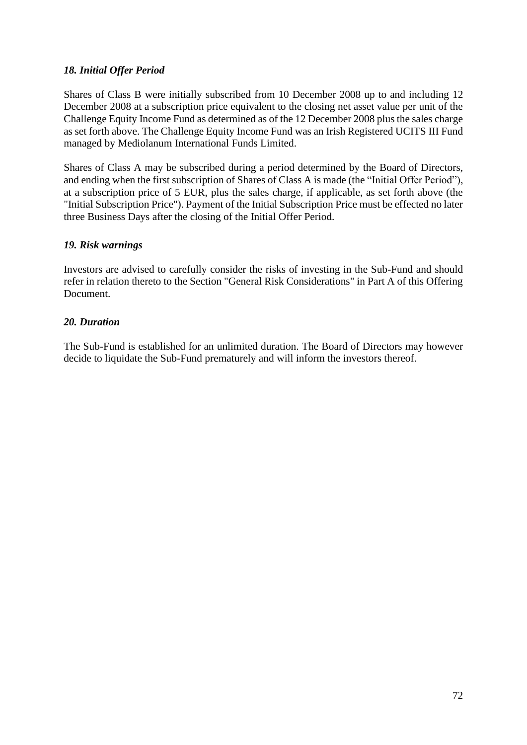*18. Initial Offer Period*

Shares of Class B were initially subscribed from 10 December 2008 up to and including 12 December 2008 at a subscription price equivalent to the closing net asset value per unit of the Challenge Equity Income Fund as determined as of the 12 December 2008 plus the sales charge as set forth above. The Challenge Equity Income Fund was an Irish Registered UCITS III Fund managed by Mediolanum International Funds Limited.

Shares of Class A may be subscribed during a period determined by the Board of Directors, and ending when the first subscription of Shares of Class A is made (the "Initial Offer Period"), at a subscription price of 5 EUR, plus the sales charge, if applicable, as set forth above (the "Initial Subscription Price"). Payment of the Initial Subscription Price must be effected no later three Business Days after the closing of the Initial Offer Period.

*19. Risk warnings*

Investors are advised to carefully consider the risks of investing in the Sub-Fund and should refer in relation thereto to the Section "General Risk Considerations" in Part A of this Offering Document.

*20. Duration*

The Sub-Fund is established for an unlimited duration. The Board of Directors may however decide to liquidate the Sub-Fund prematurely and will inform the investors thereof.